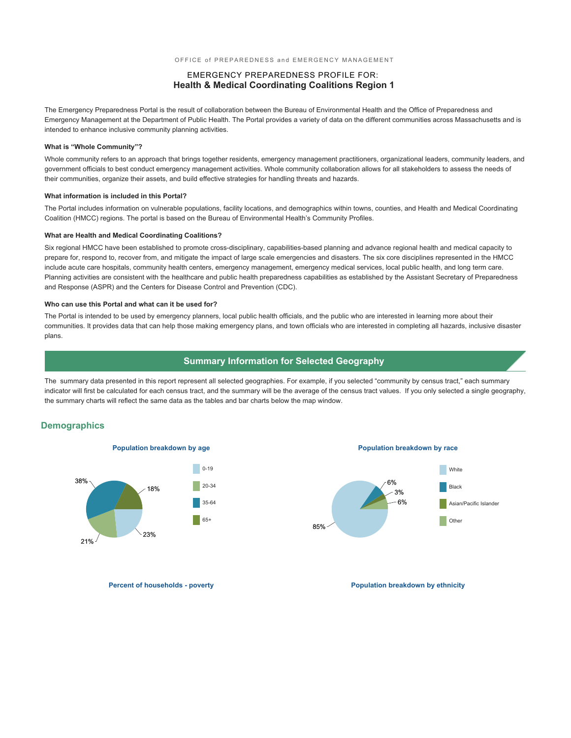OFFICE of PREPAREDNESS and EMERGENCY MANAGEMENT

# EMERGENCY PREPAREDNESS PROFILE FOR:
# Health & Medical Coordinating Coalitions Region 1

The Emergency Preparedness Portal is the result of collaboration between the Bureau of Environmental Health and the Office of Preparedness and Emergency Management at the Department of Public Health. The Portal provides a variety of data on the different communities across Massachusetts and is intended to enhance inclusive community planning activities.

**What is "Whole Community"?**

Whole community refers to an approach that brings together residents, emergency management practitioners, organizational leaders, community leaders, and government officials to best conduct emergency management activities. Whole community collaboration allows for all stakeholders to assess the needs of their communities, organize their assets, and build effective strategies for handling threats and hazards.

**What information is included in this Portal?**

The Portal includes information on vulnerable populations, facility locations, and demographics within towns, counties, and Health and Medical Coordinating Coalition (HMCC) regions. The portal is based on the Bureau of Environmental Health's Community Profiles.

**What are Health and Medical Coordinating Coalitions?**

Six regional HMCC have been established to promote cross-disciplinary, capabilities-based planning and advance regional health and medical capacity to prepare for, respond to, recover from, and mitigate the impact of large scale emergencies and disasters. The six core disciplines represented in the HMCC include acute care hospitals, community health centers, emergency management, emergency medical services, local public health, and long term care. Planning activities are consistent with the healthcare and public health preparedness capabilities as established by the Assistant Secretary of Preparedness and Response (ASPR) and the Centers for Disease Control and Prevention (CDC).

**Who can use this Portal and what can it be used for?**

The Portal is intended to be used by emergency planners, local public health officials, and the public who are interested in learning more about their communities. It provides data that can help those making emergency plans, and town officials who are interested in completing all hazards, inclusive disaster plans.

## Summary Information for Selected Geography

The summary data presented in this report represent all selected geographies. For example, if you selected "community by census tract," each summary indicator will first be calculated for each census tract, and the summary will be the average of the census tract values. If you only selected a single geography, the summary charts will reflect the same data as the tables and bar charts below the map window.

## Demographics

**Population breakdown by age**

| Age | Percent |
|---|---|
| 0-19 | 23% |
| 20-34 | 21% |
| 35-64 | 38% |
| 65+ | 18% |

**Population breakdown by race**

| Race | Percent |
|---|---|
| White | 85% |
| Black | 6% |
| Asian/Pacific Islander | 3% |
| Other | 6% |

**Percent of households - poverty**

**Population breakdown by ethnicity**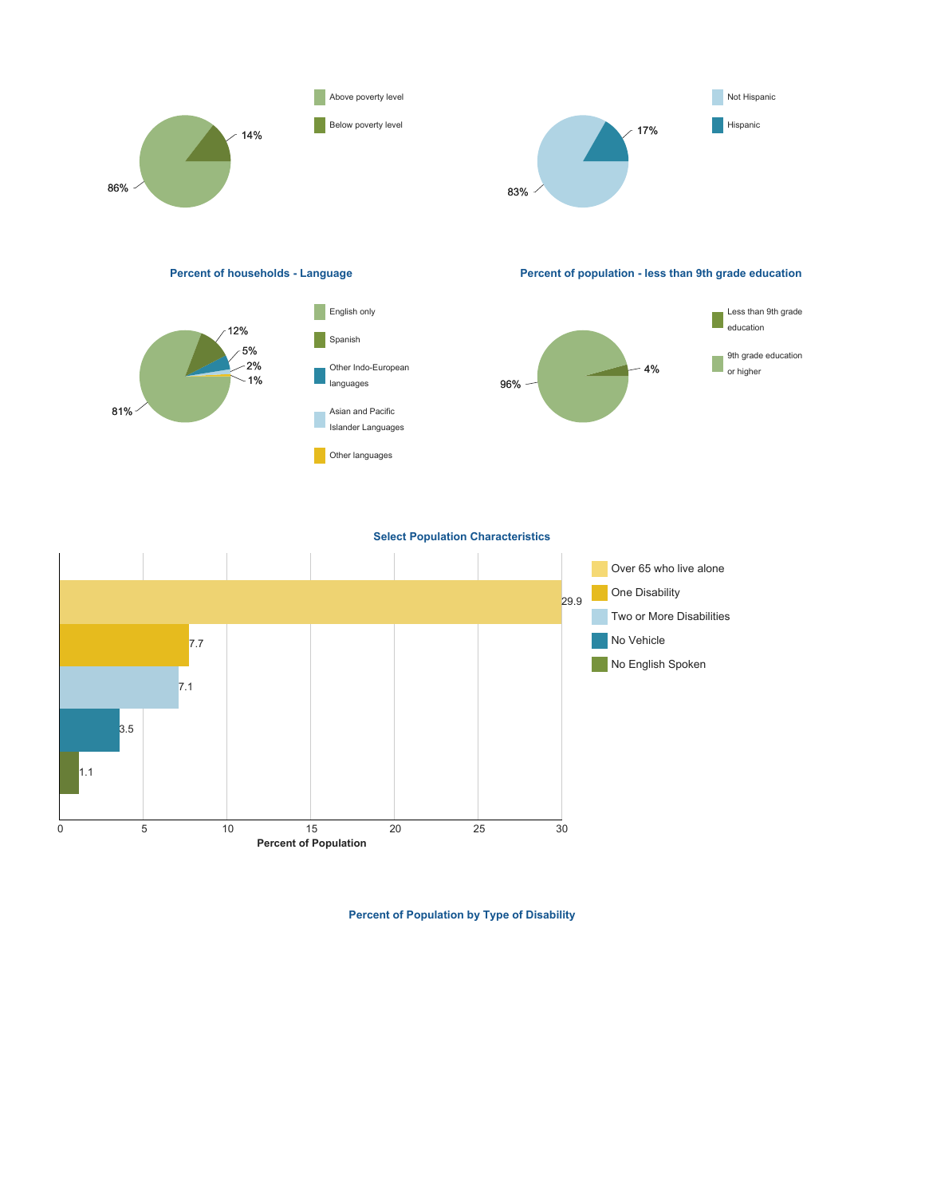| Poverty | Percent |
| --- | --- |
| Above poverty level | 86% |
| Below poverty level | 14% |

| Ethnicity | Percent |
| --- | --- |
| Not Hispanic | 83% |
| Hispanic | 17% |

### Percent of households - Language

| Language | Percent |
| --- | --- |
| English only | 81% |
| Spanish | 12% |
| Other Indo-European languages | 5% |
| Asian and Pacific Islander Languages | 2% |
| Other languages | 1% |

### Percent of population - less than 9th grade education

| Education | Percent |
| --- | --- |
| Less than 9th grade education | 4% |
| 9th grade education or higher | 96% |

### Select Population Characteristics

| Characteristic | Percent of Population |
| --- | --- |
| Over 65 who live alone | 29.9 |
| One Disability | 7.7 |
| Two or More Disabilities | 7.1 |
| No Vehicle | 3.5 |
| No English Spoken | 1.1 |

### Percent of Population by Type of Disability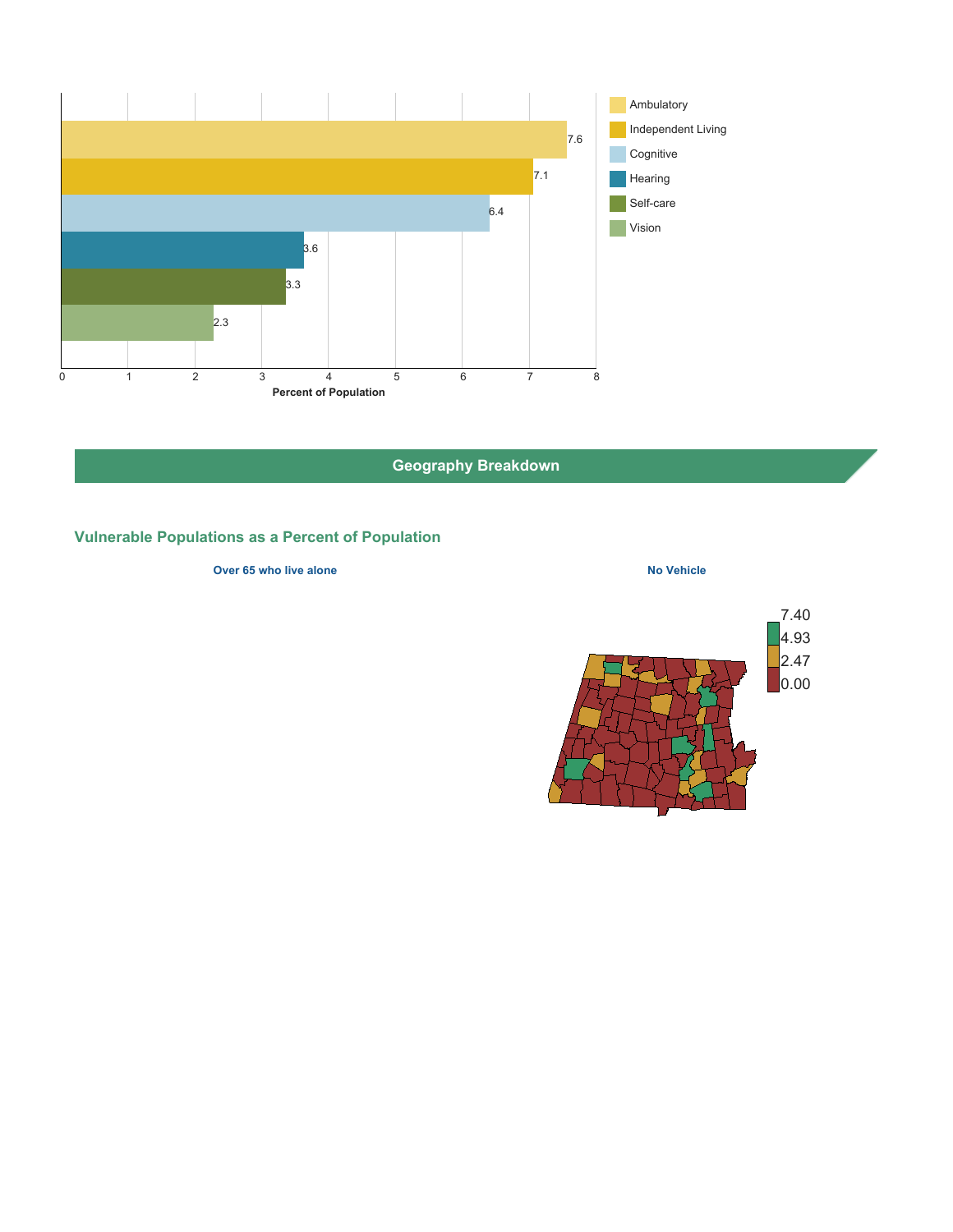| Category | Percent of Population |
|---|---|
| Ambulatory | 7.6 |
| Independent Living | 7.1 |
| Cognitive | 6.4 |
| Hearing | 3.6 |
| Self-care | 3.3 |
| Vision | 2.3 |

Percent of Population

## Geography Breakdown

### Vulnerable Populations as a Percent of Population

**Over 65 who live alone**

**No Vehicle**

7.40
4.93
2.47
0.00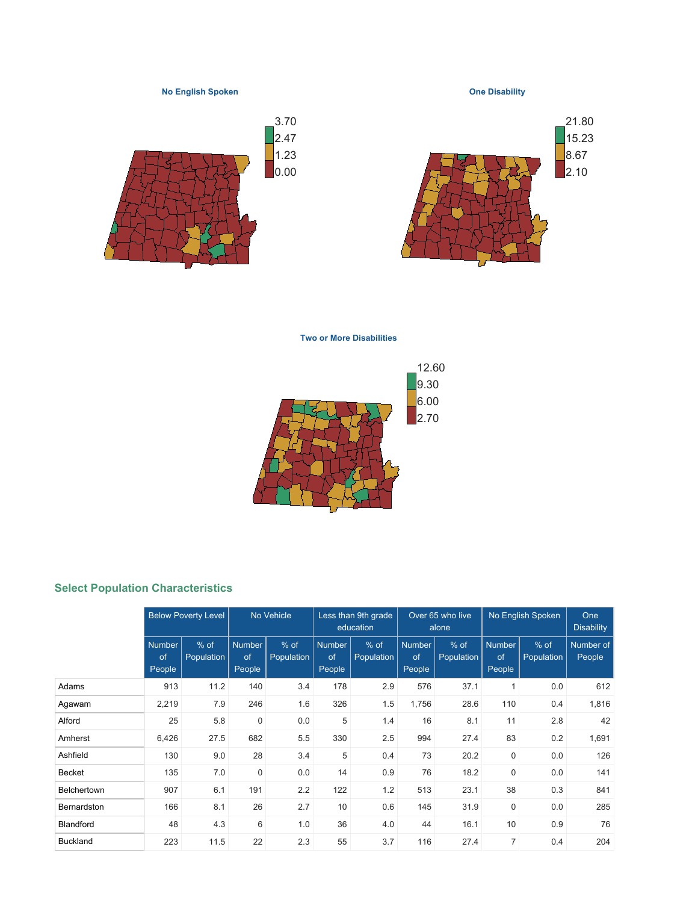**No English Spoken**

3.70
2.47
1.23
0.00

**One Disability**

21.80
15.23
8.67
2.10

**Two or More Disabilities**

12.60
9.30
6.00
2.70

## Select Population Characteristics

| | Below Poverty Level | | No Vehicle | | Less than 9th grade education | | Over 65 who live alone | | No English Spoken | | One Disability |
|---|---|---|---|---|---|---|---|---|---|---|---|
| | Number of People | % of Population | Number of People | % of Population | Number of People | % of Population | Number of People | % of Population | Number of People | % of Population | Number of People |
| Adams | 913 | 11.2 | 140 | 3.4 | 178 | 2.9 | 576 | 37.1 | 1 | 0.0 | 612 |
| Agawam | 2,219 | 7.9 | 246 | 1.6 | 326 | 1.5 | 1,756 | 28.6 | 110 | 0.4 | 1,816 |
| Alford | 25 | 5.8 | 0 | 0.0 | 5 | 1.4 | 16 | 8.1 | 11 | 2.8 | 42 |
| Amherst | 6,426 | 27.5 | 682 | 5.5 | 330 | 2.5 | 994 | 27.4 | 83 | 0.2 | 1,691 |
| Ashfield | 130 | 9.0 | 28 | 3.4 | 5 | 0.4 | 73 | 20.2 | 0 | 0.0 | 126 |
| Becket | 135 | 7.0 | 0 | 0.0 | 14 | 0.9 | 76 | 18.2 | 0 | 0.0 | 141 |
| Belchertown | 907 | 6.1 | 191 | 2.2 | 122 | 1.2 | 513 | 23.1 | 38 | 0.3 | 841 |
| Bernardston | 166 | 8.1 | 26 | 2.7 | 10 | 0.6 | 145 | 31.9 | 0 | 0.0 | 285 |
| Blandford | 48 | 4.3 | 6 | 1.0 | 36 | 4.0 | 44 | 16.1 | 10 | 0.9 | 76 |
| Buckland | 223 | 11.5 | 22 | 2.3 | 55 | 3.7 | 116 | 27.4 | 7 | 0.4 | 204 |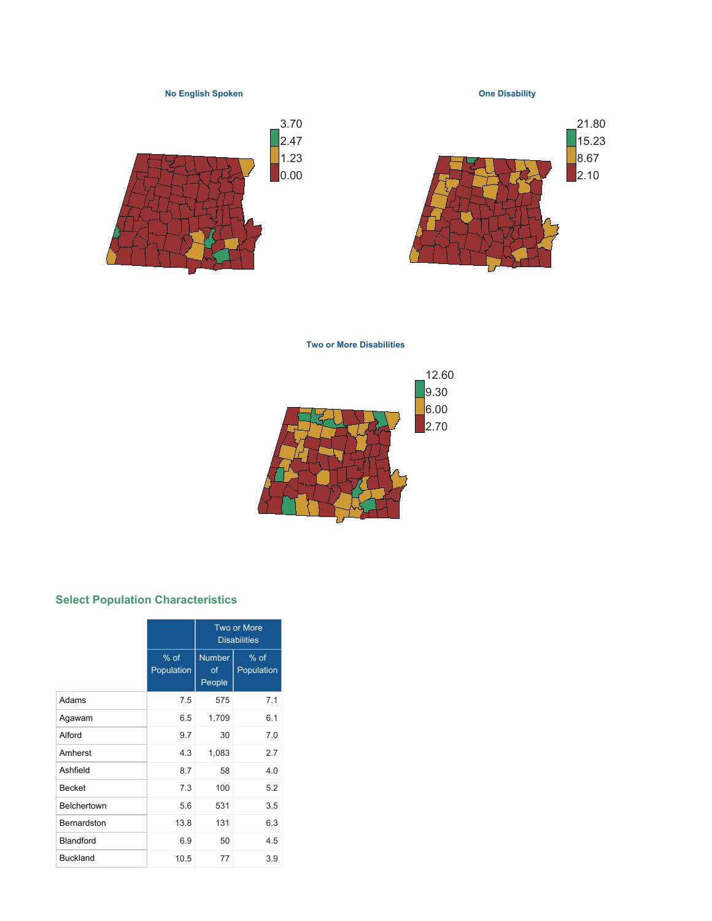**No English Spoken**

3.70
2.47
1.23
0.00

**One Disability**

21.80
15.23
8.67
2.10

**Two or More Disabilities**

12.60
9.30
6.00
2.70

## Select Population Characteristics

| | | Two or More Disabilities | |
|---|---|---|---|
| | % of Population | Number of People | % of Population |
| Adams | 7.5 | 575 | 7.1 |
| Agawam | 6.5 | 1,709 | 6.1 |
| Alford | 9.7 | 30 | 7.0 |
| Amherst | 4.3 | 1,083 | 2.7 |
| Ashfield | 8.7 | 58 | 4.0 |
| Becket | 7.3 | 100 | 5.2 |
| Belchertown | 5.6 | 531 | 3.5 |
| Bernardston | 13.8 | 131 | 6.3 |
| Blandford | 6.9 | 50 | 4.5 |
| Buckland | 10.5 | 77 | 3.9 |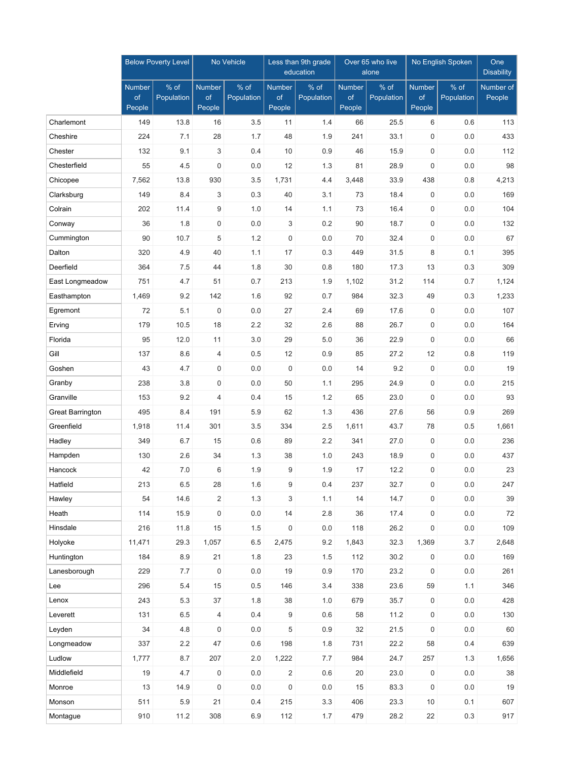| | Below Poverty Level | | No Vehicle | | Less than 9th grade education | | Over 65 who live alone | | No English Spoken | | One Disability |
|---|---|---|---|---|---|---|---|---|---|---|---|
| | Number of People | % of Population | Number of People | % of Population | Number of People | % of Population | Number of People | % of Population | Number of People | % of Population | Number of People |
| Charlemont | 149 | 13.8 | 16 | 3.5 | 11 | 1.4 | 66 | 25.5 | 6 | 0.6 | 113 |
| Cheshire | 224 | 7.1 | 28 | 1.7 | 48 | 1.9 | 241 | 33.1 | 0 | 0.0 | 433 |
| Chester | 132 | 9.1 | 3 | 0.4 | 10 | 0.9 | 46 | 15.9 | 0 | 0.0 | 112 |
| Chesterfield | 55 | 4.5 | 0 | 0.0 | 12 | 1.3 | 81 | 28.9 | 0 | 0.0 | 98 |
| Chicopee | 7,562 | 13.8 | 930 | 3.5 | 1,731 | 4.4 | 3,448 | 33.9 | 438 | 0.8 | 4,213 |
| Clarksburg | 149 | 8.4 | 3 | 0.3 | 40 | 3.1 | 73 | 18.4 | 0 | 0.0 | 169 |
| Colrain | 202 | 11.4 | 9 | 1.0 | 14 | 1.1 | 73 | 16.4 | 0 | 0.0 | 104 |
| Conway | 36 | 1.8 | 0 | 0.0 | 3 | 0.2 | 90 | 18.7 | 0 | 0.0 | 132 |
| Cummington | 90 | 10.7 | 5 | 1.2 | 0 | 0.0 | 70 | 32.4 | 0 | 0.0 | 67 |
| Dalton | 320 | 4.9 | 40 | 1.1 | 17 | 0.3 | 449 | 31.5 | 8 | 0.1 | 395 |
| Deerfield | 364 | 7.5 | 44 | 1.8 | 30 | 0.8 | 180 | 17.3 | 13 | 0.3 | 309 |
| East Longmeadow | 751 | 4.7 | 51 | 0.7 | 213 | 1.9 | 1,102 | 31.2 | 114 | 0.7 | 1,124 |
| Easthampton | 1,469 | 9.2 | 142 | 1.6 | 92 | 0.7 | 984 | 32.3 | 49 | 0.3 | 1,233 |
| Egremont | 72 | 5.1 | 0 | 0.0 | 27 | 2.4 | 69 | 17.6 | 0 | 0.0 | 107 |
| Erving | 179 | 10.5 | 18 | 2.2 | 32 | 2.6 | 88 | 26.7 | 0 | 0.0 | 164 |
| Florida | 95 | 12.0 | 11 | 3.0 | 29 | 5.0 | 36 | 22.9 | 0 | 0.0 | 66 |
| Gill | 137 | 8.6 | 4 | 0.5 | 12 | 0.9 | 85 | 27.2 | 12 | 0.8 | 119 |
| Goshen | 43 | 4.7 | 0 | 0.0 | 0 | 0.0 | 14 | 9.2 | 0 | 0.0 | 19 |
| Granby | 238 | 3.8 | 0 | 0.0 | 50 | 1.1 | 295 | 24.9 | 0 | 0.0 | 215 |
| Granville | 153 | 9.2 | 4 | 0.4 | 15 | 1.2 | 65 | 23.0 | 0 | 0.0 | 93 |
| Great Barrington | 495 | 8.4 | 191 | 5.9 | 62 | 1.3 | 436 | 27.6 | 56 | 0.9 | 269 |
| Greenfield | 1,918 | 11.4 | 301 | 3.5 | 334 | 2.5 | 1,611 | 43.7 | 78 | 0.5 | 1,661 |
| Hadley | 349 | 6.7 | 15 | 0.6 | 89 | 2.2 | 341 | 27.0 | 0 | 0.0 | 236 |
| Hampden | 130 | 2.6 | 34 | 1.3 | 38 | 1.0 | 243 | 18.9 | 0 | 0.0 | 437 |
| Hancock | 42 | 7.0 | 6 | 1.9 | 9 | 1.9 | 17 | 12.2 | 0 | 0.0 | 23 |
| Hatfield | 213 | 6.5 | 28 | 1.6 | 9 | 0.4 | 237 | 32.7 | 0 | 0.0 | 247 |
| Hawley | 54 | 14.6 | 2 | 1.3 | 3 | 1.1 | 14 | 14.7 | 0 | 0.0 | 39 |
| Heath | 114 | 15.9 | 0 | 0.0 | 14 | 2.8 | 36 | 17.4 | 0 | 0.0 | 72 |
| Hinsdale | 216 | 11.8 | 15 | 1.5 | 0 | 0.0 | 118 | 26.2 | 0 | 0.0 | 109 |
| Holyoke | 11,471 | 29.3 | 1,057 | 6.5 | 2,475 | 9.2 | 1,843 | 32.3 | 1,369 | 3.7 | 2,648 |
| Huntington | 184 | 8.9 | 21 | 1.8 | 23 | 1.5 | 112 | 30.2 | 0 | 0.0 | 169 |
| Lanesborough | 229 | 7.7 | 0 | 0.0 | 19 | 0.9 | 170 | 23.2 | 0 | 0.0 | 261 |
| Lee | 296 | 5.4 | 15 | 0.5 | 146 | 3.4 | 338 | 23.6 | 59 | 1.1 | 346 |
| Lenox | 243 | 5.3 | 37 | 1.8 | 38 | 1.0 | 679 | 35.7 | 0 | 0.0 | 428 |
| Leverett | 131 | 6.5 | 4 | 0.4 | 9 | 0.6 | 58 | 11.2 | 0 | 0.0 | 130 |
| Leyden | 34 | 4.8 | 0 | 0.0 | 5 | 0.9 | 32 | 21.5 | 0 | 0.0 | 60 |
| Longmeadow | 337 | 2.2 | 47 | 0.6 | 198 | 1.8 | 731 | 22.2 | 58 | 0.4 | 639 |
| Ludlow | 1,777 | 8.7 | 207 | 2.0 | 1,222 | 7.7 | 984 | 24.7 | 257 | 1.3 | 1,656 |
| Middlefield | 19 | 4.7 | 0 | 0.0 | 2 | 0.6 | 20 | 23.0 | 0 | 0.0 | 38 |
| Monroe | 13 | 14.9 | 0 | 0.0 | 0 | 0.0 | 15 | 83.3 | 0 | 0.0 | 19 |
| Monson | 511 | 5.9 | 21 | 0.4 | 215 | 3.3 | 406 | 23.3 | 10 | 0.1 | 607 |
| Montague | 910 | 11.2 | 308 | 6.9 | 112 | 1.7 | 479 | 28.2 | 22 | 0.3 | 917 |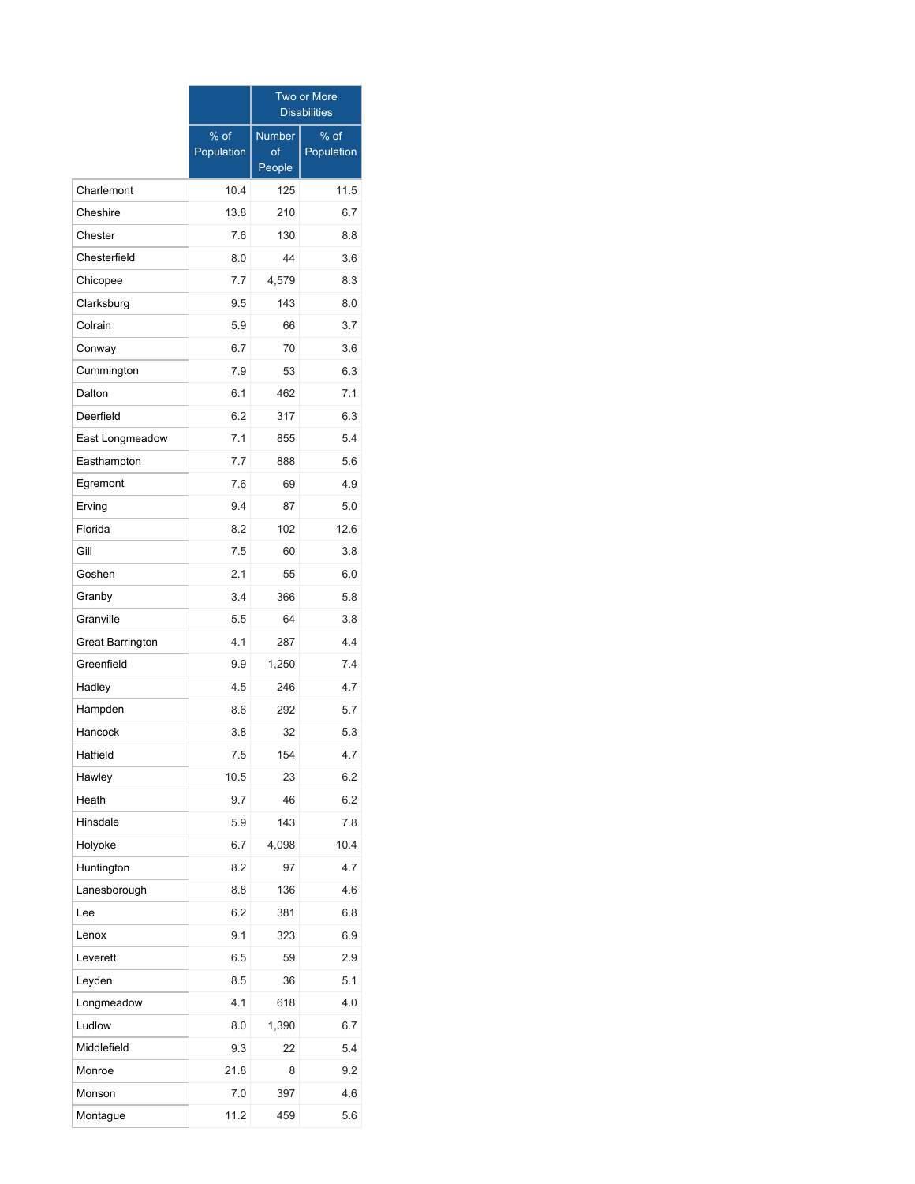| | | Two or More Disabilities | |
|---|---|---|---|
| | % of Population | Number of People | % of Population |
| Charlemont | 10.4 | 125 | 11.5 |
| Cheshire | 13.8 | 210 | 6.7 |
| Chester | 7.6 | 130 | 8.8 |
| Chesterfield | 8.0 | 44 | 3.6 |
| Chicopee | 7.7 | 4,579 | 8.3 |
| Clarksburg | 9.5 | 143 | 8.0 |
| Colrain | 5.9 | 66 | 3.7 |
| Conway | 6.7 | 70 | 3.6 |
| Cummington | 7.9 | 53 | 6.3 |
| Dalton | 6.1 | 462 | 7.1 |
| Deerfield | 6.2 | 317 | 6.3 |
| East Longmeadow | 7.1 | 855 | 5.4 |
| Easthampton | 7.7 | 888 | 5.6 |
| Egremont | 7.6 | 69 | 4.9 |
| Erving | 9.4 | 87 | 5.0 |
| Florida | 8.2 | 102 | 12.6 |
| Gill | 7.5 | 60 | 3.8 |
| Goshen | 2.1 | 55 | 6.0 |
| Granby | 3.4 | 366 | 5.8 |
| Granville | 5.5 | 64 | 3.8 |
| Great Barrington | 4.1 | 287 | 4.4 |
| Greenfield | 9.9 | 1,250 | 7.4 |
| Hadley | 4.5 | 246 | 4.7 |
| Hampden | 8.6 | 292 | 5.7 |
| Hancock | 3.8 | 32 | 5.3 |
| Hatfield | 7.5 | 154 | 4.7 |
| Hawley | 10.5 | 23 | 6.2 |
| Heath | 9.7 | 46 | 6.2 |
| Hinsdale | 5.9 | 143 | 7.8 |
| Holyoke | 6.7 | 4,098 | 10.4 |
| Huntington | 8.2 | 97 | 4.7 |
| Lanesborough | 8.8 | 136 | 4.6 |
| Lee | 6.2 | 381 | 6.8 |
| Lenox | 9.1 | 323 | 6.9 |
| Leverett | 6.5 | 59 | 2.9 |
| Leyden | 8.5 | 36 | 5.1 |
| Longmeadow | 4.1 | 618 | 4.0 |
| Ludlow | 8.0 | 1,390 | 6.7 |
| Middlefield | 9.3 | 22 | 5.4 |
| Monroe | 21.8 | 8 | 9.2 |
| Monson | 7.0 | 397 | 4.6 |
| Montague | 11.2 | 459 | 5.6 |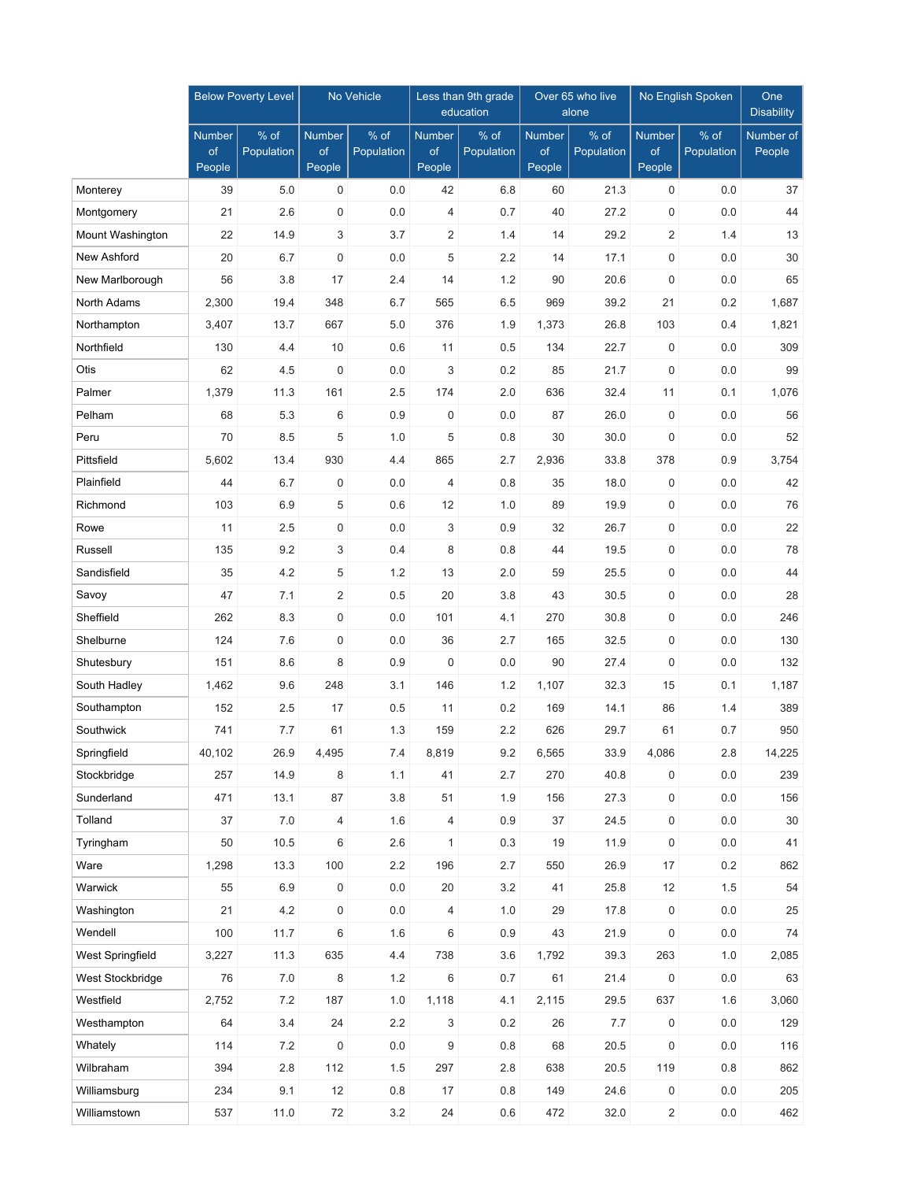| | Below Poverty Level | | No Vehicle | | Less than 9th grade education | | Over 65 who live alone | | No English Spoken | | One Disability |
|---|---|---|---|---|---|---|---|---|---|---|---|
| | Number of People | % of Population | Number of People | % of Population | Number of People | % of Population | Number of People | % of Population | Number of People | % of Population | Number of People |
| Monterey | 39 | 5.0 | 0 | 0.0 | 42 | 6.8 | 60 | 21.3 | 0 | 0.0 | 37 |
| Montgomery | 21 | 2.6 | 0 | 0.0 | 4 | 0.7 | 40 | 27.2 | 0 | 0.0 | 44 |
| Mount Washington | 22 | 14.9 | 3 | 3.7 | 2 | 1.4 | 14 | 29.2 | 2 | 1.4 | 13 |
| New Ashford | 20 | 6.7 | 0 | 0.0 | 5 | 2.2 | 14 | 17.1 | 0 | 0.0 | 30 |
| New Marlborough | 56 | 3.8 | 17 | 2.4 | 14 | 1.2 | 90 | 20.6 | 0 | 0.0 | 65 |
| North Adams | 2,300 | 19.4 | 348 | 6.7 | 565 | 6.5 | 969 | 39.2 | 21 | 0.2 | 1,687 |
| Northampton | 3,407 | 13.7 | 667 | 5.0 | 376 | 1.9 | 1,373 | 26.8 | 103 | 0.4 | 1,821 |
| Northfield | 130 | 4.4 | 10 | 0.6 | 11 | 0.5 | 134 | 22.7 | 0 | 0.0 | 309 |
| Otis | 62 | 4.5 | 0 | 0.0 | 3 | 0.2 | 85 | 21.7 | 0 | 0.0 | 99 |
| Palmer | 1,379 | 11.3 | 161 | 2.5 | 174 | 2.0 | 636 | 32.4 | 11 | 0.1 | 1,076 |
| Pelham | 68 | 5.3 | 6 | 0.9 | 0 | 0.0 | 87 | 26.0 | 0 | 0.0 | 56 |
| Peru | 70 | 8.5 | 5 | 1.0 | 5 | 0.8 | 30 | 30.0 | 0 | 0.0 | 52 |
| Pittsfield | 5,602 | 13.4 | 930 | 4.4 | 865 | 2.7 | 2,936 | 33.8 | 378 | 0.9 | 3,754 |
| Plainfield | 44 | 6.7 | 0 | 0.0 | 4 | 0.8 | 35 | 18.0 | 0 | 0.0 | 42 |
| Richmond | 103 | 6.9 | 5 | 0.6 | 12 | 1.0 | 89 | 19.9 | 0 | 0.0 | 76 |
| Rowe | 11 | 2.5 | 0 | 0.0 | 3 | 0.9 | 32 | 26.7 | 0 | 0.0 | 22 |
| Russell | 135 | 9.2 | 3 | 0.4 | 8 | 0.8 | 44 | 19.5 | 0 | 0.0 | 78 |
| Sandisfield | 35 | 4.2 | 5 | 1.2 | 13 | 2.0 | 59 | 25.5 | 0 | 0.0 | 44 |
| Savoy | 47 | 7.1 | 2 | 0.5 | 20 | 3.8 | 43 | 30.5 | 0 | 0.0 | 28 |
| Sheffield | 262 | 8.3 | 0 | 0.0 | 101 | 4.1 | 270 | 30.8 | 0 | 0.0 | 246 |
| Shelburne | 124 | 7.6 | 0 | 0.0 | 36 | 2.7 | 165 | 32.5 | 0 | 0.0 | 130 |
| Shutesbury | 151 | 8.6 | 8 | 0.9 | 0 | 0.0 | 90 | 27.4 | 0 | 0.0 | 132 |
| South Hadley | 1,462 | 9.6 | 248 | 3.1 | 146 | 1.2 | 1,107 | 32.3 | 15 | 0.1 | 1,187 |
| Southampton | 152 | 2.5 | 17 | 0.5 | 11 | 0.2 | 169 | 14.1 | 86 | 1.4 | 389 |
| Southwick | 741 | 7.7 | 61 | 1.3 | 159 | 2.2 | 626 | 29.7 | 61 | 0.7 | 950 |
| Springfield | 40,102 | 26.9 | 4,495 | 7.4 | 8,819 | 9.2 | 6,565 | 33.9 | 4,086 | 2.8 | 14,225 |
| Stockbridge | 257 | 14.9 | 8 | 1.1 | 41 | 2.7 | 270 | 40.8 | 0 | 0.0 | 239 |
| Sunderland | 471 | 13.1 | 87 | 3.8 | 51 | 1.9 | 156 | 27.3 | 0 | 0.0 | 156 |
| Tolland | 37 | 7.0 | 4 | 1.6 | 4 | 0.9 | 37 | 24.5 | 0 | 0.0 | 30 |
| Tyringham | 50 | 10.5 | 6 | 2.6 | 1 | 0.3 | 19 | 11.9 | 0 | 0.0 | 41 |
| Ware | 1,298 | 13.3 | 100 | 2.2 | 196 | 2.7 | 550 | 26.9 | 17 | 0.2 | 862 |
| Warwick | 55 | 6.9 | 0 | 0.0 | 20 | 3.2 | 41 | 25.8 | 12 | 1.5 | 54 |
| Washington | 21 | 4.2 | 0 | 0.0 | 4 | 1.0 | 29 | 17.8 | 0 | 0.0 | 25 |
| Wendell | 100 | 11.7 | 6 | 1.6 | 6 | 0.9 | 43 | 21.9 | 0 | 0.0 | 74 |
| West Springfield | 3,227 | 11.3 | 635 | 4.4 | 738 | 3.6 | 1,792 | 39.3 | 263 | 1.0 | 2,085 |
| West Stockbridge | 76 | 7.0 | 8 | 1.2 | 6 | 0.7 | 61 | 21.4 | 0 | 0.0 | 63 |
| Westfield | 2,752 | 7.2 | 187 | 1.0 | 1,118 | 4.1 | 2,115 | 29.5 | 637 | 1.6 | 3,060 |
| Westhampton | 64 | 3.4 | 24 | 2.2 | 3 | 0.2 | 26 | 7.7 | 0 | 0.0 | 129 |
| Whately | 114 | 7.2 | 0 | 0.0 | 9 | 0.8 | 68 | 20.5 | 0 | 0.0 | 116 |
| Wilbraham | 394 | 2.8 | 112 | 1.5 | 297 | 2.8 | 638 | 20.5 | 119 | 0.8 | 862 |
| Williamsburg | 234 | 9.1 | 12 | 0.8 | 17 | 0.8 | 149 | 24.6 | 0 | 0.0 | 205 |
| Williamstown | 537 | 11.0 | 72 | 3.2 | 24 | 0.6 | 472 | 32.0 | 2 | 0.0 | 462 |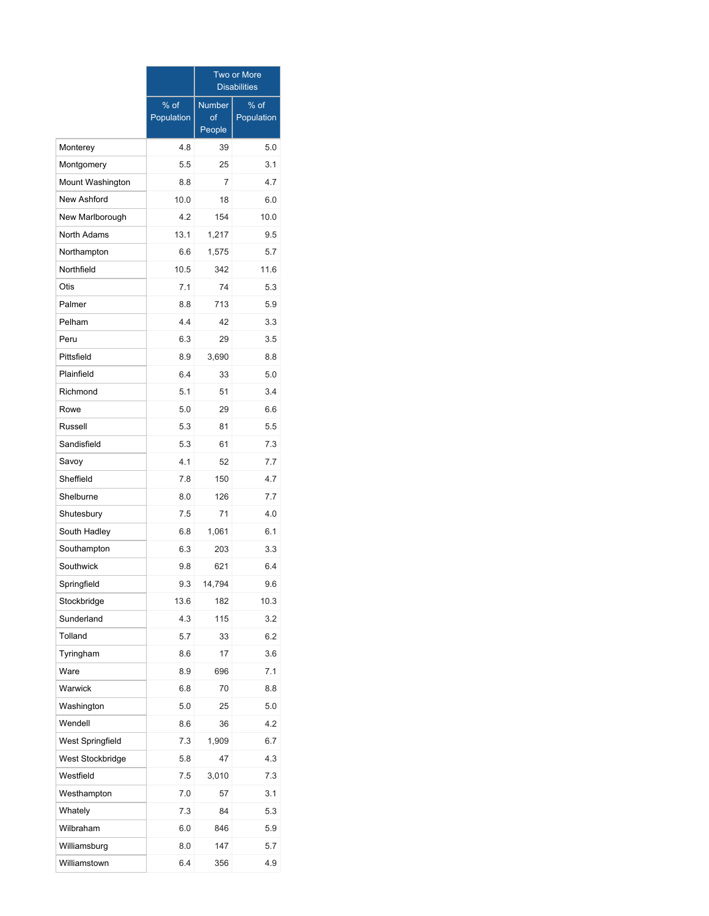| | | Two or More Disabilities | |
|---|---|---|---|
| | % of Population | Number of People | % of Population |
| Monterey | 4.8 | 39 | 5.0 |
| Montgomery | 5.5 | 25 | 3.1 |
| Mount Washington | 8.8 | 7 | 4.7 |
| New Ashford | 10.0 | 18 | 6.0 |
| New Marlborough | 4.2 | 154 | 10.0 |
| North Adams | 13.1 | 1,217 | 9.5 |
| Northampton | 6.6 | 1,575 | 5.7 |
| Northfield | 10.5 | 342 | 11.6 |
| Otis | 7.1 | 74 | 5.3 |
| Palmer | 8.8 | 713 | 5.9 |
| Pelham | 4.4 | 42 | 3.3 |
| Peru | 6.3 | 29 | 3.5 |
| Pittsfield | 8.9 | 3,690 | 8.8 |
| Plainfield | 6.4 | 33 | 5.0 |
| Richmond | 5.1 | 51 | 3.4 |
| Rowe | 5.0 | 29 | 6.6 |
| Russell | 5.3 | 81 | 5.5 |
| Sandisfield | 5.3 | 61 | 7.3 |
| Savoy | 4.1 | 52 | 7.7 |
| Sheffield | 7.8 | 150 | 4.7 |
| Shelburne | 8.0 | 126 | 7.7 |
| Shutesbury | 7.5 | 71 | 4.0 |
| South Hadley | 6.8 | 1,061 | 6.1 |
| Southampton | 6.3 | 203 | 3.3 |
| Southwick | 9.8 | 621 | 6.4 |
| Springfield | 9.3 | 14,794 | 9.6 |
| Stockbridge | 13.6 | 182 | 10.3 |
| Sunderland | 4.3 | 115 | 3.2 |
| Tolland | 5.7 | 33 | 6.2 |
| Tyringham | 8.6 | 17 | 3.6 |
| Ware | 8.9 | 696 | 7.1 |
| Warwick | 6.8 | 70 | 8.8 |
| Washington | 5.0 | 25 | 5.0 |
| Wendell | 8.6 | 36 | 4.2 |
| West Springfield | 7.3 | 1,909 | 6.7 |
| West Stockbridge | 5.8 | 47 | 4.3 |
| Westfield | 7.5 | 3,010 | 7.3 |
| Westhampton | 7.0 | 57 | 3.1 |
| Whately | 7.3 | 84 | 5.3 |
| Wilbraham | 6.0 | 846 | 5.9 |
| Williamsburg | 8.0 | 147 | 5.7 |
| Williamstown | 6.4 | 356 | 4.9 |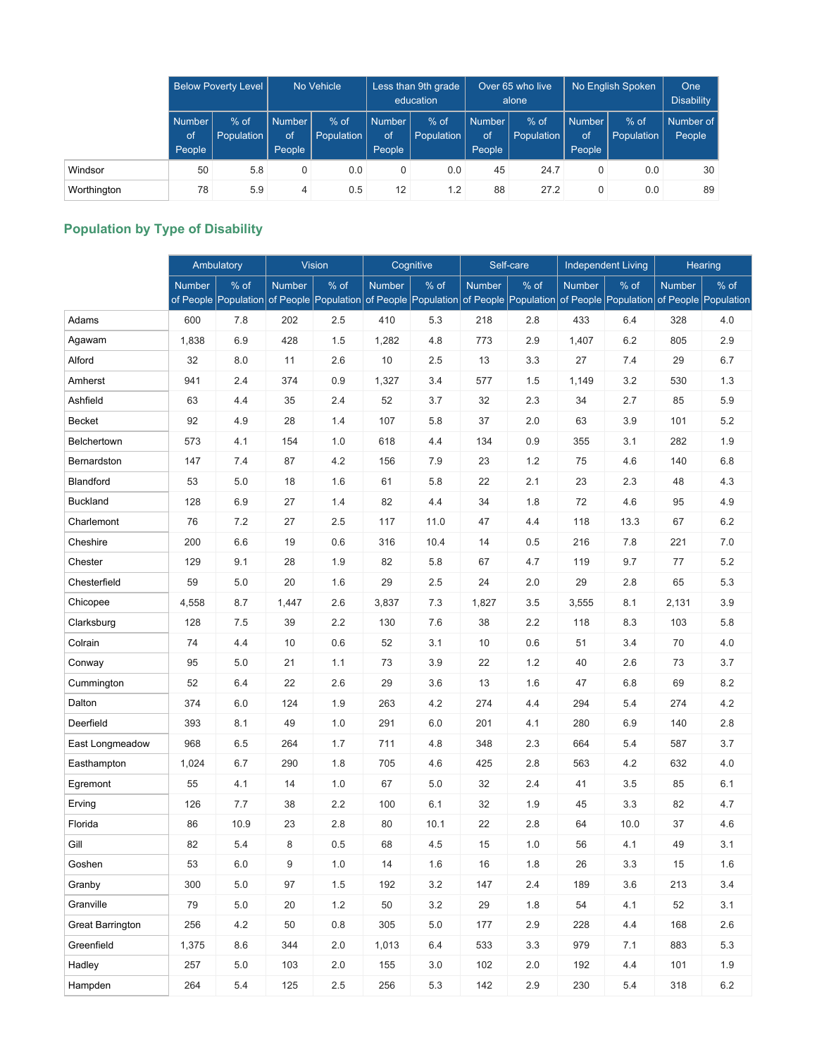| | Below Poverty Level | | No Vehicle | | Less than 9th grade education | | Over 65 who live alone | | No English Spoken | | One Disability |
|---|---|---|---|---|---|---|---|---|---|---|---|
| | Number of People | % of Population | Number of People | % of Population | Number of People | % of Population | Number of People | % of Population | Number of People | % of Population | Number of People |
| Windsor | 50 | 5.8 | 0 | 0.0 | 0 | 0.0 | 45 | 24.7 | 0 | 0.0 | 30 |
| Worthington | 78 | 5.9 | 4 | 0.5 | 12 | 1.2 | 88 | 27.2 | 0 | 0.0 | 89 |

## Population by Type of Disability

| | Ambulatory | | Vision | | Cognitive | | Self-care | | Independent Living | | Hearing | |
|---|---|---|---|---|---|---|---|---|---|---|---|---|
| | Number of People | % of Population | Number of People | % of Population | Number of People | % of Population | Number of People | % of Population | Number of People | % of Population | Number of People | % of Population |
| Adams | 600 | 7.8 | 202 | 2.5 | 410 | 5.3 | 218 | 2.8 | 433 | 6.4 | 328 | 4.0 |
| Agawam | 1,838 | 6.9 | 428 | 1.5 | 1,282 | 4.8 | 773 | 2.9 | 1,407 | 6.2 | 805 | 2.9 |
| Alford | 32 | 8.0 | 11 | 2.6 | 10 | 2.5 | 13 | 3.3 | 27 | 7.4 | 29 | 6.7 |
| Amherst | 941 | 2.4 | 374 | 0.9 | 1,327 | 3.4 | 577 | 1.5 | 1,149 | 3.2 | 530 | 1.3 |
| Ashfield | 63 | 4.4 | 35 | 2.4 | 52 | 3.7 | 32 | 2.3 | 34 | 2.7 | 85 | 5.9 |
| Becket | 92 | 4.9 | 28 | 1.4 | 107 | 5.8 | 37 | 2.0 | 63 | 3.9 | 101 | 5.2 |
| Belchertown | 573 | 4.1 | 154 | 1.0 | 618 | 4.4 | 134 | 0.9 | 355 | 3.1 | 282 | 1.9 |
| Bernardston | 147 | 7.4 | 87 | 4.2 | 156 | 7.9 | 23 | 1.2 | 75 | 4.6 | 140 | 6.8 |
| Blandford | 53 | 5.0 | 18 | 1.6 | 61 | 5.8 | 22 | 2.1 | 23 | 2.3 | 48 | 4.3 |
| Buckland | 128 | 6.9 | 27 | 1.4 | 82 | 4.4 | 34 | 1.8 | 72 | 4.6 | 95 | 4.9 |
| Charlemont | 76 | 7.2 | 27 | 2.5 | 117 | 11.0 | 47 | 4.4 | 118 | 13.3 | 67 | 6.2 |
| Cheshire | 200 | 6.6 | 19 | 0.6 | 316 | 10.4 | 14 | 0.5 | 216 | 7.8 | 221 | 7.0 |
| Chester | 129 | 9.1 | 28 | 1.9 | 82 | 5.8 | 67 | 4.7 | 119 | 9.7 | 77 | 5.2 |
| Chesterfield | 59 | 5.0 | 20 | 1.6 | 29 | 2.5 | 24 | 2.0 | 29 | 2.8 | 65 | 5.3 |
| Chicopee | 4,558 | 8.7 | 1,447 | 2.6 | 3,837 | 7.3 | 1,827 | 3.5 | 3,555 | 8.1 | 2,131 | 3.9 |
| Clarksburg | 128 | 7.5 | 39 | 2.2 | 130 | 7.6 | 38 | 2.2 | 118 | 8.3 | 103 | 5.8 |
| Colrain | 74 | 4.4 | 10 | 0.6 | 52 | 3.1 | 10 | 0.6 | 51 | 3.4 | 70 | 4.0 |
| Conway | 95 | 5.0 | 21 | 1.1 | 73 | 3.9 | 22 | 1.2 | 40 | 2.6 | 73 | 3.7 |
| Cummington | 52 | 6.4 | 22 | 2.6 | 29 | 3.6 | 13 | 1.6 | 47 | 6.8 | 69 | 8.2 |
| Dalton | 374 | 6.0 | 124 | 1.9 | 263 | 4.2 | 274 | 4.4 | 294 | 5.4 | 274 | 4.2 |
| Deerfield | 393 | 8.1 | 49 | 1.0 | 291 | 6.0 | 201 | 4.1 | 280 | 6.9 | 140 | 2.8 |
| East Longmeadow | 968 | 6.5 | 264 | 1.7 | 711 | 4.8 | 348 | 2.3 | 664 | 5.4 | 587 | 3.7 |
| Easthampton | 1,024 | 6.7 | 290 | 1.8 | 705 | 4.6 | 425 | 2.8 | 563 | 4.2 | 632 | 4.0 |
| Egremont | 55 | 4.1 | 14 | 1.0 | 67 | 5.0 | 32 | 2.4 | 41 | 3.5 | 85 | 6.1 |
| Erving | 126 | 7.7 | 38 | 2.2 | 100 | 6.1 | 32 | 1.9 | 45 | 3.3 | 82 | 4.7 |
| Florida | 86 | 10.9 | 23 | 2.8 | 80 | 10.1 | 22 | 2.8 | 64 | 10.0 | 37 | 4.6 |
| Gill | 82 | 5.4 | 8 | 0.5 | 68 | 4.5 | 15 | 1.0 | 56 | 4.1 | 49 | 3.1 |
| Goshen | 53 | 6.0 | 9 | 1.0 | 14 | 1.6 | 16 | 1.8 | 26 | 3.3 | 15 | 1.6 |
| Granby | 300 | 5.0 | 97 | 1.5 | 192 | 3.2 | 147 | 2.4 | 189 | 3.6 | 213 | 3.4 |
| Granville | 79 | 5.0 | 20 | 1.2 | 50 | 3.2 | 29 | 1.8 | 54 | 4.1 | 52 | 3.1 |
| Great Barrington | 256 | 4.2 | 50 | 0.8 | 305 | 5.0 | 177 | 2.9 | 228 | 4.4 | 168 | 2.6 |
| Greenfield | 1,375 | 8.6 | 344 | 2.0 | 1,013 | 6.4 | 533 | 3.3 | 979 | 7.1 | 883 | 5.3 |
| Hadley | 257 | 5.0 | 103 | 2.0 | 155 | 3.0 | 102 | 2.0 | 192 | 4.4 | 101 | 1.9 |
| Hampden | 264 | 5.4 | 125 | 2.5 | 256 | 5.3 | 142 | 2.9 | 230 | 5.4 | 318 | 6.2 |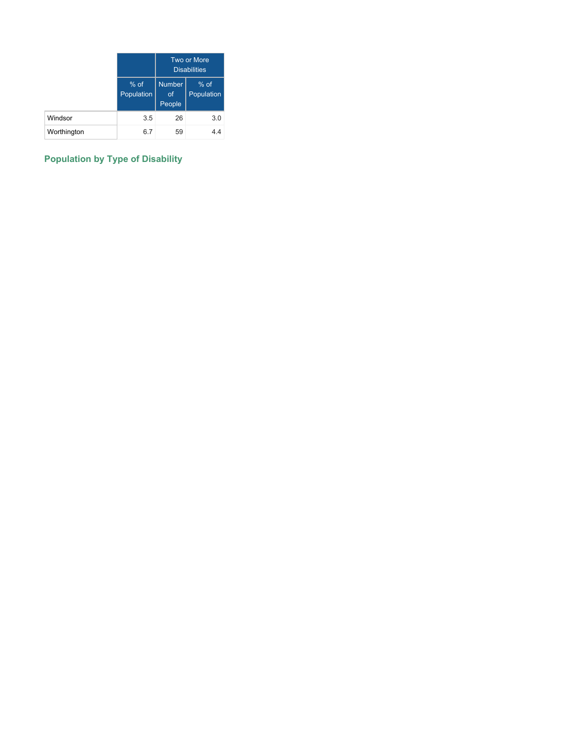| | | Two or More Disabilities | |
|---|---|---|---|
| | % of Population | Number of People | % of Population |
| Windsor | 3.5 | 26 | 3.0 |
| Worthington | 6.7 | 59 | 4.4 |

## Population by Type of Disability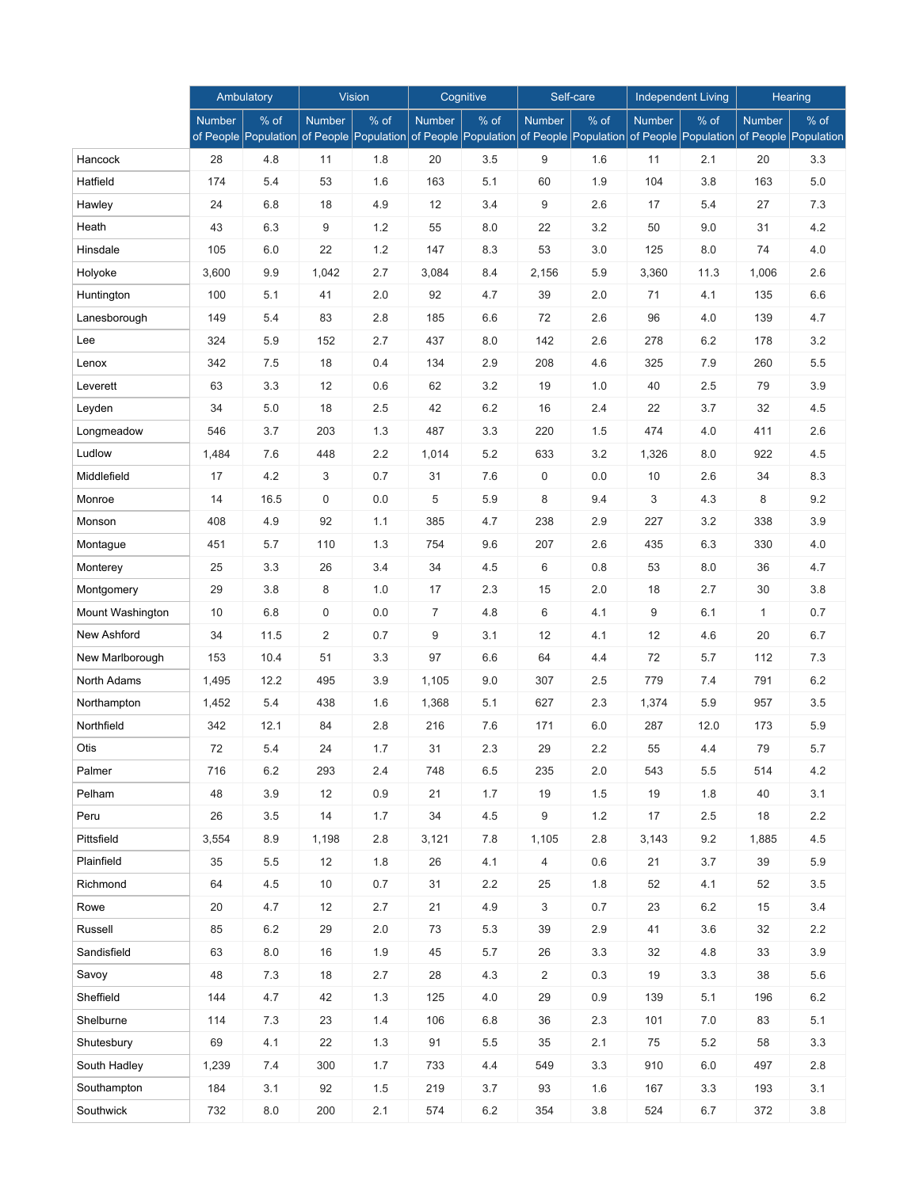| | Ambulatory | | Vision | | Cognitive | | Self-care | | Independent Living | | Hearing | |
|---|---|---|---|---|---|---|---|---|---|---|---|---|
| | Number of People | % of Population | Number of People | % of Population | Number of People | % of Population | Number of People | % of Population | Number of People | % of Population | Number of People | % of Population |
| Hancock | 28 | 4.8 | 11 | 1.8 | 20 | 3.5 | 9 | 1.6 | 11 | 2.1 | 20 | 3.3 |
| Hatfield | 174 | 5.4 | 53 | 1.6 | 163 | 5.1 | 60 | 1.9 | 104 | 3.8 | 163 | 5.0 |
| Hawley | 24 | 6.8 | 18 | 4.9 | 12 | 3.4 | 9 | 2.6 | 17 | 5.4 | 27 | 7.3 |
| Heath | 43 | 6.3 | 9 | 1.2 | 55 | 8.0 | 22 | 3.2 | 50 | 9.0 | 31 | 4.2 |
| Hinsdale | 105 | 6.0 | 22 | 1.2 | 147 | 8.3 | 53 | 3.0 | 125 | 8.0 | 74 | 4.0 |
| Holyoke | 3,600 | 9.9 | 1,042 | 2.7 | 3,084 | 8.4 | 2,156 | 5.9 | 3,360 | 11.3 | 1,006 | 2.6 |
| Huntington | 100 | 5.1 | 41 | 2.0 | 92 | 4.7 | 39 | 2.0 | 71 | 4.1 | 135 | 6.6 |
| Lanesborough | 149 | 5.4 | 83 | 2.8 | 185 | 6.6 | 72 | 2.6 | 96 | 4.0 | 139 | 4.7 |
| Lee | 324 | 5.9 | 152 | 2.7 | 437 | 8.0 | 142 | 2.6 | 278 | 6.2 | 178 | 3.2 |
| Lenox | 342 | 7.5 | 18 | 0.4 | 134 | 2.9 | 208 | 4.6 | 325 | 7.9 | 260 | 5.5 |
| Leverett | 63 | 3.3 | 12 | 0.6 | 62 | 3.2 | 19 | 1.0 | 40 | 2.5 | 79 | 3.9 |
| Leyden | 34 | 5.0 | 18 | 2.5 | 42 | 6.2 | 16 | 2.4 | 22 | 3.7 | 32 | 4.5 |
| Longmeadow | 546 | 3.7 | 203 | 1.3 | 487 | 3.3 | 220 | 1.5 | 474 | 4.0 | 411 | 2.6 |
| Ludlow | 1,484 | 7.6 | 448 | 2.2 | 1,014 | 5.2 | 633 | 3.2 | 1,326 | 8.0 | 922 | 4.5 |
| Middlefield | 17 | 4.2 | 3 | 0.7 | 31 | 7.6 | 0 | 0.0 | 10 | 2.6 | 34 | 8.3 |
| Monroe | 14 | 16.5 | 0 | 0.0 | 5 | 5.9 | 8 | 9.4 | 3 | 4.3 | 8 | 9.2 |
| Monson | 408 | 4.9 | 92 | 1.1 | 385 | 4.7 | 238 | 2.9 | 227 | 3.2 | 338 | 3.9 |
| Montague | 451 | 5.7 | 110 | 1.3 | 754 | 9.6 | 207 | 2.6 | 435 | 6.3 | 330 | 4.0 |
| Monterey | 25 | 3.3 | 26 | 3.4 | 34 | 4.5 | 6 | 0.8 | 53 | 8.0 | 36 | 4.7 |
| Montgomery | 29 | 3.8 | 8 | 1.0 | 17 | 2.3 | 15 | 2.0 | 18 | 2.7 | 30 | 3.8 |
| Mount Washington | 10 | 6.8 | 0 | 0.0 | 7 | 4.8 | 6 | 4.1 | 9 | 6.1 | 1 | 0.7 |
| New Ashford | 34 | 11.5 | 2 | 0.7 | 9 | 3.1 | 12 | 4.1 | 12 | 4.6 | 20 | 6.7 |
| New Marlborough | 153 | 10.4 | 51 | 3.3 | 97 | 6.6 | 64 | 4.4 | 72 | 5.7 | 112 | 7.3 |
| North Adams | 1,495 | 12.2 | 495 | 3.9 | 1,105 | 9.0 | 307 | 2.5 | 779 | 7.4 | 791 | 6.2 |
| Northampton | 1,452 | 5.4 | 438 | 1.6 | 1,368 | 5.1 | 627 | 2.3 | 1,374 | 5.9 | 957 | 3.5 |
| Northfield | 342 | 12.1 | 84 | 2.8 | 216 | 7.6 | 171 | 6.0 | 287 | 12.0 | 173 | 5.9 |
| Otis | 72 | 5.4 | 24 | 1.7 | 31 | 2.3 | 29 | 2.2 | 55 | 4.4 | 79 | 5.7 |
| Palmer | 716 | 6.2 | 293 | 2.4 | 748 | 6.5 | 235 | 2.0 | 543 | 5.5 | 514 | 4.2 |
| Pelham | 48 | 3.9 | 12 | 0.9 | 21 | 1.7 | 19 | 1.5 | 19 | 1.8 | 40 | 3.1 |
| Peru | 26 | 3.5 | 14 | 1.7 | 34 | 4.5 | 9 | 1.2 | 17 | 2.5 | 18 | 2.2 |
| Pittsfield | 3,554 | 8.9 | 1,198 | 2.8 | 3,121 | 7.8 | 1,105 | 2.8 | 3,143 | 9.2 | 1,885 | 4.5 |
| Plainfield | 35 | 5.5 | 12 | 1.8 | 26 | 4.1 | 4 | 0.6 | 21 | 3.7 | 39 | 5.9 |
| Richmond | 64 | 4.5 | 10 | 0.7 | 31 | 2.2 | 25 | 1.8 | 52 | 4.1 | 52 | 3.5 |
| Rowe | 20 | 4.7 | 12 | 2.7 | 21 | 4.9 | 3 | 0.7 | 23 | 6.2 | 15 | 3.4 |
| Russell | 85 | 6.2 | 29 | 2.0 | 73 | 5.3 | 39 | 2.9 | 41 | 3.6 | 32 | 2.2 |
| Sandisfield | 63 | 8.0 | 16 | 1.9 | 45 | 5.7 | 26 | 3.3 | 32 | 4.8 | 33 | 3.9 |
| Savoy | 48 | 7.3 | 18 | 2.7 | 28 | 4.3 | 2 | 0.3 | 19 | 3.3 | 38 | 5.6 |
| Sheffield | 144 | 4.7 | 42 | 1.3 | 125 | 4.0 | 29 | 0.9 | 139 | 5.1 | 196 | 6.2 |
| Shelburne | 114 | 7.3 | 23 | 1.4 | 106 | 6.8 | 36 | 2.3 | 101 | 7.0 | 83 | 5.1 |
| Shutesbury | 69 | 4.1 | 22 | 1.3 | 91 | 5.5 | 35 | 2.1 | 75 | 5.2 | 58 | 3.3 |
| South Hadley | 1,239 | 7.4 | 300 | 1.7 | 733 | 4.4 | 549 | 3.3 | 910 | 6.0 | 497 | 2.8 |
| Southampton | 184 | 3.1 | 92 | 1.5 | 219 | 3.7 | 93 | 1.6 | 167 | 3.3 | 193 | 3.1 |
| Southwick | 732 | 8.0 | 200 | 2.1 | 574 | 6.2 | 354 | 3.8 | 524 | 6.7 | 372 | 3.8 |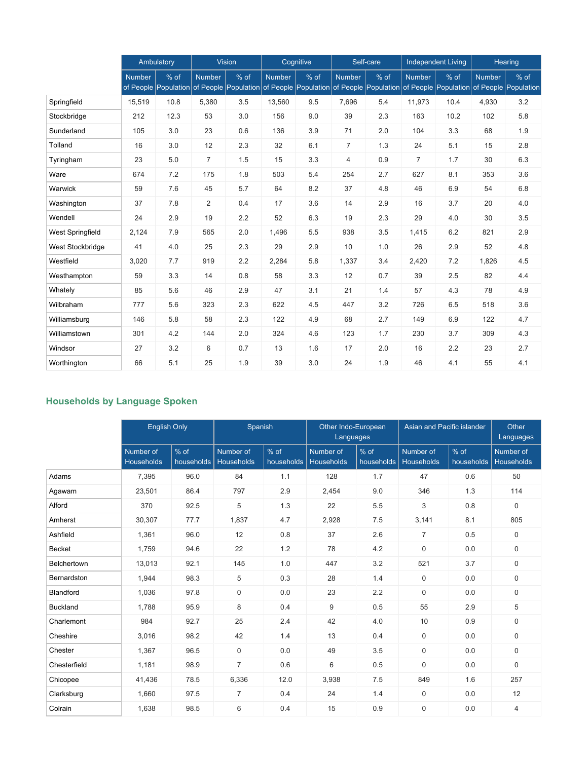| | Ambulatory | | Vision | | Cognitive | | Self-care | | Independent Living | | Hearing | |
|---|---|---|---|---|---|---|---|---|---|---|---|---|
| | Number of People | % of Population | Number of People | % of Population | Number of People | % of Population | Number of People | % of Population | Number of People | % of Population | Number of People | % of Population |
| Springfield | 15,519 | 10.8 | 5,380 | 3.5 | 13,560 | 9.5 | 7,696 | 5.4 | 11,973 | 10.4 | 4,930 | 3.2 |
| Stockbridge | 212 | 12.3 | 53 | 3.0 | 156 | 9.0 | 39 | 2.3 | 163 | 10.2 | 102 | 5.8 |
| Sunderland | 105 | 3.0 | 23 | 0.6 | 136 | 3.9 | 71 | 2.0 | 104 | 3.3 | 68 | 1.9 |
| Tolland | 16 | 3.0 | 12 | 2.3 | 32 | 6.1 | 7 | 1.3 | 24 | 5.1 | 15 | 2.8 |
| Tyringham | 23 | 5.0 | 7 | 1.5 | 15 | 3.3 | 4 | 0.9 | 7 | 1.7 | 30 | 6.3 |
| Ware | 674 | 7.2 | 175 | 1.8 | 503 | 5.4 | 254 | 2.7 | 627 | 8.1 | 353 | 3.6 |
| Warwick | 59 | 7.6 | 45 | 5.7 | 64 | 8.2 | 37 | 4.8 | 46 | 6.9 | 54 | 6.8 |
| Washington | 37 | 7.8 | 2 | 0.4 | 17 | 3.6 | 14 | 2.9 | 16 | 3.7 | 20 | 4.0 |
| Wendell | 24 | 2.9 | 19 | 2.2 | 52 | 6.3 | 19 | 2.3 | 29 | 4.0 | 30 | 3.5 |
| West Springfield | 2,124 | 7.9 | 565 | 2.0 | 1,496 | 5.5 | 938 | 3.5 | 1,415 | 6.2 | 821 | 2.9 |
| West Stockbridge | 41 | 4.0 | 25 | 2.3 | 29 | 2.9 | 10 | 1.0 | 26 | 2.9 | 52 | 4.8 |
| Westfield | 3,020 | 7.7 | 919 | 2.2 | 2,284 | 5.8 | 1,337 | 3.4 | 2,420 | 7.2 | 1,826 | 4.5 |
| Westhampton | 59 | 3.3 | 14 | 0.8 | 58 | 3.3 | 12 | 0.7 | 39 | 2.5 | 82 | 4.4 |
| Whately | 85 | 5.6 | 46 | 2.9 | 47 | 3.1 | 21 | 1.4 | 57 | 4.3 | 78 | 4.9 |
| Wilbraham | 777 | 5.6 | 323 | 2.3 | 622 | 4.5 | 447 | 3.2 | 726 | 6.5 | 518 | 3.6 |
| Williamsburg | 146 | 5.8 | 58 | 2.3 | 122 | 4.9 | 68 | 2.7 | 149 | 6.9 | 122 | 4.7 |
| Williamstown | 301 | 4.2 | 144 | 2.0 | 324 | 4.6 | 123 | 1.7 | 230 | 3.7 | 309 | 4.3 |
| Windsor | 27 | 3.2 | 6 | 0.7 | 13 | 1.6 | 17 | 2.0 | 16 | 2.2 | 23 | 2.7 |
| Worthington | 66 | 5.1 | 25 | 1.9 | 39 | 3.0 | 24 | 1.9 | 46 | 4.1 | 55 | 4.1 |

## Households by Language Spoken

| | English Only | | Spanish | | Other Indo-European Languages | | Asian and Pacific islander | | Other Languages |
|---|---|---|---|---|---|---|---|---|---|
| | Number of Households | % of households | Number of Households | % of households | Number of Households | % of households | Number of Households | % of households | Number of Households |
| Adams | 7,395 | 96.0 | 84 | 1.1 | 128 | 1.7 | 47 | 0.6 | 50 |
| Agawam | 23,501 | 86.4 | 797 | 2.9 | 2,454 | 9.0 | 346 | 1.3 | 114 |
| Alford | 370 | 92.5 | 5 | 1.3 | 22 | 5.5 | 3 | 0.8 | 0 |
| Amherst | 30,307 | 77.7 | 1,837 | 4.7 | 2,928 | 7.5 | 3,141 | 8.1 | 805 |
| Ashfield | 1,361 | 96.0 | 12 | 0.8 | 37 | 2.6 | 7 | 0.5 | 0 |
| Becket | 1,759 | 94.6 | 22 | 1.2 | 78 | 4.2 | 0 | 0.0 | 0 |
| Belchertown | 13,013 | 92.1 | 145 | 1.0 | 447 | 3.2 | 521 | 3.7 | 0 |
| Bernardston | 1,944 | 98.3 | 5 | 0.3 | 28 | 1.4 | 0 | 0.0 | 0 |
| Blandford | 1,036 | 97.8 | 0 | 0.0 | 23 | 2.2 | 0 | 0.0 | 0 |
| Buckland | 1,788 | 95.9 | 8 | 0.4 | 9 | 0.5 | 55 | 2.9 | 5 |
| Charlemont | 984 | 92.7 | 25 | 2.4 | 42 | 4.0 | 10 | 0.9 | 0 |
| Cheshire | 3,016 | 98.2 | 42 | 1.4 | 13 | 0.4 | 0 | 0.0 | 0 |
| Chester | 1,367 | 96.5 | 0 | 0.0 | 49 | 3.5 | 0 | 0.0 | 0 |
| Chesterfield | 1,181 | 98.9 | 7 | 0.6 | 6 | 0.5 | 0 | 0.0 | 0 |
| Chicopee | 41,436 | 78.5 | 6,336 | 12.0 | 3,938 | 7.5 | 849 | 1.6 | 257 |
| Clarksburg | 1,660 | 97.5 | 7 | 0.4 | 24 | 1.4 | 0 | 0.0 | 12 |
| Colrain | 1,638 | 98.5 | 6 | 0.4 | 15 | 0.9 | 0 | 0.0 | 4 |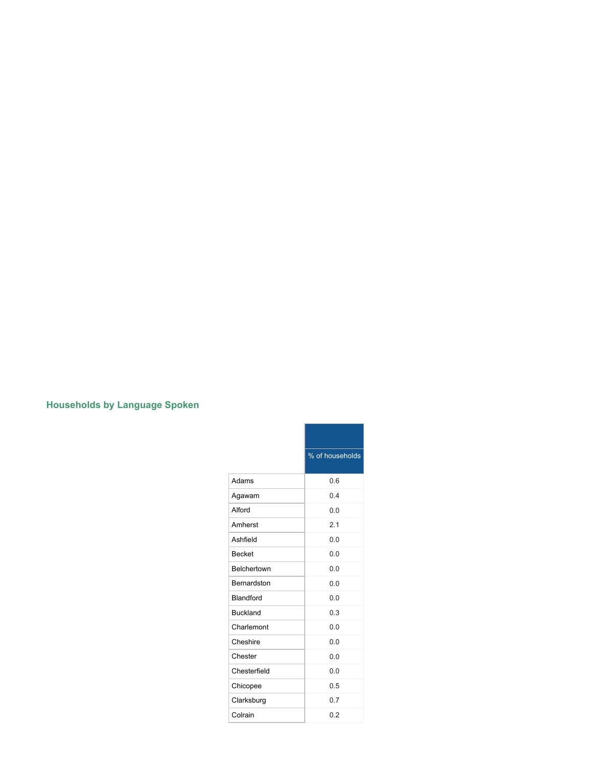## Households by Language Spoken

| | % of households |
|---|---|
| Adams | 0.6 |
| Agawam | 0.4 |
| Alford | 0.0 |
| Amherst | 2.1 |
| Ashfield | 0.0 |
| Becket | 0.0 |
| Belchertown | 0.0 |
| Bernardston | 0.0 |
| Blandford | 0.0 |
| Buckland | 0.3 |
| Charlemont | 0.0 |
| Cheshire | 0.0 |
| Chester | 0.0 |
| Chesterfield | 0.0 |
| Chicopee | 0.5 |
| Clarksburg | 0.7 |
| Colrain | 0.2 |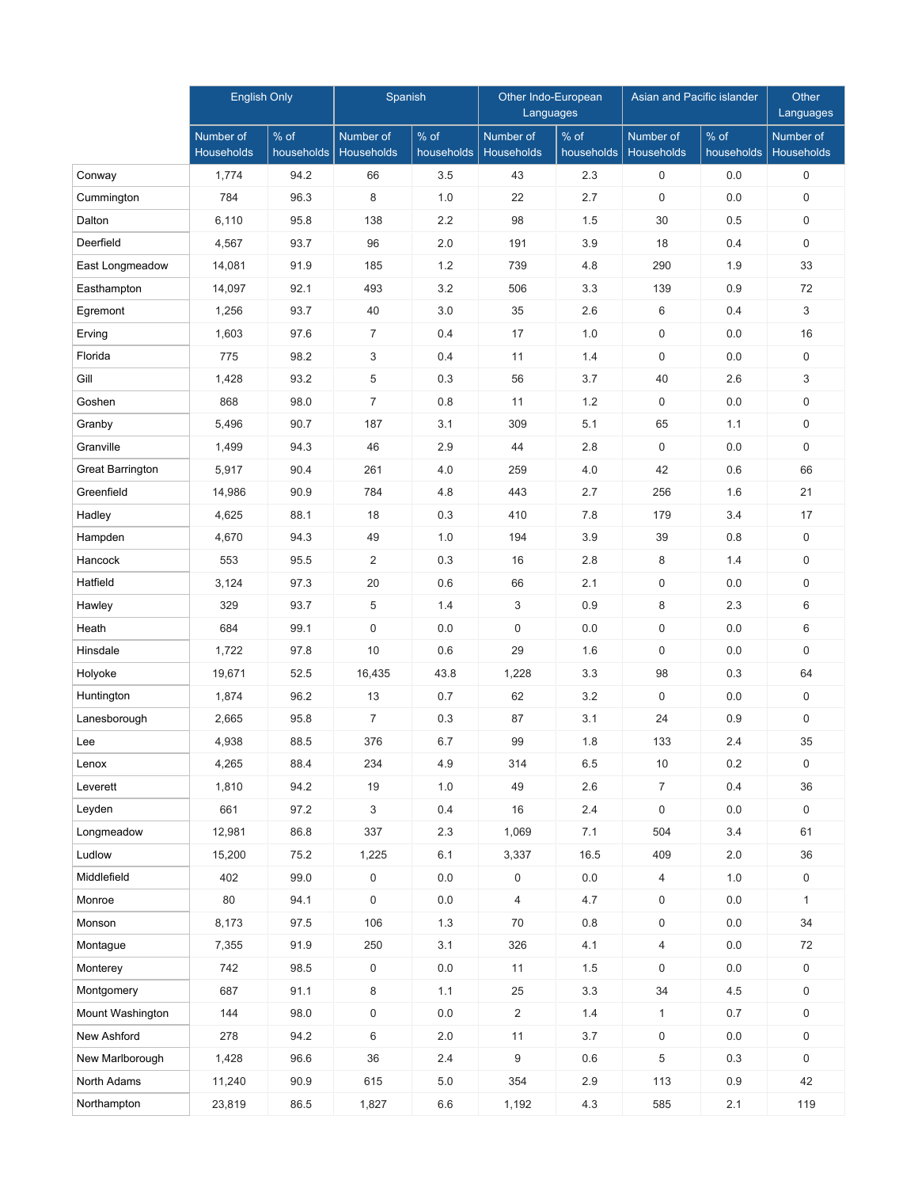| | English Only | | Spanish | | Other Indo-European Languages | | Asian and Pacific islander | | Other Languages |
|---|---|---|---|---|---|---|---|---|---|
| | Number of Households | % of households | Number of Households | % of households | Number of Households | % of households | Number of Households | % of households | Number of Households |
| Conway | 1,774 | 94.2 | 66 | 3.5 | 43 | 2.3 | 0 | 0.0 | 0 |
| Cummington | 784 | 96.3 | 8 | 1.0 | 22 | 2.7 | 0 | 0.0 | 0 |
| Dalton | 6,110 | 95.8 | 138 | 2.2 | 98 | 1.5 | 30 | 0.5 | 0 |
| Deerfield | 4,567 | 93.7 | 96 | 2.0 | 191 | 3.9 | 18 | 0.4 | 0 |
| East Longmeadow | 14,081 | 91.9 | 185 | 1.2 | 739 | 4.8 | 290 | 1.9 | 33 |
| Easthampton | 14,097 | 92.1 | 493 | 3.2 | 506 | 3.3 | 139 | 0.9 | 72 |
| Egremont | 1,256 | 93.7 | 40 | 3.0 | 35 | 2.6 | 6 | 0.4 | 3 |
| Erving | 1,603 | 97.6 | 7 | 0.4 | 17 | 1.0 | 0 | 0.0 | 16 |
| Florida | 775 | 98.2 | 3 | 0.4 | 11 | 1.4 | 0 | 0.0 | 0 |
| Gill | 1,428 | 93.2 | 5 | 0.3 | 56 | 3.7 | 40 | 2.6 | 3 |
| Goshen | 868 | 98.0 | 7 | 0.8 | 11 | 1.2 | 0 | 0.0 | 0 |
| Granby | 5,496 | 90.7 | 187 | 3.1 | 309 | 5.1 | 65 | 1.1 | 0 |
| Granville | 1,499 | 94.3 | 46 | 2.9 | 44 | 2.8 | 0 | 0.0 | 0 |
| Great Barrington | 5,917 | 90.4 | 261 | 4.0 | 259 | 4.0 | 42 | 0.6 | 66 |
| Greenfield | 14,986 | 90.9 | 784 | 4.8 | 443 | 2.7 | 256 | 1.6 | 21 |
| Hadley | 4,625 | 88.1 | 18 | 0.3 | 410 | 7.8 | 179 | 3.4 | 17 |
| Hampden | 4,670 | 94.3 | 49 | 1.0 | 194 | 3.9 | 39 | 0.8 | 0 |
| Hancock | 553 | 95.5 | 2 | 0.3 | 16 | 2.8 | 8 | 1.4 | 0 |
| Hatfield | 3,124 | 97.3 | 20 | 0.6 | 66 | 2.1 | 0 | 0.0 | 0 |
| Hawley | 329 | 93.7 | 5 | 1.4 | 3 | 0.9 | 8 | 2.3 | 6 |
| Heath | 684 | 99.1 | 0 | 0.0 | 0 | 0.0 | 0 | 0.0 | 6 |
| Hinsdale | 1,722 | 97.8 | 10 | 0.6 | 29 | 1.6 | 0 | 0.0 | 0 |
| Holyoke | 19,671 | 52.5 | 16,435 | 43.8 | 1,228 | 3.3 | 98 | 0.3 | 64 |
| Huntington | 1,874 | 96.2 | 13 | 0.7 | 62 | 3.2 | 0 | 0.0 | 0 |
| Lanesborough | 2,665 | 95.8 | 7 | 0.3 | 87 | 3.1 | 24 | 0.9 | 0 |
| Lee | 4,938 | 88.5 | 376 | 6.7 | 99 | 1.8 | 133 | 2.4 | 35 |
| Lenox | 4,265 | 88.4 | 234 | 4.9 | 314 | 6.5 | 10 | 0.2 | 0 |
| Leverett | 1,810 | 94.2 | 19 | 1.0 | 49 | 2.6 | 7 | 0.4 | 36 |
| Leyden | 661 | 97.2 | 3 | 0.4 | 16 | 2.4 | 0 | 0.0 | 0 |
| Longmeadow | 12,981 | 86.8 | 337 | 2.3 | 1,069 | 7.1 | 504 | 3.4 | 61 |
| Ludlow | 15,200 | 75.2 | 1,225 | 6.1 | 3,337 | 16.5 | 409 | 2.0 | 36 |
| Middlefield | 402 | 99.0 | 0 | 0.0 | 0 | 0.0 | 4 | 1.0 | 0 |
| Monroe | 80 | 94.1 | 0 | 0.0 | 4 | 4.7 | 0 | 0.0 | 1 |
| Monson | 8,173 | 97.5 | 106 | 1.3 | 70 | 0.8 | 0 | 0.0 | 34 |
| Montague | 7,355 | 91.9 | 250 | 3.1 | 326 | 4.1 | 4 | 0.0 | 72 |
| Monterey | 742 | 98.5 | 0 | 0.0 | 11 | 1.5 | 0 | 0.0 | 0 |
| Montgomery | 687 | 91.1 | 8 | 1.1 | 25 | 3.3 | 34 | 4.5 | 0 |
| Mount Washington | 144 | 98.0 | 0 | 0.0 | 2 | 1.4 | 1 | 0.7 | 0 |
| New Ashford | 278 | 94.2 | 6 | 2.0 | 11 | 3.7 | 0 | 0.0 | 0 |
| New Marlborough | 1,428 | 96.6 | 36 | 2.4 | 9 | 0.6 | 5 | 0.3 | 0 |
| North Adams | 11,240 | 90.9 | 615 | 5.0 | 354 | 2.9 | 113 | 0.9 | 42 |
| Northampton | 23,819 | 86.5 | 1,827 | 6.6 | 1,192 | 4.3 | 585 | 2.1 | 119 |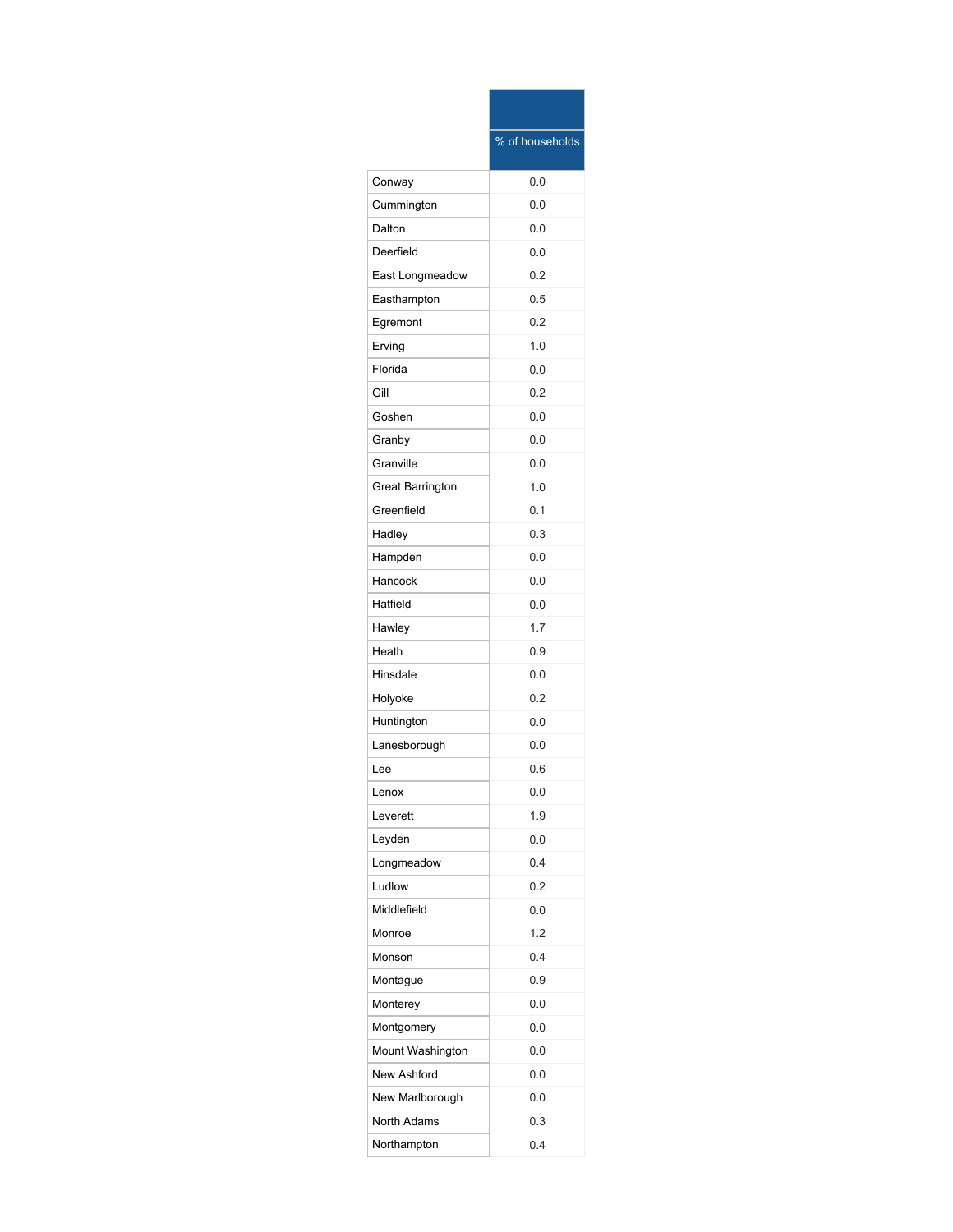| | % of households |
|---|---|
| Conway | 0.0 |
| Cummington | 0.0 |
| Dalton | 0.0 |
| Deerfield | 0.0 |
| East Longmeadow | 0.2 |
| Easthampton | 0.5 |
| Egremont | 0.2 |
| Erving | 1.0 |
| Florida | 0.0 |
| Gill | 0.2 |
| Goshen | 0.0 |
| Granby | 0.0 |
| Granville | 0.0 |
| Great Barrington | 1.0 |
| Greenfield | 0.1 |
| Hadley | 0.3 |
| Hampden | 0.0 |
| Hancock | 0.0 |
| Hatfield | 0.0 |
| Hawley | 1.7 |
| Heath | 0.9 |
| Hinsdale | 0.0 |
| Holyoke | 0.2 |
| Huntington | 0.0 |
| Lanesborough | 0.0 |
| Lee | 0.6 |
| Lenox | 0.0 |
| Leverett | 1.9 |
| Leyden | 0.0 |
| Longmeadow | 0.4 |
| Ludlow | 0.2 |
| Middlefield | 0.0 |
| Monroe | 1.2 |
| Monson | 0.4 |
| Montague | 0.9 |
| Monterey | 0.0 |
| Montgomery | 0.0 |
| Mount Washington | 0.0 |
| New Ashford | 0.0 |
| New Marlborough | 0.0 |
| North Adams | 0.3 |
| Northampton | 0.4 |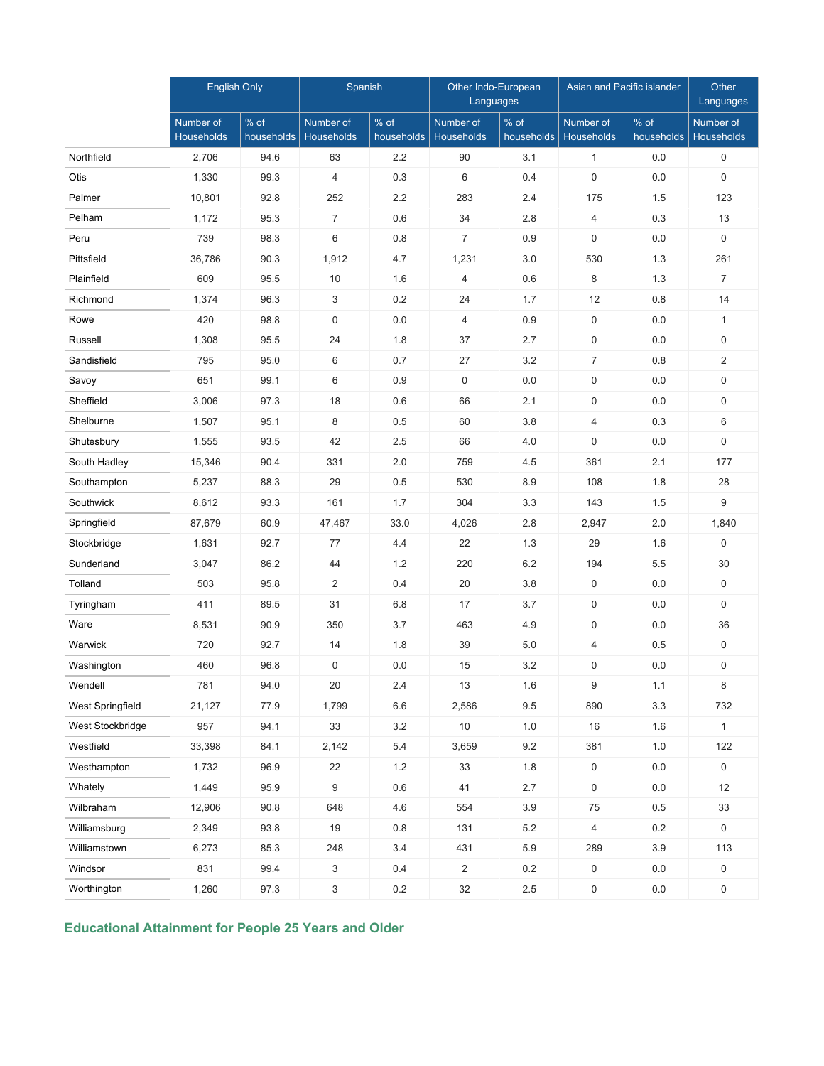| | English Only | | Spanish | | Other Indo-European Languages | | Asian and Pacific islander | | Other Languages |
|---|---|---|---|---|---|---|---|---|---|
| | Number of Households | % of households | Number of Households | % of households | Number of Households | % of households | Number of Households | % of households | Number of Households |
| Northfield | 2,706 | 94.6 | 63 | 2.2 | 90 | 3.1 | 1 | 0.0 | 0 |
| Otis | 1,330 | 99.3 | 4 | 0.3 | 6 | 0.4 | 0 | 0.0 | 0 |
| Palmer | 10,801 | 92.8 | 252 | 2.2 | 283 | 2.4 | 175 | 1.5 | 123 |
| Pelham | 1,172 | 95.3 | 7 | 0.6 | 34 | 2.8 | 4 | 0.3 | 13 |
| Peru | 739 | 98.3 | 6 | 0.8 | 7 | 0.9 | 0 | 0.0 | 0 |
| Pittsfield | 36,786 | 90.3 | 1,912 | 4.7 | 1,231 | 3.0 | 530 | 1.3 | 261 |
| Plainfield | 609 | 95.5 | 10 | 1.6 | 4 | 0.6 | 8 | 1.3 | 7 |
| Richmond | 1,374 | 96.3 | 3 | 0.2 | 24 | 1.7 | 12 | 0.8 | 14 |
| Rowe | 420 | 98.8 | 0 | 0.0 | 4 | 0.9 | 0 | 0.0 | 1 |
| Russell | 1,308 | 95.5 | 24 | 1.8 | 37 | 2.7 | 0 | 0.0 | 0 |
| Sandisfield | 795 | 95.0 | 6 | 0.7 | 27 | 3.2 | 7 | 0.8 | 2 |
| Savoy | 651 | 99.1 | 6 | 0.9 | 0 | 0.0 | 0 | 0.0 | 0 |
| Sheffield | 3,006 | 97.3 | 18 | 0.6 | 66 | 2.1 | 0 | 0.0 | 0 |
| Shelburne | 1,507 | 95.1 | 8 | 0.5 | 60 | 3.8 | 4 | 0.3 | 6 |
| Shutesbury | 1,555 | 93.5 | 42 | 2.5 | 66 | 4.0 | 0 | 0.0 | 0 |
| South Hadley | 15,346 | 90.4 | 331 | 2.0 | 759 | 4.5 | 361 | 2.1 | 177 |
| Southampton | 5,237 | 88.3 | 29 | 0.5 | 530 | 8.9 | 108 | 1.8 | 28 |
| Southwick | 8,612 | 93.3 | 161 | 1.7 | 304 | 3.3 | 143 | 1.5 | 9 |
| Springfield | 87,679 | 60.9 | 47,467 | 33.0 | 4,026 | 2.8 | 2,947 | 2.0 | 1,840 |
| Stockbridge | 1,631 | 92.7 | 77 | 4.4 | 22 | 1.3 | 29 | 1.6 | 0 |
| Sunderland | 3,047 | 86.2 | 44 | 1.2 | 220 | 6.2 | 194 | 5.5 | 30 |
| Tolland | 503 | 95.8 | 2 | 0.4 | 20 | 3.8 | 0 | 0.0 | 0 |
| Tyringham | 411 | 89.5 | 31 | 6.8 | 17 | 3.7 | 0 | 0.0 | 0 |
| Ware | 8,531 | 90.9 | 350 | 3.7 | 463 | 4.9 | 0 | 0.0 | 36 |
| Warwick | 720 | 92.7 | 14 | 1.8 | 39 | 5.0 | 4 | 0.5 | 0 |
| Washington | 460 | 96.8 | 0 | 0.0 | 15 | 3.2 | 0 | 0.0 | 0 |
| Wendell | 781 | 94.0 | 20 | 2.4 | 13 | 1.6 | 9 | 1.1 | 8 |
| West Springfield | 21,127 | 77.9 | 1,799 | 6.6 | 2,586 | 9.5 | 890 | 3.3 | 732 |
| West Stockbridge | 957 | 94.1 | 33 | 3.2 | 10 | 1.0 | 16 | 1.6 | 1 |
| Westfield | 33,398 | 84.1 | 2,142 | 5.4 | 3,659 | 9.2 | 381 | 1.0 | 122 |
| Westhampton | 1,732 | 96.9 | 22 | 1.2 | 33 | 1.8 | 0 | 0.0 | 0 |
| Whately | 1,449 | 95.9 | 9 | 0.6 | 41 | 2.7 | 0 | 0.0 | 12 |
| Wilbraham | 12,906 | 90.8 | 648 | 4.6 | 554 | 3.9 | 75 | 0.5 | 33 |
| Williamsburg | 2,349 | 93.8 | 19 | 0.8 | 131 | 5.2 | 4 | 0.2 | 0 |
| Williamstown | 6,273 | 85.3 | 248 | 3.4 | 431 | 5.9 | 289 | 3.9 | 113 |
| Windsor | 831 | 99.4 | 3 | 0.4 | 2 | 0.2 | 0 | 0.0 | 0 |
| Worthington | 1,260 | 97.3 | 3 | 0.2 | 32 | 2.5 | 0 | 0.0 | 0 |

## Educational Attainment for People 25 Years and Older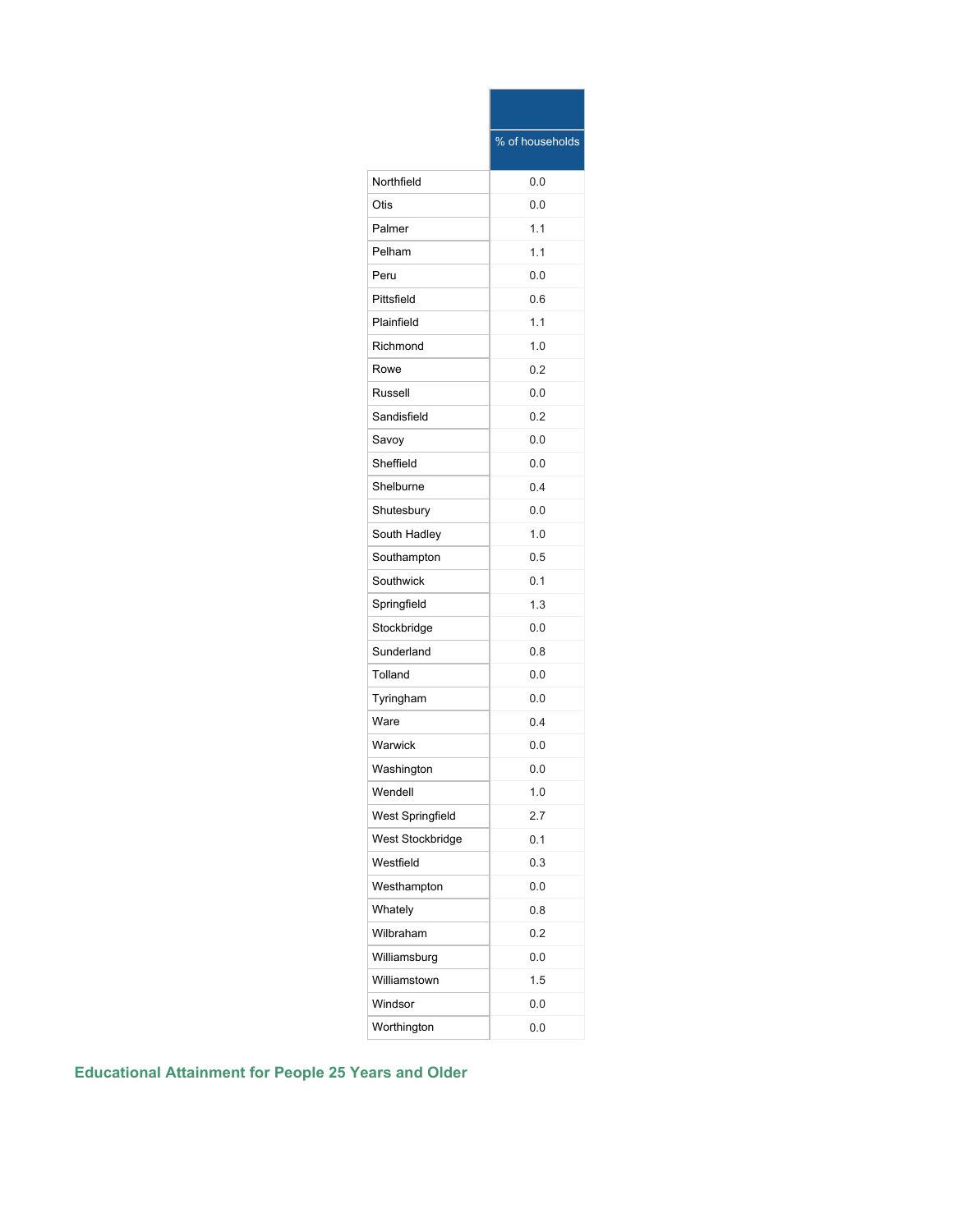| | % of households |
|---|---|
| Northfield | 0.0 |
| Otis | 0.0 |
| Palmer | 1.1 |
| Pelham | 1.1 |
| Peru | 0.0 |
| Pittsfield | 0.6 |
| Plainfield | 1.1 |
| Richmond | 1.0 |
| Rowe | 0.2 |
| Russell | 0.0 |
| Sandisfield | 0.2 |
| Savoy | 0.0 |
| Sheffield | 0.0 |
| Shelburne | 0.4 |
| Shutesbury | 0.0 |
| South Hadley | 1.0 |
| Southampton | 0.5 |
| Southwick | 0.1 |
| Springfield | 1.3 |
| Stockbridge | 0.0 |
| Sunderland | 0.8 |
| Tolland | 0.0 |
| Tyringham | 0.0 |
| Ware | 0.4 |
| Warwick | 0.0 |
| Washington | 0.0 |
| Wendell | 1.0 |
| West Springfield | 2.7 |
| West Stockbridge | 0.1 |
| Westfield | 0.3 |
| Westhampton | 0.0 |
| Whately | 0.8 |
| Wilbraham | 0.2 |
| Williamsburg | 0.0 |
| Williamstown | 1.5 |
| Windsor | 0.0 |
| Worthington | 0.0 |

## Educational Attainment for People 25 Years and Older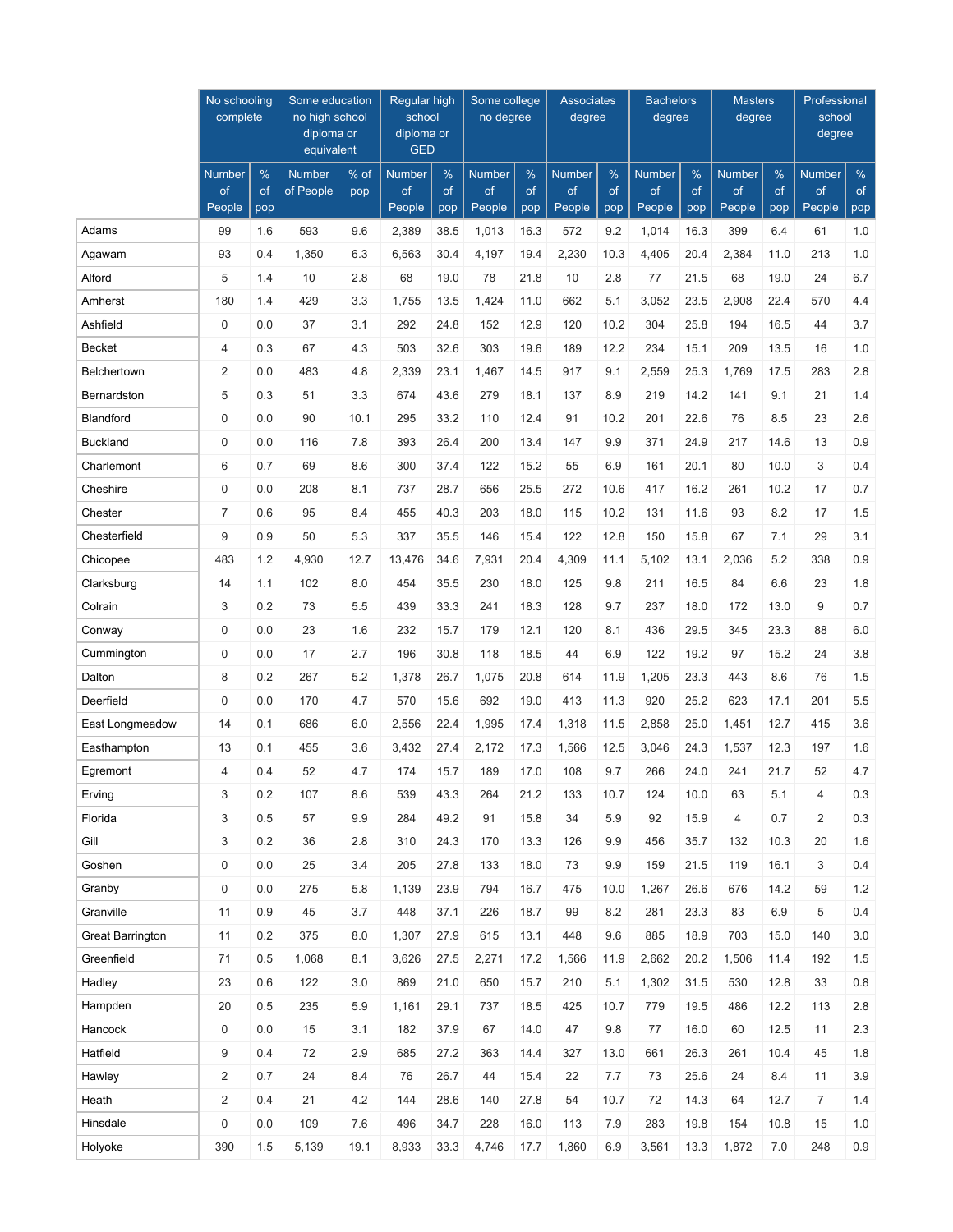| | No schooling complete | | Some education no high school diploma or equivalent | | Regular high school diploma or GED | | Some college no degree | | Associates degree | | Bachelors degree | | Masters degree | | Professional school degree | |
|---|---|---|---|---|---|---|---|---|---|---|---|---|---|---|---|---|
| | Number of People | % of pop | Number of People | % of pop | Number of People | % of pop | Number of People | % of pop | Number of People | % of pop | Number of People | % of pop | Number of People | % of pop | Number of People | % of pop |
| Adams | 99 | 1.6 | 593 | 9.6 | 2,389 | 38.5 | 1,013 | 16.3 | 572 | 9.2 | 1,014 | 16.3 | 399 | 6.4 | 61 | 1.0 |
| Agawam | 93 | 0.4 | 1,350 | 6.3 | 6,563 | 30.4 | 4,197 | 19.4 | 2,230 | 10.3 | 4,405 | 20.4 | 2,384 | 11.0 | 213 | 1.0 |
| Alford | 5 | 1.4 | 10 | 2.8 | 68 | 19.0 | 78 | 21.8 | 10 | 2.8 | 77 | 21.5 | 68 | 19.0 | 24 | 6.7 |
| Amherst | 180 | 1.4 | 429 | 3.3 | 1,755 | 13.5 | 1,424 | 11.0 | 662 | 5.1 | 3,052 | 23.5 | 2,908 | 22.4 | 570 | 4.4 |
| Ashfield | 0 | 0.0 | 37 | 3.1 | 292 | 24.8 | 152 | 12.9 | 120 | 10.2 | 304 | 25.8 | 194 | 16.5 | 44 | 3.7 |
| Becket | 4 | 0.3 | 67 | 4.3 | 503 | 32.6 | 303 | 19.6 | 189 | 12.2 | 234 | 15.1 | 209 | 13.5 | 16 | 1.0 |
| Belchertown | 2 | 0.0 | 483 | 4.8 | 2,339 | 23.1 | 1,467 | 14.5 | 917 | 9.1 | 2,559 | 25.3 | 1,769 | 17.5 | 283 | 2.8 |
| Bernardston | 5 | 0.3 | 51 | 3.3 | 674 | 43.6 | 279 | 18.1 | 137 | 8.9 | 219 | 14.2 | 141 | 9.1 | 21 | 1.4 |
| Blandford | 0 | 0.0 | 90 | 10.1 | 295 | 33.2 | 110 | 12.4 | 91 | 10.2 | 201 | 22.6 | 76 | 8.5 | 23 | 2.6 |
| Buckland | 0 | 0.0 | 116 | 7.8 | 393 | 26.4 | 200 | 13.4 | 147 | 9.9 | 371 | 24.9 | 217 | 14.6 | 13 | 0.9 |
| Charlemont | 6 | 0.7 | 69 | 8.6 | 300 | 37.4 | 122 | 15.2 | 55 | 6.9 | 161 | 20.1 | 80 | 10.0 | 3 | 0.4 |
| Cheshire | 0 | 0.0 | 208 | 8.1 | 737 | 28.7 | 656 | 25.5 | 272 | 10.6 | 417 | 16.2 | 261 | 10.2 | 17 | 0.7 |
| Chester | 7 | 0.6 | 95 | 8.4 | 455 | 40.3 | 203 | 18.0 | 115 | 10.2 | 131 | 11.6 | 93 | 8.2 | 17 | 1.5 |
| Chesterfield | 9 | 0.9 | 50 | 5.3 | 337 | 35.5 | 146 | 15.4 | 122 | 12.8 | 150 | 15.8 | 67 | 7.1 | 29 | 3.1 |
| Chicopee | 483 | 1.2 | 4,930 | 12.7 | 13,476 | 34.6 | 7,931 | 20.4 | 4,309 | 11.1 | 5,102 | 13.1 | 2,036 | 5.2 | 338 | 0.9 |
| Clarksburg | 14 | 1.1 | 102 | 8.0 | 454 | 35.5 | 230 | 18.0 | 125 | 9.8 | 211 | 16.5 | 84 | 6.6 | 23 | 1.8 |
| Colrain | 3 | 0.2 | 73 | 5.5 | 439 | 33.3 | 241 | 18.3 | 128 | 9.7 | 237 | 18.0 | 172 | 13.0 | 9 | 0.7 |
| Conway | 0 | 0.0 | 23 | 1.6 | 232 | 15.7 | 179 | 12.1 | 120 | 8.1 | 436 | 29.5 | 345 | 23.3 | 88 | 6.0 |
| Cummington | 0 | 0.0 | 17 | 2.7 | 196 | 30.8 | 118 | 18.5 | 44 | 6.9 | 122 | 19.2 | 97 | 15.2 | 24 | 3.8 |
| Dalton | 8 | 0.2 | 267 | 5.2 | 1,378 | 26.7 | 1,075 | 20.8 | 614 | 11.9 | 1,205 | 23.3 | 443 | 8.6 | 76 | 1.5 |
| Deerfield | 0 | 0.0 | 170 | 4.7 | 570 | 15.6 | 692 | 19.0 | 413 | 11.3 | 920 | 25.2 | 623 | 17.1 | 201 | 5.5 |
| East Longmeadow | 14 | 0.1 | 686 | 6.0 | 2,556 | 22.4 | 1,995 | 17.4 | 1,318 | 11.5 | 2,858 | 25.0 | 1,451 | 12.7 | 415 | 3.6 |
| Easthampton | 13 | 0.1 | 455 | 3.6 | 3,432 | 27.4 | 2,172 | 17.3 | 1,566 | 12.5 | 3,046 | 24.3 | 1,537 | 12.3 | 197 | 1.6 |
| Egremont | 4 | 0.4 | 52 | 4.7 | 174 | 15.7 | 189 | 17.0 | 108 | 9.7 | 266 | 24.0 | 241 | 21.7 | 52 | 4.7 |
| Erving | 3 | 0.2 | 107 | 8.6 | 539 | 43.3 | 264 | 21.2 | 133 | 10.7 | 124 | 10.0 | 63 | 5.1 | 4 | 0.3 |
| Florida | 3 | 0.5 | 57 | 9.9 | 284 | 49.2 | 91 | 15.8 | 34 | 5.9 | 92 | 15.9 | 4 | 0.7 | 2 | 0.3 |
| Gill | 3 | 0.2 | 36 | 2.8 | 310 | 24.3 | 170 | 13.3 | 126 | 9.9 | 456 | 35.7 | 132 | 10.3 | 20 | 1.6 |
| Goshen | 0 | 0.0 | 25 | 3.4 | 205 | 27.8 | 133 | 18.0 | 73 | 9.9 | 159 | 21.5 | 119 | 16.1 | 3 | 0.4 |
| Granby | 0 | 0.0 | 275 | 5.8 | 1,139 | 23.9 | 794 | 16.7 | 475 | 10.0 | 1,267 | 26.6 | 676 | 14.2 | 59 | 1.2 |
| Granville | 11 | 0.9 | 45 | 3.7 | 448 | 37.1 | 226 | 18.7 | 99 | 8.2 | 281 | 23.3 | 83 | 6.9 | 5 | 0.4 |
| Great Barrington | 11 | 0.2 | 375 | 8.0 | 1,307 | 27.9 | 615 | 13.1 | 448 | 9.6 | 885 | 18.9 | 703 | 15.0 | 140 | 3.0 |
| Greenfield | 71 | 0.5 | 1,068 | 8.1 | 3,626 | 27.5 | 2,271 | 17.2 | 1,566 | 11.9 | 2,662 | 20.2 | 1,506 | 11.4 | 192 | 1.5 |
| Hadley | 23 | 0.6 | 122 | 3.0 | 869 | 21.0 | 650 | 15.7 | 210 | 5.1 | 1,302 | 31.5 | 530 | 12.8 | 33 | 0.8 |
| Hampden | 20 | 0.5 | 235 | 5.9 | 1,161 | 29.1 | 737 | 18.5 | 425 | 10.7 | 779 | 19.5 | 486 | 12.2 | 113 | 2.8 |
| Hancock | 0 | 0.0 | 15 | 3.1 | 182 | 37.9 | 67 | 14.0 | 47 | 9.8 | 77 | 16.0 | 60 | 12.5 | 11 | 2.3 |
| Hatfield | 9 | 0.4 | 72 | 2.9 | 685 | 27.2 | 363 | 14.4 | 327 | 13.0 | 661 | 26.3 | 261 | 10.4 | 45 | 1.8 |
| Hawley | 2 | 0.7 | 24 | 8.4 | 76 | 26.7 | 44 | 15.4 | 22 | 7.7 | 73 | 25.6 | 24 | 8.4 | 11 | 3.9 |
| Heath | 2 | 0.4 | 21 | 4.2 | 144 | 28.6 | 140 | 27.8 | 54 | 10.7 | 72 | 14.3 | 64 | 12.7 | 7 | 1.4 |
| Hinsdale | 0 | 0.0 | 109 | 7.6 | 496 | 34.7 | 228 | 16.0 | 113 | 7.9 | 283 | 19.8 | 154 | 10.8 | 15 | 1.0 |
| Holyoke | 390 | 1.5 | 5,139 | 19.1 | 8,933 | 33.3 | 4,746 | 17.7 | 1,860 | 6.9 | 3,561 | 13.3 | 1,872 | 7.0 | 248 | 0.9 |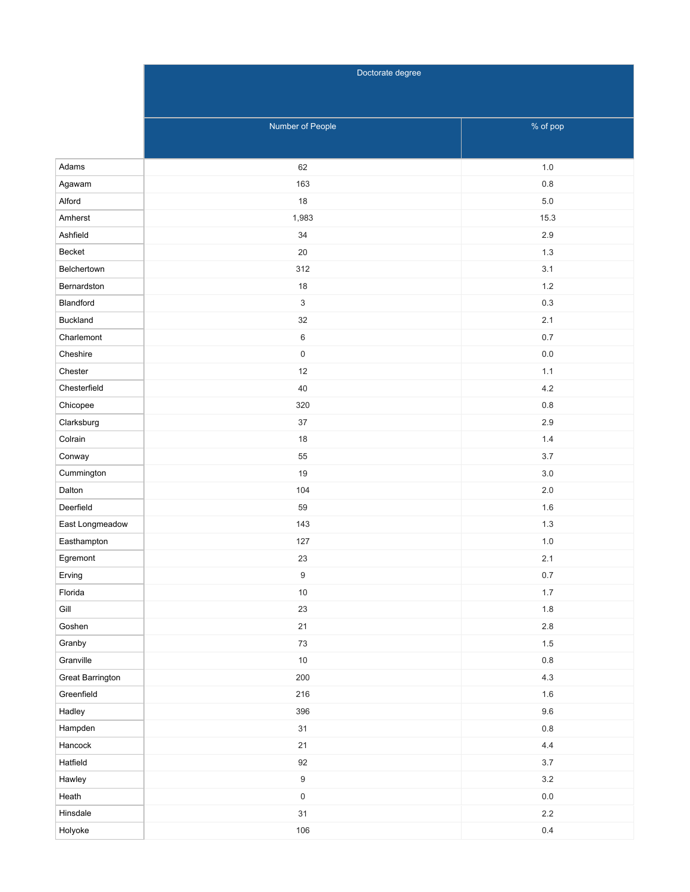| | Doctorate degree | |
|---|---|---|
| | Number of People | % of pop |
| Adams | 62 | 1.0 |
| Agawam | 163 | 0.8 |
| Alford | 18 | 5.0 |
| Amherst | 1,983 | 15.3 |
| Ashfield | 34 | 2.9 |
| Becket | 20 | 1.3 |
| Belchertown | 312 | 3.1 |
| Bernardston | 18 | 1.2 |
| Blandford | 3 | 0.3 |
| Buckland | 32 | 2.1 |
| Charlemont | 6 | 0.7 |
| Cheshire | 0 | 0.0 |
| Chester | 12 | 1.1 |
| Chesterfield | 40 | 4.2 |
| Chicopee | 320 | 0.8 |
| Clarksburg | 37 | 2.9 |
| Colrain | 18 | 1.4 |
| Conway | 55 | 3.7 |
| Cummington | 19 | 3.0 |
| Dalton | 104 | 2.0 |
| Deerfield | 59 | 1.6 |
| East Longmeadow | 143 | 1.3 |
| Easthampton | 127 | 1.0 |
| Egremont | 23 | 2.1 |
| Erving | 9 | 0.7 |
| Florida | 10 | 1.7 |
| Gill | 23 | 1.8 |
| Goshen | 21 | 2.8 |
| Granby | 73 | 1.5 |
| Granville | 10 | 0.8 |
| Great Barrington | 200 | 4.3 |
| Greenfield | 216 | 1.6 |
| Hadley | 396 | 9.6 |
| Hampden | 31 | 0.8 |
| Hancock | 21 | 4.4 |
| Hatfield | 92 | 3.7 |
| Hawley | 9 | 3.2 |
| Heath | 0 | 0.0 |
| Hinsdale | 31 | 2.2 |
| Holyoke | 106 | 0.4 |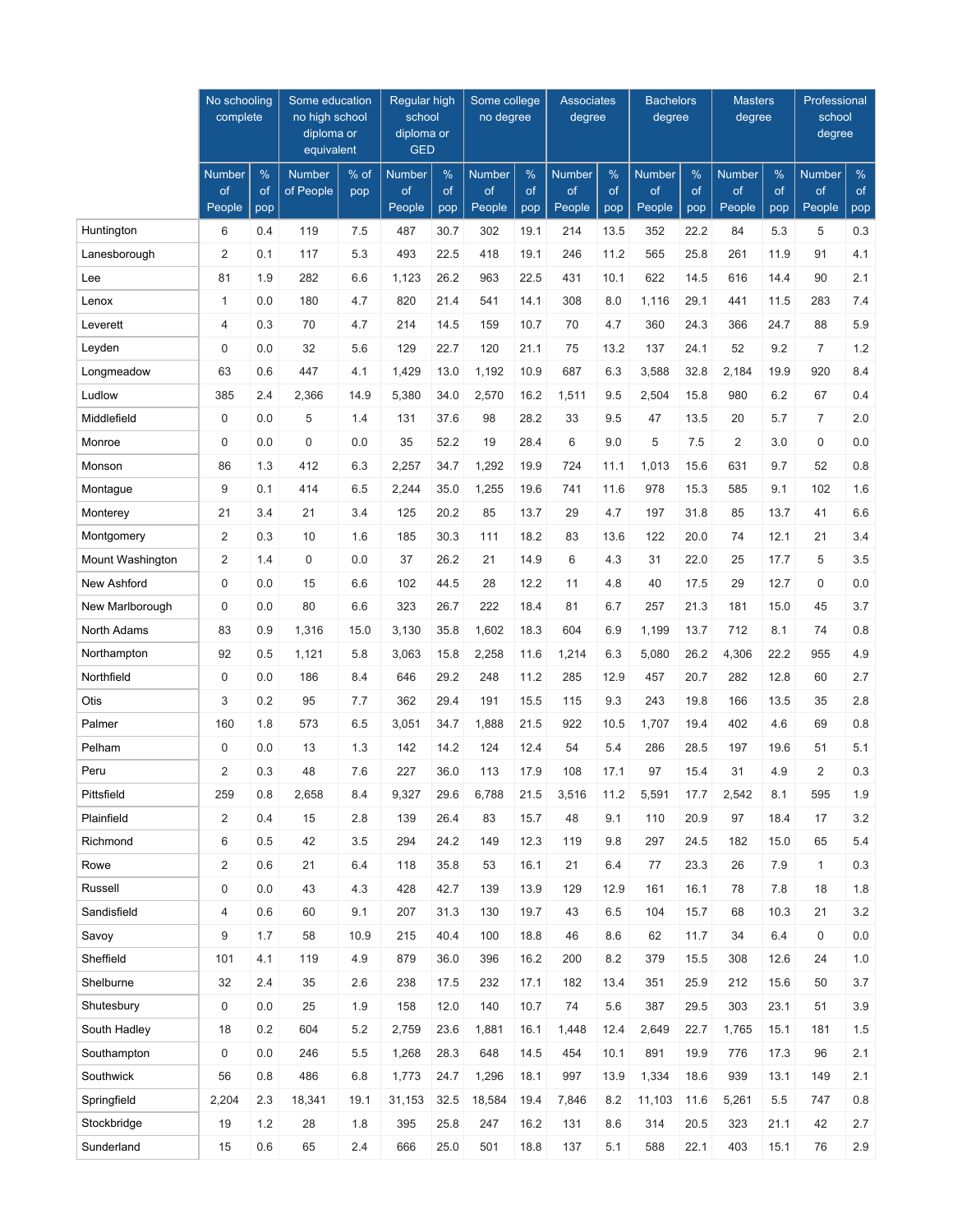| | No schooling complete | | Some education no high school diploma or equivalent | | Regular high school diploma or GED | | Some college no degree | | Associates degree | | Bachelors degree | | Masters degree | | Professional school degree | |
|---|---|---|---|---|---|---|---|---|---|---|---|---|---|---|---|---|
| | Number of People | % of pop | Number of People | % of pop | Number of People | % of pop | Number of People | % of pop | Number of People | % of pop | Number of People | % of pop | Number of People | % of pop | Number of People | % of pop |
| Huntington | 6 | 0.4 | 119 | 7.5 | 487 | 30.7 | 302 | 19.1 | 214 | 13.5 | 352 | 22.2 | 84 | 5.3 | 5 | 0.3 |
| Lanesborough | 2 | 0.1 | 117 | 5.3 | 493 | 22.5 | 418 | 19.1 | 246 | 11.2 | 565 | 25.8 | 261 | 11.9 | 91 | 4.1 |
| Lee | 81 | 1.9 | 282 | 6.6 | 1,123 | 26.2 | 963 | 22.5 | 431 | 10.1 | 622 | 14.5 | 616 | 14.4 | 90 | 2.1 |
| Lenox | 1 | 0.0 | 180 | 4.7 | 820 | 21.4 | 541 | 14.1 | 308 | 8.0 | 1,116 | 29.1 | 441 | 11.5 | 283 | 7.4 |
| Leverett | 4 | 0.3 | 70 | 4.7 | 214 | 14.5 | 159 | 10.7 | 70 | 4.7 | 360 | 24.3 | 366 | 24.7 | 88 | 5.9 |
| Leyden | 0 | 0.0 | 32 | 5.6 | 129 | 22.7 | 120 | 21.1 | 75 | 13.2 | 137 | 24.1 | 52 | 9.2 | 7 | 1.2 |
| Longmeadow | 63 | 0.6 | 447 | 4.1 | 1,429 | 13.0 | 1,192 | 10.9 | 687 | 6.3 | 3,588 | 32.8 | 2,184 | 19.9 | 920 | 8.4 |
| Ludlow | 385 | 2.4 | 2,366 | 14.9 | 5,380 | 34.0 | 2,570 | 16.2 | 1,511 | 9.5 | 2,504 | 15.8 | 980 | 6.2 | 67 | 0.4 |
| Middlefield | 0 | 0.0 | 5 | 1.4 | 131 | 37.6 | 98 | 28.2 | 33 | 9.5 | 47 | 13.5 | 20 | 5.7 | 7 | 2.0 |
| Monroe | 0 | 0.0 | 0 | 0.0 | 35 | 52.2 | 19 | 28.4 | 6 | 9.0 | 5 | 7.5 | 2 | 3.0 | 0 | 0.0 |
| Monson | 86 | 1.3 | 412 | 6.3 | 2,257 | 34.7 | 1,292 | 19.9 | 724 | 11.1 | 1,013 | 15.6 | 631 | 9.7 | 52 | 0.8 |
| Montague | 9 | 0.1 | 414 | 6.5 | 2,244 | 35.0 | 1,255 | 19.6 | 741 | 11.6 | 978 | 15.3 | 585 | 9.1 | 102 | 1.6 |
| Monterey | 21 | 3.4 | 21 | 3.4 | 125 | 20.2 | 85 | 13.7 | 29 | 4.7 | 197 | 31.8 | 85 | 13.7 | 41 | 6.6 |
| Montgomery | 2 | 0.3 | 10 | 1.6 | 185 | 30.3 | 111 | 18.2 | 83 | 13.6 | 122 | 20.0 | 74 | 12.1 | 21 | 3.4 |
| Mount Washington | 2 | 1.4 | 0 | 0.0 | 37 | 26.2 | 21 | 14.9 | 6 | 4.3 | 31 | 22.0 | 25 | 17.7 | 5 | 3.5 |
| New Ashford | 0 | 0.0 | 15 | 6.6 | 102 | 44.5 | 28 | 12.2 | 11 | 4.8 | 40 | 17.5 | 29 | 12.7 | 0 | 0.0 |
| New Marlborough | 0 | 0.0 | 80 | 6.6 | 323 | 26.7 | 222 | 18.4 | 81 | 6.7 | 257 | 21.3 | 181 | 15.0 | 45 | 3.7 |
| North Adams | 83 | 0.9 | 1,316 | 15.0 | 3,130 | 35.8 | 1,602 | 18.3 | 604 | 6.9 | 1,199 | 13.7 | 712 | 8.1 | 74 | 0.8 |
| Northampton | 92 | 0.5 | 1,121 | 5.8 | 3,063 | 15.8 | 2,258 | 11.6 | 1,214 | 6.3 | 5,080 | 26.2 | 4,306 | 22.2 | 955 | 4.9 |
| Northfield | 0 | 0.0 | 186 | 8.4 | 646 | 29.2 | 248 | 11.2 | 285 | 12.9 | 457 | 20.7 | 282 | 12.8 | 60 | 2.7 |
| Otis | 3 | 0.2 | 95 | 7.7 | 362 | 29.4 | 191 | 15.5 | 115 | 9.3 | 243 | 19.8 | 166 | 13.5 | 35 | 2.8 |
| Palmer | 160 | 1.8 | 573 | 6.5 | 3,051 | 34.7 | 1,888 | 21.5 | 922 | 10.5 | 1,707 | 19.4 | 402 | 4.6 | 69 | 0.8 |
| Pelham | 0 | 0.0 | 13 | 1.3 | 142 | 14.2 | 124 | 12.4 | 54 | 5.4 | 286 | 28.5 | 197 | 19.6 | 51 | 5.1 |
| Peru | 2 | 0.3 | 48 | 7.6 | 227 | 36.0 | 113 | 17.9 | 108 | 17.1 | 97 | 15.4 | 31 | 4.9 | 2 | 0.3 |
| Pittsfield | 259 | 0.8 | 2,658 | 8.4 | 9,327 | 29.6 | 6,788 | 21.5 | 3,516 | 11.2 | 5,591 | 17.7 | 2,542 | 8.1 | 595 | 1.9 |
| Plainfield | 2 | 0.4 | 15 | 2.8 | 139 | 26.4 | 83 | 15.7 | 48 | 9.1 | 110 | 20.9 | 97 | 18.4 | 17 | 3.2 |
| Richmond | 6 | 0.5 | 42 | 3.5 | 294 | 24.2 | 149 | 12.3 | 119 | 9.8 | 297 | 24.5 | 182 | 15.0 | 65 | 5.4 |
| Rowe | 2 | 0.6 | 21 | 6.4 | 118 | 35.8 | 53 | 16.1 | 21 | 6.4 | 77 | 23.3 | 26 | 7.9 | 1 | 0.3 |
| Russell | 0 | 0.0 | 43 | 4.3 | 428 | 42.7 | 139 | 13.9 | 129 | 12.9 | 161 | 16.1 | 78 | 7.8 | 18 | 1.8 |
| Sandisfield | 4 | 0.6 | 60 | 9.1 | 207 | 31.3 | 130 | 19.7 | 43 | 6.5 | 104 | 15.7 | 68 | 10.3 | 21 | 3.2 |
| Savoy | 9 | 1.7 | 58 | 10.9 | 215 | 40.4 | 100 | 18.8 | 46 | 8.6 | 62 | 11.7 | 34 | 6.4 | 0 | 0.0 |
| Sheffield | 101 | 4.1 | 119 | 4.9 | 879 | 36.0 | 396 | 16.2 | 200 | 8.2 | 379 | 15.5 | 308 | 12.6 | 24 | 1.0 |
| Shelburne | 32 | 2.4 | 35 | 2.6 | 238 | 17.5 | 232 | 17.1 | 182 | 13.4 | 351 | 25.9 | 212 | 15.6 | 50 | 3.7 |
| Shutesbury | 0 | 0.0 | 25 | 1.9 | 158 | 12.0 | 140 | 10.7 | 74 | 5.6 | 387 | 29.5 | 303 | 23.1 | 51 | 3.9 |
| South Hadley | 18 | 0.2 | 604 | 5.2 | 2,759 | 23.6 | 1,881 | 16.1 | 1,448 | 12.4 | 2,649 | 22.7 | 1,765 | 15.1 | 181 | 1.5 |
| Southampton | 0 | 0.0 | 246 | 5.5 | 1,268 | 28.3 | 648 | 14.5 | 454 | 10.1 | 891 | 19.9 | 776 | 17.3 | 96 | 2.1 |
| Southwick | 56 | 0.8 | 486 | 6.8 | 1,773 | 24.7 | 1,296 | 18.1 | 997 | 13.9 | 1,334 | 18.6 | 939 | 13.1 | 149 | 2.1 |
| Springfield | 2,204 | 2.3 | 18,341 | 19.1 | 31,153 | 32.5 | 18,584 | 19.4 | 7,846 | 8.2 | 11,103 | 11.6 | 5,261 | 5.5 | 747 | 0.8 |
| Stockbridge | 19 | 1.2 | 28 | 1.8 | 395 | 25.8 | 247 | 16.2 | 131 | 8.6 | 314 | 20.5 | 323 | 21.1 | 42 | 2.7 |
| Sunderland | 15 | 0.6 | 65 | 2.4 | 666 | 25.0 | 501 | 18.8 | 137 | 5.1 | 588 | 22.1 | 403 | 15.1 | 76 | 2.9 |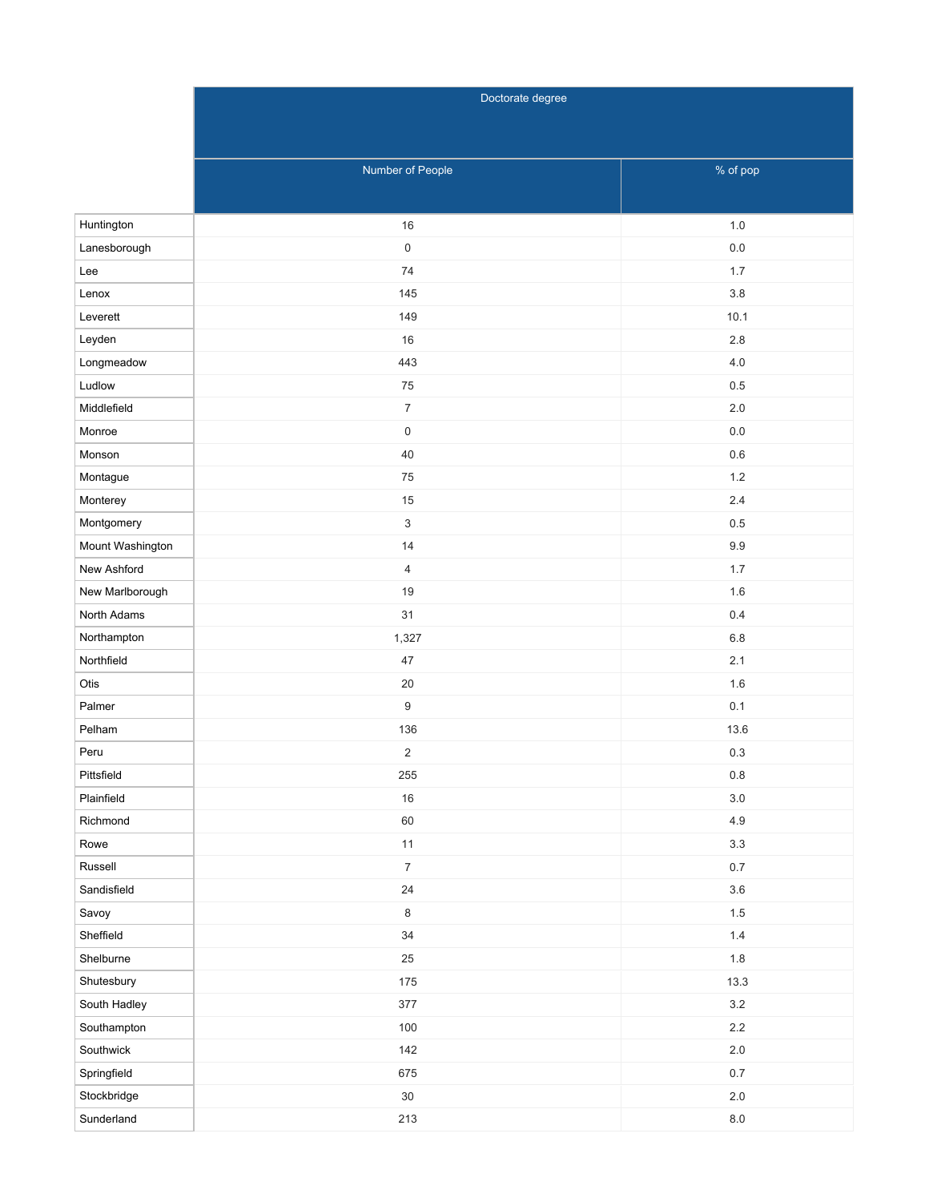| | Doctorate degree | |
|---|---|---|
| | Number of People | % of pop |
| Huntington | 16 | 1.0 |
| Lanesborough | 0 | 0.0 |
| Lee | 74 | 1.7 |
| Lenox | 145 | 3.8 |
| Leverett | 149 | 10.1 |
| Leyden | 16 | 2.8 |
| Longmeadow | 443 | 4.0 |
| Ludlow | 75 | 0.5 |
| Middlefield | 7 | 2.0 |
| Monroe | 0 | 0.0 |
| Monson | 40 | 0.6 |
| Montague | 75 | 1.2 |
| Monterey | 15 | 2.4 |
| Montgomery | 3 | 0.5 |
| Mount Washington | 14 | 9.9 |
| New Ashford | 4 | 1.7 |
| New Marlborough | 19 | 1.6 |
| North Adams | 31 | 0.4 |
| Northampton | 1,327 | 6.8 |
| Northfield | 47 | 2.1 |
| Otis | 20 | 1.6 |
| Palmer | 9 | 0.1 |
| Pelham | 136 | 13.6 |
| Peru | 2 | 0.3 |
| Pittsfield | 255 | 0.8 |
| Plainfield | 16 | 3.0 |
| Richmond | 60 | 4.9 |
| Rowe | 11 | 3.3 |
| Russell | 7 | 0.7 |
| Sandisfield | 24 | 3.6 |
| Savoy | 8 | 1.5 |
| Sheffield | 34 | 1.4 |
| Shelburne | 25 | 1.8 |
| Shutesbury | 175 | 13.3 |
| South Hadley | 377 | 3.2 |
| Southampton | 100 | 2.2 |
| Southwick | 142 | 2.0 |
| Springfield | 675 | 0.7 |
| Stockbridge | 30 | 2.0 |
| Sunderland | 213 | 8.0 |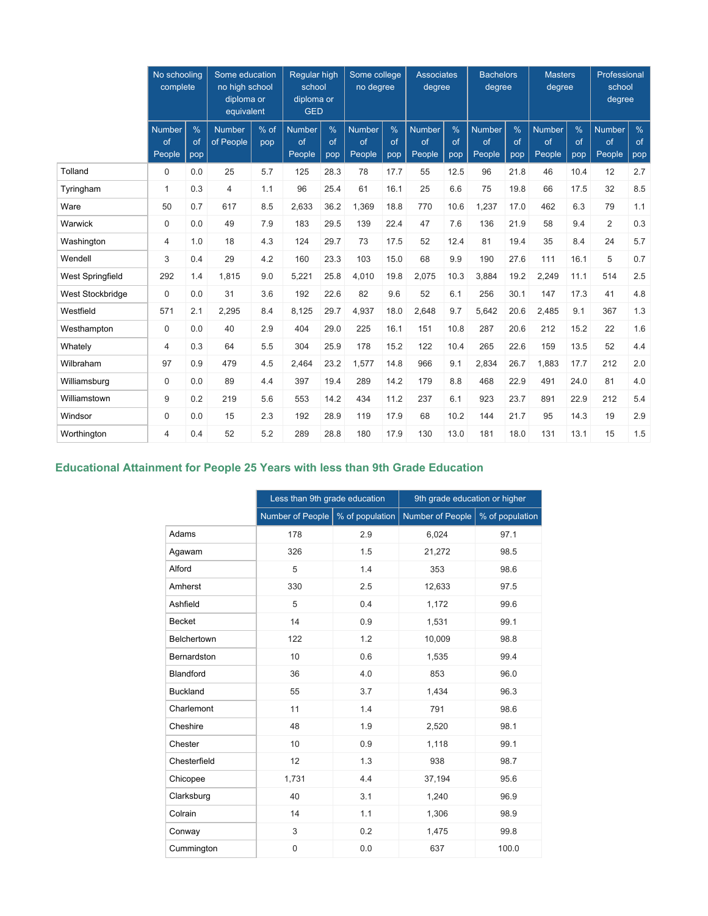| | No schooling complete | | Some education no high school diploma or equivalent | | Regular high school diploma or GED | | Some college no degree | | Associates degree | | Bachelors degree | | Masters degree | | Professional school degree | |
|---|---|---|---|---|---|---|---|---|---|---|---|---|---|---|---|---|
| | Number of People | % of pop | Number of People | % of pop | Number of People | % of pop | Number of People | % of pop | Number of People | % of pop | Number of People | % of pop | Number of People | % of pop | Number of People | % of pop |
| Tolland | 0 | 0.0 | 25 | 5.7 | 125 | 28.3 | 78 | 17.7 | 55 | 12.5 | 96 | 21.8 | 46 | 10.4 | 12 | 2.7 |
| Tyringham | 1 | 0.3 | 4 | 1.1 | 96 | 25.4 | 61 | 16.1 | 25 | 6.6 | 75 | 19.8 | 66 | 17.5 | 32 | 8.5 |
| Ware | 50 | 0.7 | 617 | 8.5 | 2,633 | 36.2 | 1,369 | 18.8 | 770 | 10.6 | 1,237 | 17.0 | 462 | 6.3 | 79 | 1.1 |
| Warwick | 0 | 0.0 | 49 | 7.9 | 183 | 29.5 | 139 | 22.4 | 47 | 7.6 | 136 | 21.9 | 58 | 9.4 | 2 | 0.3 |
| Washington | 4 | 1.0 | 18 | 4.3 | 124 | 29.7 | 73 | 17.5 | 52 | 12.4 | 81 | 19.4 | 35 | 8.4 | 24 | 5.7 |
| Wendell | 3 | 0.4 | 29 | 4.2 | 160 | 23.3 | 103 | 15.0 | 68 | 9.9 | 190 | 27.6 | 111 | 16.1 | 5 | 0.7 |
| West Springfield | 292 | 1.4 | 1,815 | 9.0 | 5,221 | 25.8 | 4,010 | 19.8 | 2,075 | 10.3 | 3,884 | 19.2 | 2,249 | 11.1 | 514 | 2.5 |
| West Stockbridge | 0 | 0.0 | 31 | 3.6 | 192 | 22.6 | 82 | 9.6 | 52 | 6.1 | 256 | 30.1 | 147 | 17.3 | 41 | 4.8 |
| Westfield | 571 | 2.1 | 2,295 | 8.4 | 8,125 | 29.7 | 4,937 | 18.0 | 2,648 | 9.7 | 5,642 | 20.6 | 2,485 | 9.1 | 367 | 1.3 |
| Westhampton | 0 | 0.0 | 40 | 2.9 | 404 | 29.0 | 225 | 16.1 | 151 | 10.8 | 287 | 20.6 | 212 | 15.2 | 22 | 1.6 |
| Whately | 4 | 0.3 | 64 | 5.5 | 304 | 25.9 | 178 | 15.2 | 122 | 10.4 | 265 | 22.6 | 159 | 13.5 | 52 | 4.4 |
| Wilbraham | 97 | 0.9 | 479 | 4.5 | 2,464 | 23.2 | 1,577 | 14.8 | 966 | 9.1 | 2,834 | 26.7 | 1,883 | 17.7 | 212 | 2.0 |
| Williamsburg | 0 | 0.0 | 89 | 4.4 | 397 | 19.4 | 289 | 14.2 | 179 | 8.8 | 468 | 22.9 | 491 | 24.0 | 81 | 4.0 |
| Williamstown | 9 | 0.2 | 219 | 5.6 | 553 | 14.2 | 434 | 11.2 | 237 | 6.1 | 923 | 23.7 | 891 | 22.9 | 212 | 5.4 |
| Windsor | 0 | 0.0 | 15 | 2.3 | 192 | 28.9 | 119 | 17.9 | 68 | 10.2 | 144 | 21.7 | 95 | 14.3 | 19 | 2.9 |
| Worthington | 4 | 0.4 | 52 | 5.2 | 289 | 28.8 | 180 | 17.9 | 130 | 13.0 | 181 | 18.0 | 131 | 13.1 | 15 | 1.5 |

## Educational Attainment for People 25 Years with less than 9th Grade Education

| | Less than 9th grade education | | 9th grade education or higher | |
|---|---|---|---|---|
| | Number of People | % of population | Number of People | % of population |
| Adams | 178 | 2.9 | 6,024 | 97.1 |
| Agawam | 326 | 1.5 | 21,272 | 98.5 |
| Alford | 5 | 1.4 | 353 | 98.6 |
| Amherst | 330 | 2.5 | 12,633 | 97.5 |
| Ashfield | 5 | 0.4 | 1,172 | 99.6 |
| Becket | 14 | 0.9 | 1,531 | 99.1 |
| Belchertown | 122 | 1.2 | 10,009 | 98.8 |
| Bernardston | 10 | 0.6 | 1,535 | 99.4 |
| Blandford | 36 | 4.0 | 853 | 96.0 |
| Buckland | 55 | 3.7 | 1,434 | 96.3 |
| Charlemont | 11 | 1.4 | 791 | 98.6 |
| Cheshire | 48 | 1.9 | 2,520 | 98.1 |
| Chester | 10 | 0.9 | 1,118 | 99.1 |
| Chesterfield | 12 | 1.3 | 938 | 98.7 |
| Chicopee | 1,731 | 4.4 | 37,194 | 95.6 |
| Clarksburg | 40 | 3.1 | 1,240 | 96.9 |
| Colrain | 14 | 1.1 | 1,306 | 98.9 |
| Conway | 3 | 0.2 | 1,475 | 99.8 |
| Cummington | 0 | 0.0 | 637 | 100.0 |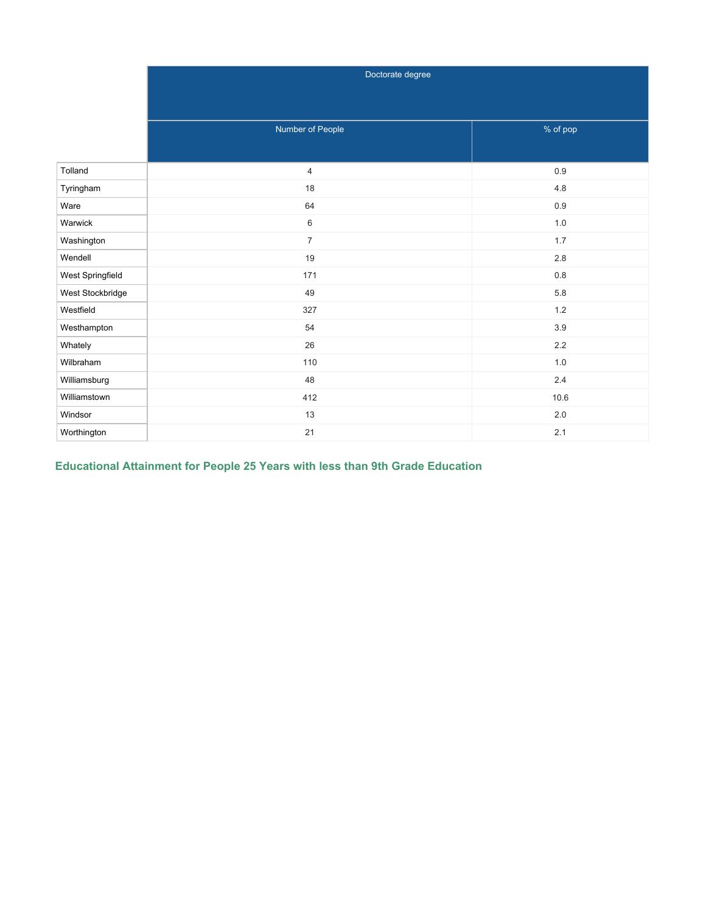| | Doctorate degree | |
|---|---|---|
| | Number of People | % of pop |
| Tolland | 4 | 0.9 |
| Tyringham | 18 | 4.8 |
| Ware | 64 | 0.9 |
| Warwick | 6 | 1.0 |
| Washington | 7 | 1.7 |
| Wendell | 19 | 2.8 |
| West Springfield | 171 | 0.8 |
| West Stockbridge | 49 | 5.8 |
| Westfield | 327 | 1.2 |
| Westhampton | 54 | 3.9 |
| Whately | 26 | 2.2 |
| Wilbraham | 110 | 1.0 |
| Williamsburg | 48 | 2.4 |
| Williamstown | 412 | 10.6 |
| Windsor | 13 | 2.0 |
| Worthington | 21 | 2.1 |

## Educational Attainment for People 25 Years with less than 9th Grade Education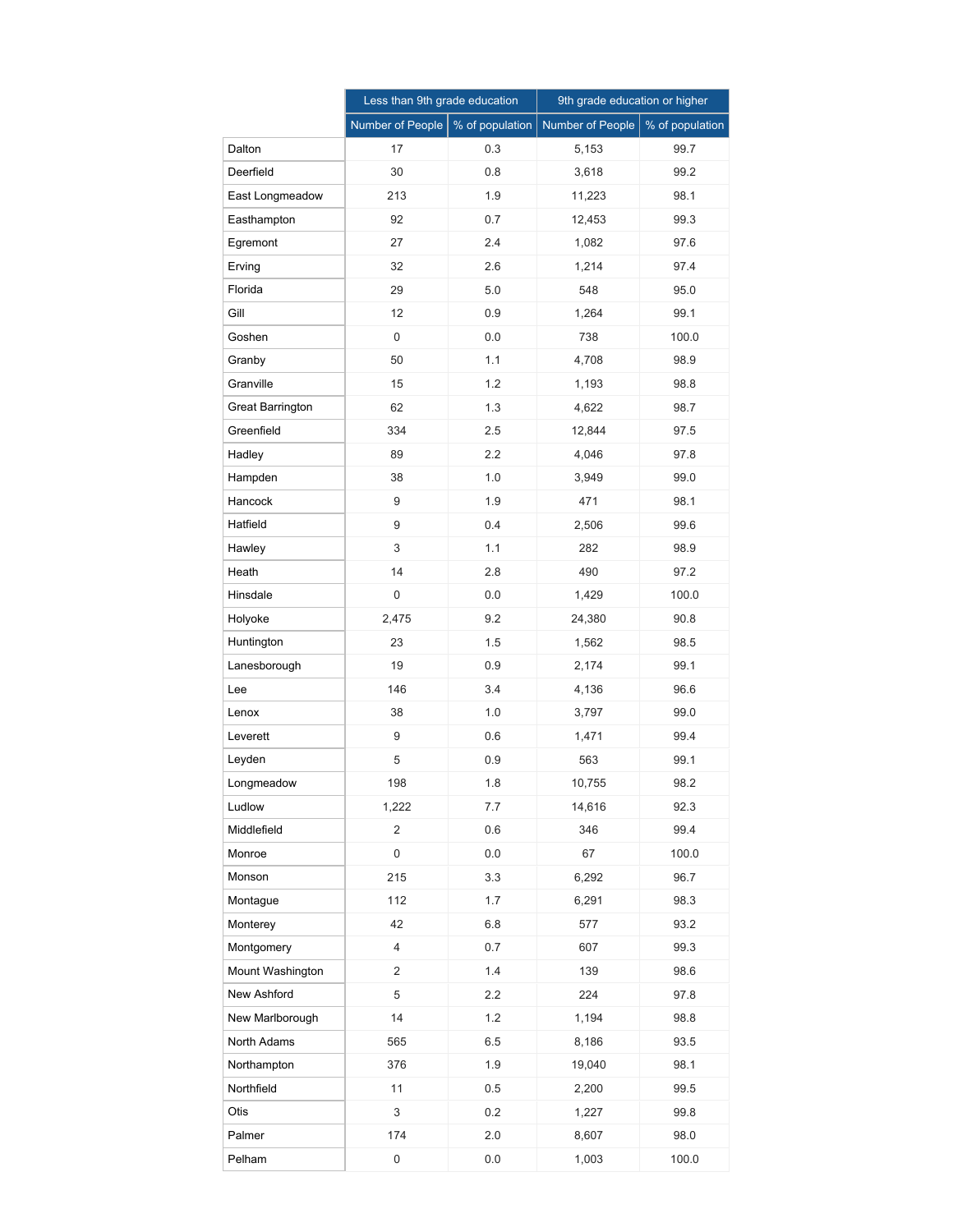| | Less than 9th grade education | | 9th grade education or higher | |
|---|---|---|---|---|
| | Number of People | % of population | Number of People | % of population |
| Dalton | 17 | 0.3 | 5,153 | 99.7 |
| Deerfield | 30 | 0.8 | 3,618 | 99.2 |
| East Longmeadow | 213 | 1.9 | 11,223 | 98.1 |
| Easthampton | 92 | 0.7 | 12,453 | 99.3 |
| Egremont | 27 | 2.4 | 1,082 | 97.6 |
| Erving | 32 | 2.6 | 1,214 | 97.4 |
| Florida | 29 | 5.0 | 548 | 95.0 |
| Gill | 12 | 0.9 | 1,264 | 99.1 |
| Goshen | 0 | 0.0 | 738 | 100.0 |
| Granby | 50 | 1.1 | 4,708 | 98.9 |
| Granville | 15 | 1.2 | 1,193 | 98.8 |
| Great Barrington | 62 | 1.3 | 4,622 | 98.7 |
| Greenfield | 334 | 2.5 | 12,844 | 97.5 |
| Hadley | 89 | 2.2 | 4,046 | 97.8 |
| Hampden | 38 | 1.0 | 3,949 | 99.0 |
| Hancock | 9 | 1.9 | 471 | 98.1 |
| Hatfield | 9 | 0.4 | 2,506 | 99.6 |
| Hawley | 3 | 1.1 | 282 | 98.9 |
| Heath | 14 | 2.8 | 490 | 97.2 |
| Hinsdale | 0 | 0.0 | 1,429 | 100.0 |
| Holyoke | 2,475 | 9.2 | 24,380 | 90.8 |
| Huntington | 23 | 1.5 | 1,562 | 98.5 |
| Lanesborough | 19 | 0.9 | 2,174 | 99.1 |
| Lee | 146 | 3.4 | 4,136 | 96.6 |
| Lenox | 38 | 1.0 | 3,797 | 99.0 |
| Leverett | 9 | 0.6 | 1,471 | 99.4 |
| Leyden | 5 | 0.9 | 563 | 99.1 |
| Longmeadow | 198 | 1.8 | 10,755 | 98.2 |
| Ludlow | 1,222 | 7.7 | 14,616 | 92.3 |
| Middlefield | 2 | 0.6 | 346 | 99.4 |
| Monroe | 0 | 0.0 | 67 | 100.0 |
| Monson | 215 | 3.3 | 6,292 | 96.7 |
| Montague | 112 | 1.7 | 6,291 | 98.3 |
| Monterey | 42 | 6.8 | 577 | 93.2 |
| Montgomery | 4 | 0.7 | 607 | 99.3 |
| Mount Washington | 2 | 1.4 | 139 | 98.6 |
| New Ashford | 5 | 2.2 | 224 | 97.8 |
| New Marlborough | 14 | 1.2 | 1,194 | 98.8 |
| North Adams | 565 | 6.5 | 8,186 | 93.5 |
| Northampton | 376 | 1.9 | 19,040 | 98.1 |
| Northfield | 11 | 0.5 | 2,200 | 99.5 |
| Otis | 3 | 0.2 | 1,227 | 99.8 |
| Palmer | 174 | 2.0 | 8,607 | 98.0 |
| Pelham | 0 | 0.0 | 1,003 | 100.0 |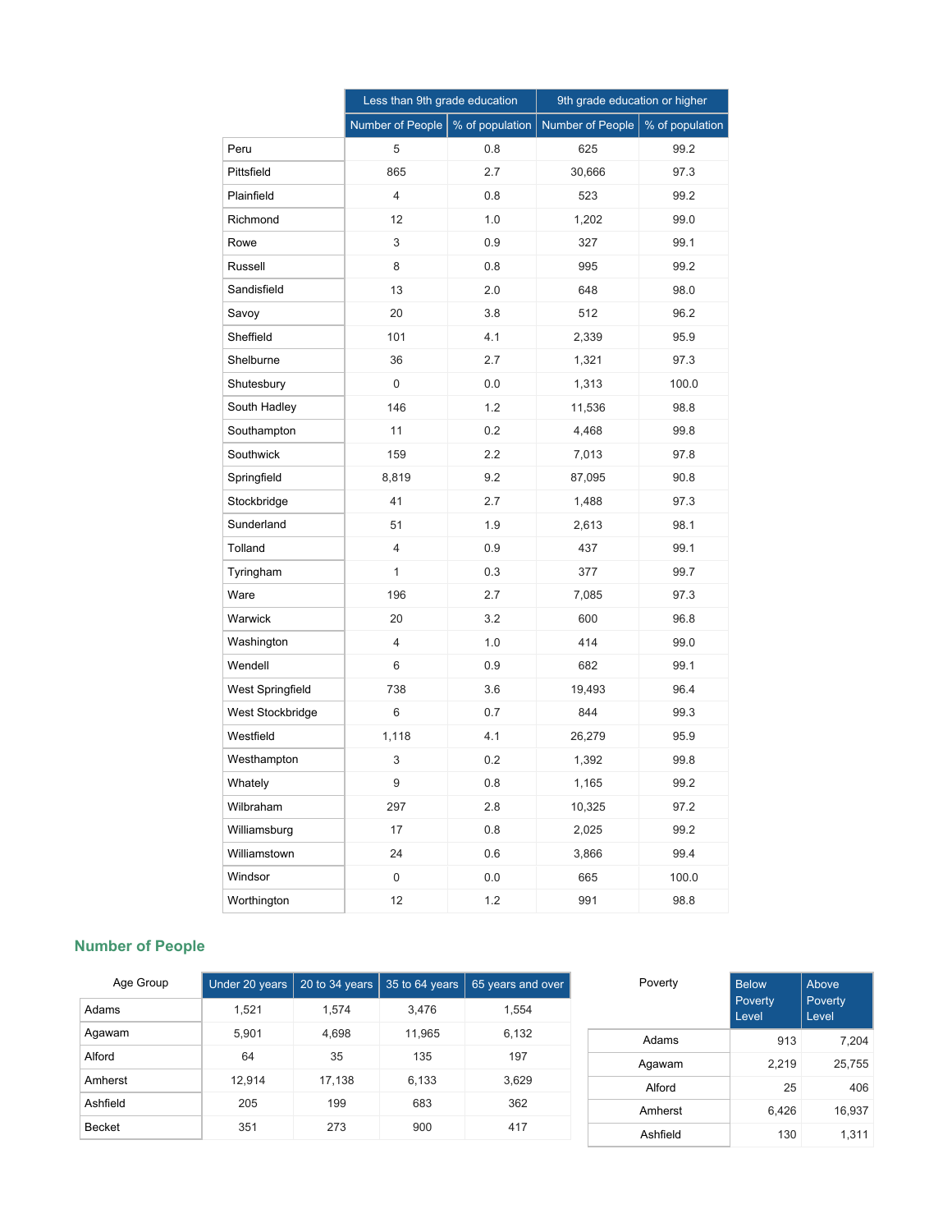| | Less than 9th grade education | | 9th grade education or higher | |
|---|---|---|---|---|
| | Number of People | % of population | Number of People | % of population |
| Peru | 5 | 0.8 | 625 | 99.2 |
| Pittsfield | 865 | 2.7 | 30,666 | 97.3 |
| Plainfield | 4 | 0.8 | 523 | 99.2 |
| Richmond | 12 | 1.0 | 1,202 | 99.0 |
| Rowe | 3 | 0.9 | 327 | 99.1 |
| Russell | 8 | 0.8 | 995 | 99.2 |
| Sandisfield | 13 | 2.0 | 648 | 98.0 |
| Savoy | 20 | 3.8 | 512 | 96.2 |
| Sheffield | 101 | 4.1 | 2,339 | 95.9 |
| Shelburne | 36 | 2.7 | 1,321 | 97.3 |
| Shutesbury | 0 | 0.0 | 1,313 | 100.0 |
| South Hadley | 146 | 1.2 | 11,536 | 98.8 |
| Southampton | 11 | 0.2 | 4,468 | 99.8 |
| Southwick | 159 | 2.2 | 7,013 | 97.8 |
| Springfield | 8,819 | 9.2 | 87,095 | 90.8 |
| Stockbridge | 41 | 2.7 | 1,488 | 97.3 |
| Sunderland | 51 | 1.9 | 2,613 | 98.1 |
| Tolland | 4 | 0.9 | 437 | 99.1 |
| Tyringham | 1 | 0.3 | 377 | 99.7 |
| Ware | 196 | 2.7 | 7,085 | 97.3 |
| Warwick | 20 | 3.2 | 600 | 96.8 |
| Washington | 4 | 1.0 | 414 | 99.0 |
| Wendell | 6 | 0.9 | 682 | 99.1 |
| West Springfield | 738 | 3.6 | 19,493 | 96.4 |
| West Stockbridge | 6 | 0.7 | 844 | 99.3 |
| Westfield | 1,118 | 4.1 | 26,279 | 95.9 |
| Westhampton | 3 | 0.2 | 1,392 | 99.8 |
| Whately | 9 | 0.8 | 1,165 | 99.2 |
| Wilbraham | 297 | 2.8 | 10,325 | 97.2 |
| Williamsburg | 17 | 0.8 | 2,025 | 99.2 |
| Williamstown | 24 | 0.6 | 3,866 | 99.4 |
| Windsor | 0 | 0.0 | 665 | 100.0 |
| Worthington | 12 | 1.2 | 991 | 98.8 |

## Number of People

| Age Group | Under 20 years | 20 to 34 years | 35 to 64 years | 65 years and over |
|---|---|---|---|---|
| Adams | 1,521 | 1,574 | 3,476 | 1,554 |
| Agawam | 5,901 | 4,698 | 11,965 | 6,132 |
| Alford | 64 | 35 | 135 | 197 |
| Amherst | 12,914 | 17,138 | 6,133 | 3,629 |
| Ashfield | 205 | 199 | 683 | 362 |
| Becket | 351 | 273 | 900 | 417 |

| Poverty | Below Poverty Level | Above Poverty Level |
|---|---|---|
| Adams | 913 | 7,204 |
| Agawam | 2,219 | 25,755 |
| Alford | 25 | 406 |
| Amherst | 6,426 | 16,937 |
| Ashfield | 130 | 1,311 |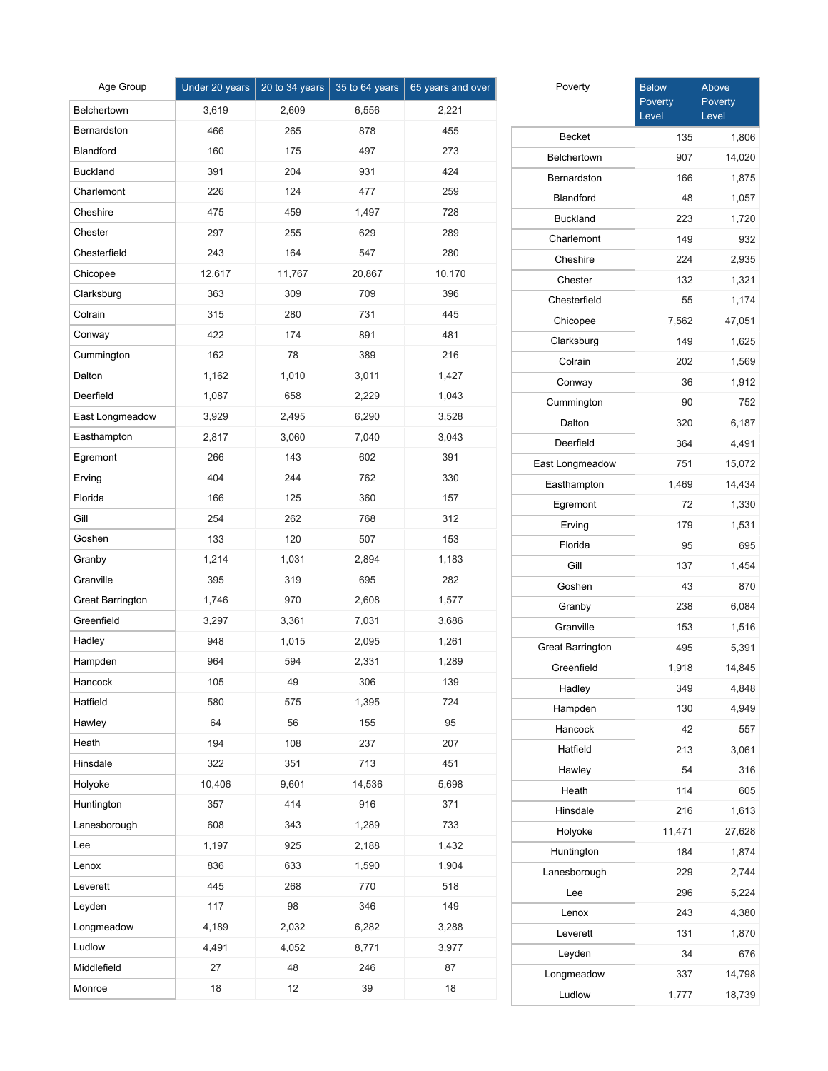| Age Group | Under 20 years | 20 to 34 years | 35 to 64 years | 65 years and over |
|---|---|---|---|---|
| Belchertown | 3,619 | 2,609 | 6,556 | 2,221 |
| Bernardston | 466 | 265 | 878 | 455 |
| Blandford | 160 | 175 | 497 | 273 |
| Buckland | 391 | 204 | 931 | 424 |
| Charlemont | 226 | 124 | 477 | 259 |
| Cheshire | 475 | 459 | 1,497 | 728 |
| Chester | 297 | 255 | 629 | 289 |
| Chesterfield | 243 | 164 | 547 | 280 |
| Chicopee | 12,617 | 11,767 | 20,867 | 10,170 |
| Clarksburg | 363 | 309 | 709 | 396 |
| Colrain | 315 | 280 | 731 | 445 |
| Conway | 422 | 174 | 891 | 481 |
| Cummington | 162 | 78 | 389 | 216 |
| Dalton | 1,162 | 1,010 | 3,011 | 1,427 |
| Deerfield | 1,087 | 658 | 2,229 | 1,043 |
| East Longmeadow | 3,929 | 2,495 | 6,290 | 3,528 |
| Easthampton | 2,817 | 3,060 | 7,040 | 3,043 |
| Egremont | 266 | 143 | 602 | 391 |
| Erving | 404 | 244 | 762 | 330 |
| Florida | 166 | 125 | 360 | 157 |
| Gill | 254 | 262 | 768 | 312 |
| Goshen | 133 | 120 | 507 | 153 |
| Granby | 1,214 | 1,031 | 2,894 | 1,183 |
| Granville | 395 | 319 | 695 | 282 |
| Great Barrington | 1,746 | 970 | 2,608 | 1,577 |
| Greenfield | 3,297 | 3,361 | 7,031 | 3,686 |
| Hadley | 948 | 1,015 | 2,095 | 1,261 |
| Hampden | 964 | 594 | 2,331 | 1,289 |
| Hancock | 105 | 49 | 306 | 139 |
| Hatfield | 580 | 575 | 1,395 | 724 |
| Hawley | 64 | 56 | 155 | 95 |
| Heath | 194 | 108 | 237 | 207 |
| Hinsdale | 322 | 351 | 713 | 451 |
| Holyoke | 10,406 | 9,601 | 14,536 | 5,698 |
| Huntington | 357 | 414 | 916 | 371 |
| Lanesborough | 608 | 343 | 1,289 | 733 |
| Lee | 1,197 | 925 | 2,188 | 1,432 |
| Lenox | 836 | 633 | 1,590 | 1,904 |
| Leverett | 445 | 268 | 770 | 518 |
| Leyden | 117 | 98 | 346 | 149 |
| Longmeadow | 4,189 | 2,032 | 6,282 | 3,288 |
| Ludlow | 4,491 | 4,052 | 8,771 | 3,977 |
| Middlefield | 27 | 48 | 246 | 87 |
| Monroe | 18 | 12 | 39 | 18 |

| Poverty | Below Poverty Level | Above Poverty Level |
|---|---|---|
| Becket | 135 | 1,806 |
| Belchertown | 907 | 14,020 |
| Bernardston | 166 | 1,875 |
| Blandford | 48 | 1,057 |
| Buckland | 223 | 1,720 |
| Charlemont | 149 | 932 |
| Cheshire | 224 | 2,935 |
| Chester | 132 | 1,321 |
| Chesterfield | 55 | 1,174 |
| Chicopee | 7,562 | 47,051 |
| Clarksburg | 149 | 1,625 |
| Colrain | 202 | 1,569 |
| Conway | 36 | 1,912 |
| Cummington | 90 | 752 |
| Dalton | 320 | 6,187 |
| Deerfield | 364 | 4,491 |
| East Longmeadow | 751 | 15,072 |
| Easthampton | 1,469 | 14,434 |
| Egremont | 72 | 1,330 |
| Erving | 179 | 1,531 |
| Florida | 95 | 695 |
| Gill | 137 | 1,454 |
| Goshen | 43 | 870 |
| Granby | 238 | 6,084 |
| Granville | 153 | 1,516 |
| Great Barrington | 495 | 5,391 |
| Greenfield | 1,918 | 14,845 |
| Hadley | 349 | 4,848 |
| Hampden | 130 | 4,949 |
| Hancock | 42 | 557 |
| Hatfield | 213 | 3,061 |
| Hawley | 54 | 316 |
| Heath | 114 | 605 |
| Hinsdale | 216 | 1,613 |
| Holyoke | 11,471 | 27,628 |
| Huntington | 184 | 1,874 |
| Lanesborough | 229 | 2,744 |
| Lee | 296 | 5,224 |
| Lenox | 243 | 4,380 |
| Leverett | 131 | 1,870 |
| Leyden | 34 | 676 |
| Longmeadow | 337 | 14,798 |
| Ludlow | 1,777 | 18,739 |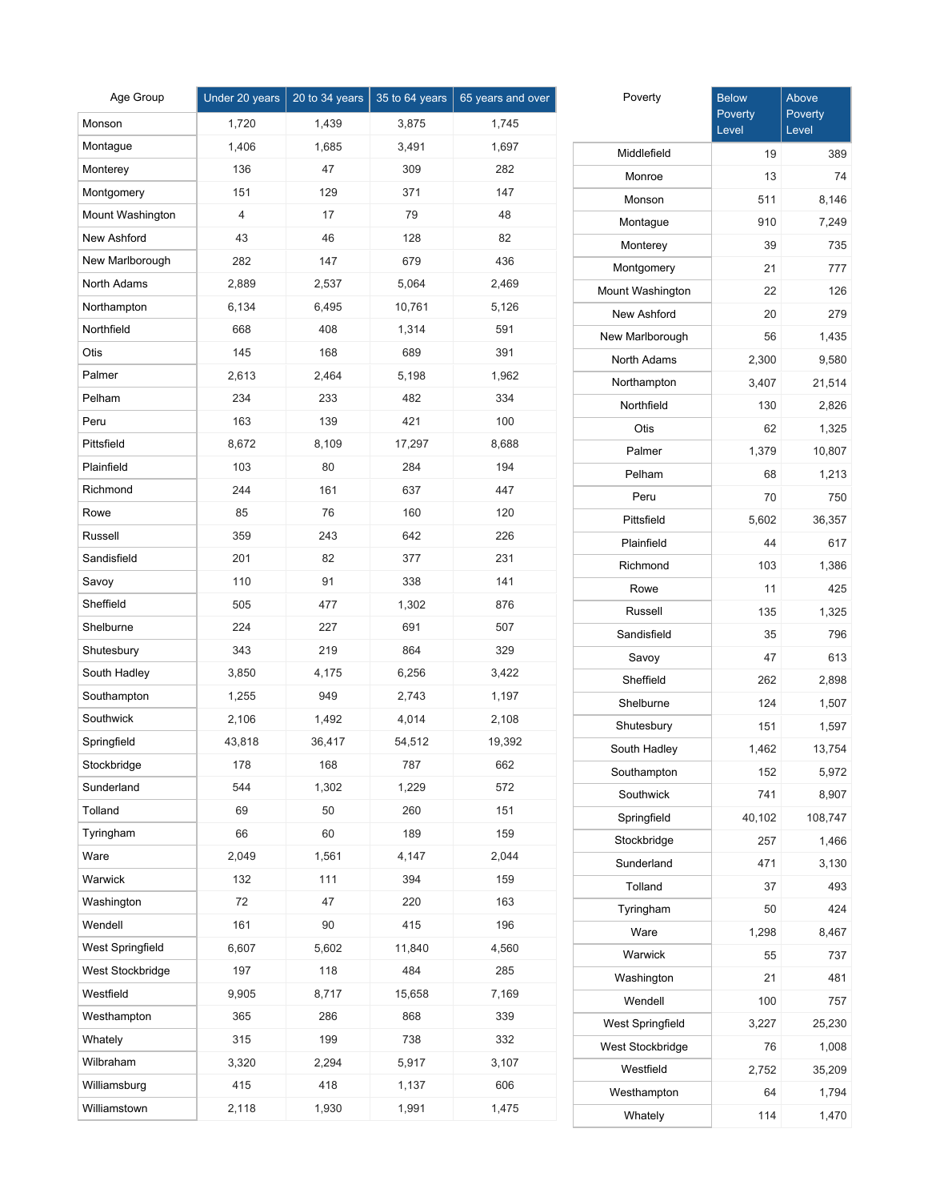| Age Group | Under 20 years | 20 to 34 years | 35 to 64 years | 65 years and over |
|---|---|---|---|---|
| Monson | 1,720 | 1,439 | 3,875 | 1,745 |
| Montague | 1,406 | 1,685 | 3,491 | 1,697 |
| Monterey | 136 | 47 | 309 | 282 |
| Montgomery | 151 | 129 | 371 | 147 |
| Mount Washington | 4 | 17 | 79 | 48 |
| New Ashford | 43 | 46 | 128 | 82 |
| New Marlborough | 282 | 147 | 679 | 436 |
| North Adams | 2,889 | 2,537 | 5,064 | 2,469 |
| Northampton | 6,134 | 6,495 | 10,761 | 5,126 |
| Northfield | 668 | 408 | 1,314 | 591 |
| Otis | 145 | 168 | 689 | 391 |
| Palmer | 2,613 | 2,464 | 5,198 | 1,962 |
| Pelham | 234 | 233 | 482 | 334 |
| Peru | 163 | 139 | 421 | 100 |
| Pittsfield | 8,672 | 8,109 | 17,297 | 8,688 |
| Plainfield | 103 | 80 | 284 | 194 |
| Richmond | 244 | 161 | 637 | 447 |
| Rowe | 85 | 76 | 160 | 120 |
| Russell | 359 | 243 | 642 | 226 |
| Sandisfield | 201 | 82 | 377 | 231 |
| Savoy | 110 | 91 | 338 | 141 |
| Sheffield | 505 | 477 | 1,302 | 876 |
| Shelburne | 224 | 227 | 691 | 507 |
| Shutesbury | 343 | 219 | 864 | 329 |
| South Hadley | 3,850 | 4,175 | 6,256 | 3,422 |
| Southampton | 1,255 | 949 | 2,743 | 1,197 |
| Southwick | 2,106 | 1,492 | 4,014 | 2,108 |
| Springfield | 43,818 | 36,417 | 54,512 | 19,392 |
| Stockbridge | 178 | 168 | 787 | 662 |
| Sunderland | 544 | 1,302 | 1,229 | 572 |
| Tolland | 69 | 50 | 260 | 151 |
| Tyringham | 66 | 60 | 189 | 159 |
| Ware | 2,049 | 1,561 | 4,147 | 2,044 |
| Warwick | 132 | 111 | 394 | 159 |
| Washington | 72 | 47 | 220 | 163 |
| Wendell | 161 | 90 | 415 | 196 |
| West Springfield | 6,607 | 5,602 | 11,840 | 4,560 |
| West Stockbridge | 197 | 118 | 484 | 285 |
| Westfield | 9,905 | 8,717 | 15,658 | 7,169 |
| Westhampton | 365 | 286 | 868 | 339 |
| Whately | 315 | 199 | 738 | 332 |
| Wilbraham | 3,320 | 2,294 | 5,917 | 3,107 |
| Williamsburg | 415 | 418 | 1,137 | 606 |
| Williamstown | 2,118 | 1,930 | 1,991 | 1,475 |

| Poverty | Below Poverty Level | Above Poverty Level |
|---|---|---|
| Middlefield | 19 | 389 |
| Monroe | 13 | 74 |
| Monson | 511 | 8,146 |
| Montague | 910 | 7,249 |
| Monterey | 39 | 735 |
| Montgomery | 21 | 777 |
| Mount Washington | 22 | 126 |
| New Ashford | 20 | 279 |
| New Marlborough | 56 | 1,435 |
| North Adams | 2,300 | 9,580 |
| Northampton | 3,407 | 21,514 |
| Northfield | 130 | 2,826 |
| Otis | 62 | 1,325 |
| Palmer | 1,379 | 10,807 |
| Pelham | 68 | 1,213 |
| Peru | 70 | 750 |
| Pittsfield | 5,602 | 36,357 |
| Plainfield | 44 | 617 |
| Richmond | 103 | 1,386 |
| Rowe | 11 | 425 |
| Russell | 135 | 1,325 |
| Sandisfield | 35 | 796 |
| Savoy | 47 | 613 |
| Sheffield | 262 | 2,898 |
| Shelburne | 124 | 1,507 |
| Shutesbury | 151 | 1,597 |
| South Hadley | 1,462 | 13,754 |
| Southampton | 152 | 5,972 |
| Southwick | 741 | 8,907 |
| Springfield | 40,102 | 108,747 |
| Stockbridge | 257 | 1,466 |
| Sunderland | 471 | 3,130 |
| Tolland | 37 | 493 |
| Tyringham | 50 | 424 |
| Ware | 1,298 | 8,467 |
| Warwick | 55 | 737 |
| Washington | 21 | 481 |
| Wendell | 100 | 757 |
| West Springfield | 3,227 | 25,230 |
| West Stockbridge | 76 | 1,008 |
| Westfield | 2,752 | 35,209 |
| Westhampton | 64 | 1,794 |
| Whately | 114 | 1,470 |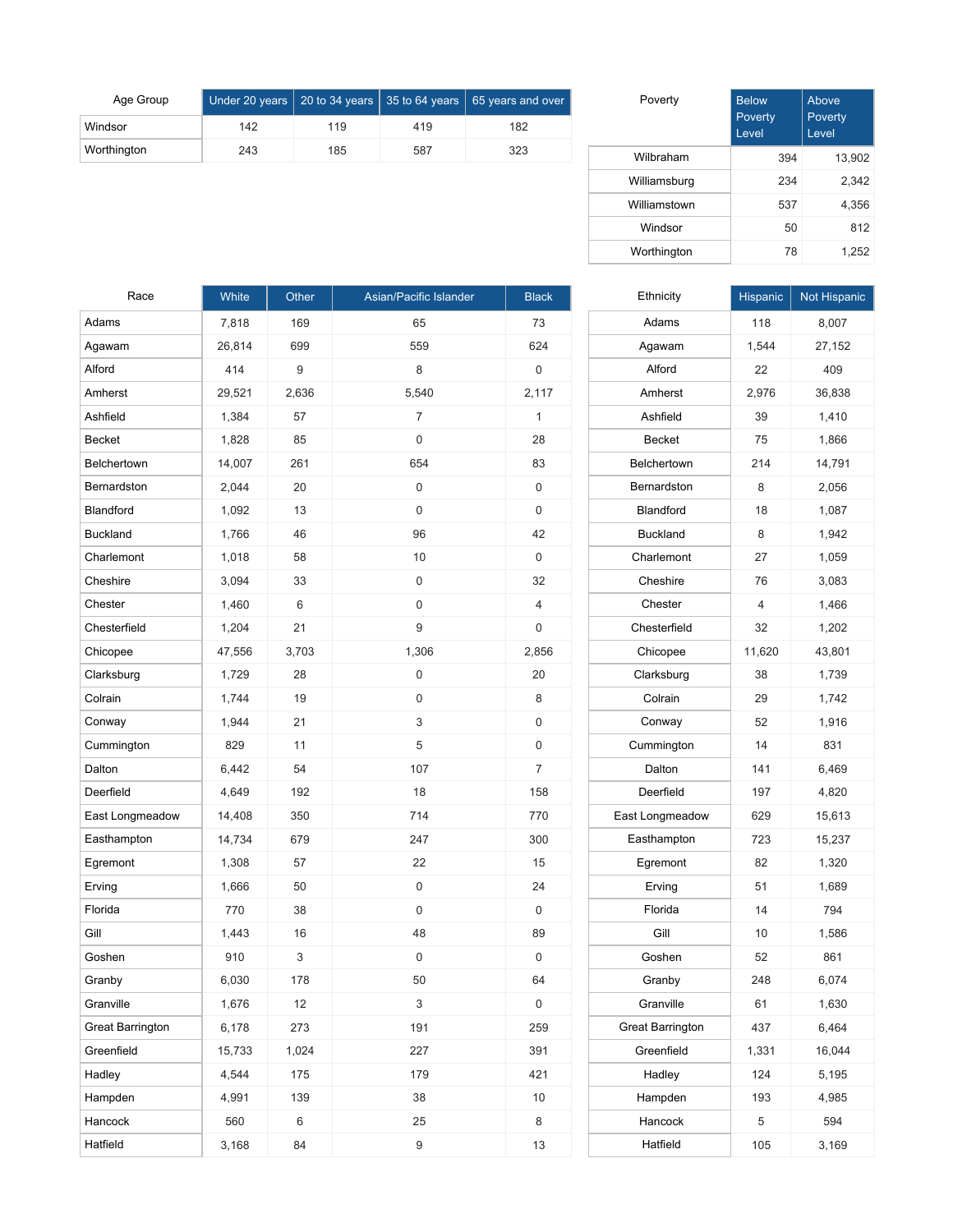| Age Group | Under 20 years | 20 to 34 years | 35 to 64 years | 65 years and over |
|---|---|---|---|---|
| Windsor | 142 | 119 | 419 | 182 |
| Worthington | 243 | 185 | 587 | 323 |

| Poverty | Below Poverty Level | Above Poverty Level |
|---|---|---|
| Wilbraham | 394 | 13,902 |
| Williamsburg | 234 | 2,342 |
| Williamstown | 537 | 4,356 |
| Windsor | 50 | 812 |
| Worthington | 78 | 1,252 |

| Race | White | Other | Asian/Pacific Islander | Black |
|---|---|---|---|---|
| Adams | 7,818 | 169 | 65 | 73 |
| Agawam | 26,814 | 699 | 559 | 624 |
| Alford | 414 | 9 | 8 | 0 |
| Amherst | 29,521 | 2,636 | 5,540 | 2,117 |
| Ashfield | 1,384 | 57 | 7 | 1 |
| Becket | 1,828 | 85 | 0 | 28 |
| Belchertown | 14,007 | 261 | 654 | 83 |
| Bernardston | 2,044 | 20 | 0 | 0 |
| Blandford | 1,092 | 13 | 0 | 0 |
| Buckland | 1,766 | 46 | 96 | 42 |
| Charlemont | 1,018 | 58 | 10 | 0 |
| Cheshire | 3,094 | 33 | 0 | 32 |
| Chester | 1,460 | 6 | 0 | 4 |
| Chesterfield | 1,204 | 21 | 9 | 0 |
| Chicopee | 47,556 | 3,703 | 1,306 | 2,856 |
| Clarksburg | 1,729 | 28 | 0 | 20 |
| Colrain | 1,744 | 19 | 0 | 8 |
| Conway | 1,944 | 21 | 3 | 0 |
| Cummington | 829 | 11 | 5 | 0 |
| Dalton | 6,442 | 54 | 107 | 7 |
| Deerfield | 4,649 | 192 | 18 | 158 |
| East Longmeadow | 14,408 | 350 | 714 | 770 |
| Easthampton | 14,734 | 679 | 247 | 300 |
| Egremont | 1,308 | 57 | 22 | 15 |
| Erving | 1,666 | 50 | 0 | 24 |
| Florida | 770 | 38 | 0 | 0 |
| Gill | 1,443 | 16 | 48 | 89 |
| Goshen | 910 | 3 | 0 | 0 |
| Granby | 6,030 | 178 | 50 | 64 |
| Granville | 1,676 | 12 | 3 | 0 |
| Great Barrington | 6,178 | 273 | 191 | 259 |
| Greenfield | 15,733 | 1,024 | 227 | 391 |
| Hadley | 4,544 | 175 | 179 | 421 |
| Hampden | 4,991 | 139 | 38 | 10 |
| Hancock | 560 | 6 | 25 | 8 |
| Hatfield | 3,168 | 84 | 9 | 13 |

| Ethnicity | Hispanic | Not Hispanic |
|---|---|---|
| Adams | 118 | 8,007 |
| Agawam | 1,544 | 27,152 |
| Alford | 22 | 409 |
| Amherst | 2,976 | 36,838 |
| Ashfield | 39 | 1,410 |
| Becket | 75 | 1,866 |
| Belchertown | 214 | 14,791 |
| Bernardston | 8 | 2,056 |
| Blandford | 18 | 1,087 |
| Buckland | 8 | 1,942 |
| Charlemont | 27 | 1,059 |
| Cheshire | 76 | 3,083 |
| Chester | 4 | 1,466 |
| Chesterfield | 32 | 1,202 |
| Chicopee | 11,620 | 43,801 |
| Clarksburg | 38 | 1,739 |
| Colrain | 29 | 1,742 |
| Conway | 52 | 1,916 |
| Cummington | 14 | 831 |
| Dalton | 141 | 6,469 |
| Deerfield | 197 | 4,820 |
| East Longmeadow | 629 | 15,613 |
| Easthampton | 723 | 15,237 |
| Egremont | 82 | 1,320 |
| Erving | 51 | 1,689 |
| Florida | 14 | 794 |
| Gill | 10 | 1,586 |
| Goshen | 52 | 861 |
| Granby | 248 | 6,074 |
| Granville | 61 | 1,630 |
| Great Barrington | 437 | 6,464 |
| Greenfield | 1,331 | 16,044 |
| Hadley | 124 | 5,195 |
| Hampden | 193 | 4,985 |
| Hancock | 5 | 594 |
| Hatfield | 105 | 3,169 |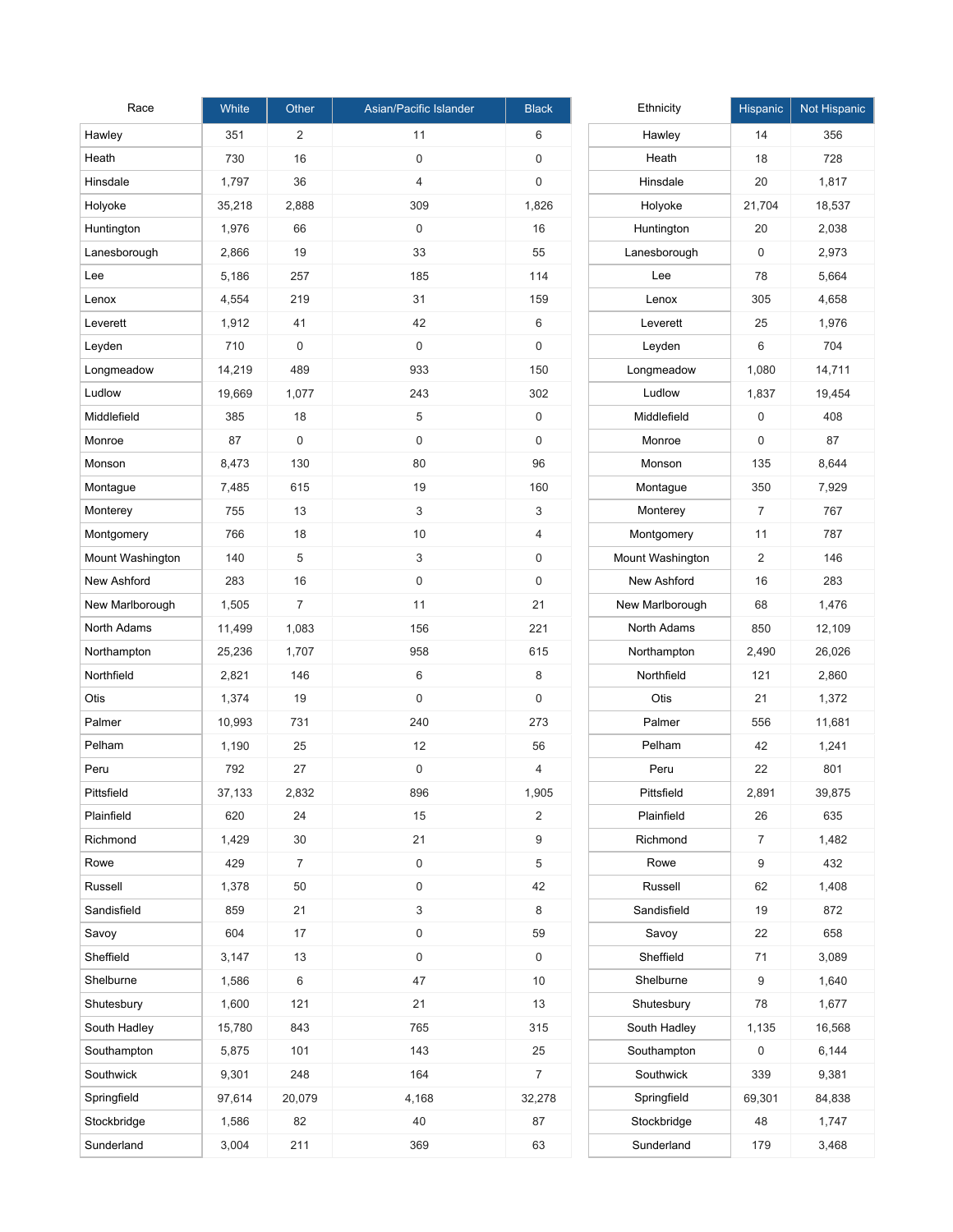| Race | White | Other | Asian/Pacific Islander | Black |
|---|---|---|---|---|
| Hawley | 351 | 2 | 11 | 6 |
| Heath | 730 | 16 | 0 | 0 |
| Hinsdale | 1,797 | 36 | 4 | 0 |
| Holyoke | 35,218 | 2,888 | 309 | 1,826 |
| Huntington | 1,976 | 66 | 0 | 16 |
| Lanesborough | 2,866 | 19 | 33 | 55 |
| Lee | 5,186 | 257 | 185 | 114 |
| Lenox | 4,554 | 219 | 31 | 159 |
| Leverett | 1,912 | 41 | 42 | 6 |
| Leyden | 710 | 0 | 0 | 0 |
| Longmeadow | 14,219 | 489 | 933 | 150 |
| Ludlow | 19,669 | 1,077 | 243 | 302 |
| Middlefield | 385 | 18 | 5 | 0 |
| Monroe | 87 | 0 | 0 | 0 |
| Monson | 8,473 | 130 | 80 | 96 |
| Montague | 7,485 | 615 | 19 | 160 |
| Monterey | 755 | 13 | 3 | 3 |
| Montgomery | 766 | 18 | 10 | 4 |
| Mount Washington | 140 | 5 | 3 | 0 |
| New Ashford | 283 | 16 | 0 | 0 |
| New Marlborough | 1,505 | 7 | 11 | 21 |
| North Adams | 11,499 | 1,083 | 156 | 221 |
| Northampton | 25,236 | 1,707 | 958 | 615 |
| Northfield | 2,821 | 146 | 6 | 8 |
| Otis | 1,374 | 19 | 0 | 0 |
| Palmer | 10,993 | 731 | 240 | 273 |
| Pelham | 1,190 | 25 | 12 | 56 |
| Peru | 792 | 27 | 0 | 4 |
| Pittsfield | 37,133 | 2,832 | 896 | 1,905 |
| Plainfield | 620 | 24 | 15 | 2 |
| Richmond | 1,429 | 30 | 21 | 9 |
| Rowe | 429 | 7 | 0 | 5 |
| Russell | 1,378 | 50 | 0 | 42 |
| Sandisfield | 859 | 21 | 3 | 8 |
| Savoy | 604 | 17 | 0 | 59 |
| Sheffield | 3,147 | 13 | 0 | 0 |
| Shelburne | 1,586 | 6 | 47 | 10 |
| Shutesbury | 1,600 | 121 | 21 | 13 |
| South Hadley | 15,780 | 843 | 765 | 315 |
| Southampton | 5,875 | 101 | 143 | 25 |
| Southwick | 9,301 | 248 | 164 | 7 |
| Springfield | 97,614 | 20,079 | 4,168 | 32,278 |
| Stockbridge | 1,586 | 82 | 40 | 87 |
| Sunderland | 3,004 | 211 | 369 | 63 |

| Ethnicity | Hispanic | Not Hispanic |
|---|---|---|
| Hawley | 14 | 356 |
| Heath | 18 | 728 |
| Hinsdale | 20 | 1,817 |
| Holyoke | 21,704 | 18,537 |
| Huntington | 20 | 2,038 |
| Lanesborough | 0 | 2,973 |
| Lee | 78 | 5,664 |
| Lenox | 305 | 4,658 |
| Leverett | 25 | 1,976 |
| Leyden | 6 | 704 |
| Longmeadow | 1,080 | 14,711 |
| Ludlow | 1,837 | 19,454 |
| Middlefield | 0 | 408 |
| Monroe | 0 | 87 |
| Monson | 135 | 8,644 |
| Montague | 350 | 7,929 |
| Monterey | 7 | 767 |
| Montgomery | 11 | 787 |
| Mount Washington | 2 | 146 |
| New Ashford | 16 | 283 |
| New Marlborough | 68 | 1,476 |
| North Adams | 850 | 12,109 |
| Northampton | 2,490 | 26,026 |
| Northfield | 121 | 2,860 |
| Otis | 21 | 1,372 |
| Palmer | 556 | 11,681 |
| Pelham | 42 | 1,241 |
| Peru | 22 | 801 |
| Pittsfield | 2,891 | 39,875 |
| Plainfield | 26 | 635 |
| Richmond | 7 | 1,482 |
| Rowe | 9 | 432 |
| Russell | 62 | 1,408 |
| Sandisfield | 19 | 872 |
| Savoy | 22 | 658 |
| Sheffield | 71 | 3,089 |
| Shelburne | 9 | 1,640 |
| Shutesbury | 78 | 1,677 |
| South Hadley | 1,135 | 16,568 |
| Southampton | 0 | 6,144 |
| Southwick | 339 | 9,381 |
| Springfield | 69,301 | 84,838 |
| Stockbridge | 48 | 1,747 |
| Sunderland | 179 | 3,468 |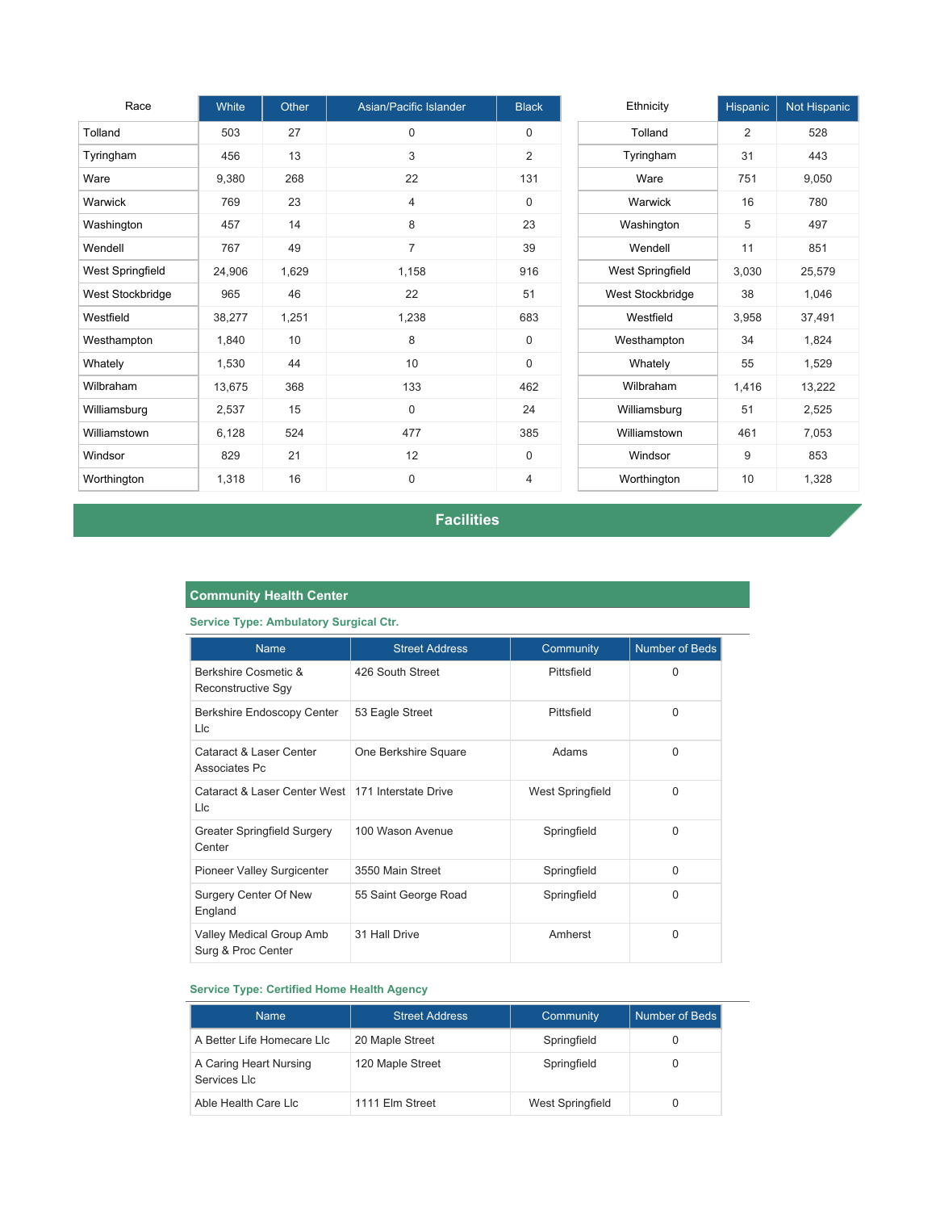| Race | White | Other | Asian/Pacific Islander | Black |
| --- | --- | --- | --- | --- |
| Tolland | 503 | 27 | 0 | 0 |
| Tyringham | 456 | 13 | 3 | 2 |
| Ware | 9,380 | 268 | 22 | 131 |
| Warwick | 769 | 23 | 4 | 0 |
| Washington | 457 | 14 | 8 | 23 |
| Wendell | 767 | 49 | 7 | 39 |
| West Springfield | 24,906 | 1,629 | 1,158 | 916 |
| West Stockbridge | 965 | 46 | 22 | 51 |
| Westfield | 38,277 | 1,251 | 1,238 | 683 |
| Westhampton | 1,840 | 10 | 8 | 0 |
| Whately | 1,530 | 44 | 10 | 0 |
| Wilbraham | 13,675 | 368 | 133 | 462 |
| Williamsburg | 2,537 | 15 | 0 | 24 |
| Williamstown | 6,128 | 524 | 477 | 385 |
| Windsor | 829 | 21 | 12 | 0 |
| Worthington | 1,318 | 16 | 0 | 4 |

| Ethnicity | Hispanic | Not Hispanic |
| --- | --- | --- |
| Tolland | 2 | 528 |
| Tyringham | 31 | 443 |
| Ware | 751 | 9,050 |
| Warwick | 16 | 780 |
| Washington | 5 | 497 |
| Wendell | 11 | 851 |
| West Springfield | 3,030 | 25,579 |
| West Stockbridge | 38 | 1,046 |
| Westfield | 3,958 | 37,491 |
| Westhampton | 34 | 1,824 |
| Whately | 55 | 1,529 |
| Wilbraham | 1,416 | 13,222 |
| Williamsburg | 51 | 2,525 |
| Williamstown | 461 | 7,053 |
| Windsor | 9 | 853 |
| Worthington | 10 | 1,328 |

# Facilities

## Community Health Center

### Service Type: Ambulatory Surgical Ctr.

| Name | Street Address | Community | Number of Beds |
| --- | --- | --- | --- |
| Berkshire Cosmetic & Reconstructive Sgy | 426 South Street | Pittsfield | 0 |
| Berkshire Endoscopy Center Llc | 53 Eagle Street | Pittsfield | 0 |
| Cataract & Laser Center Associates Pc | One Berkshire Square | Adams | 0 |
| Cataract & Laser Center West Llc | 171 Interstate Drive | West Springfield | 0 |
| Greater Springfield Surgery Center | 100 Wason Avenue | Springfield | 0 |
| Pioneer Valley Surgicenter | 3550 Main Street | Springfield | 0 |
| Surgery Center Of New England | 55 Saint George Road | Springfield | 0 |
| Valley Medical Group Amb Surg & Proc Center | 31 Hall Drive | Amherst | 0 |

### Service Type: Certified Home Health Agency

| Name | Street Address | Community | Number of Beds |
| --- | --- | --- | --- |
| A Better Life Homecare Llc | 20 Maple Street | Springfield | 0 |
| A Caring Heart Nursing Services Llc | 120 Maple Street | Springfield | 0 |
| Able Health Care Llc | 1111 Elm Street | West Springfield | 0 |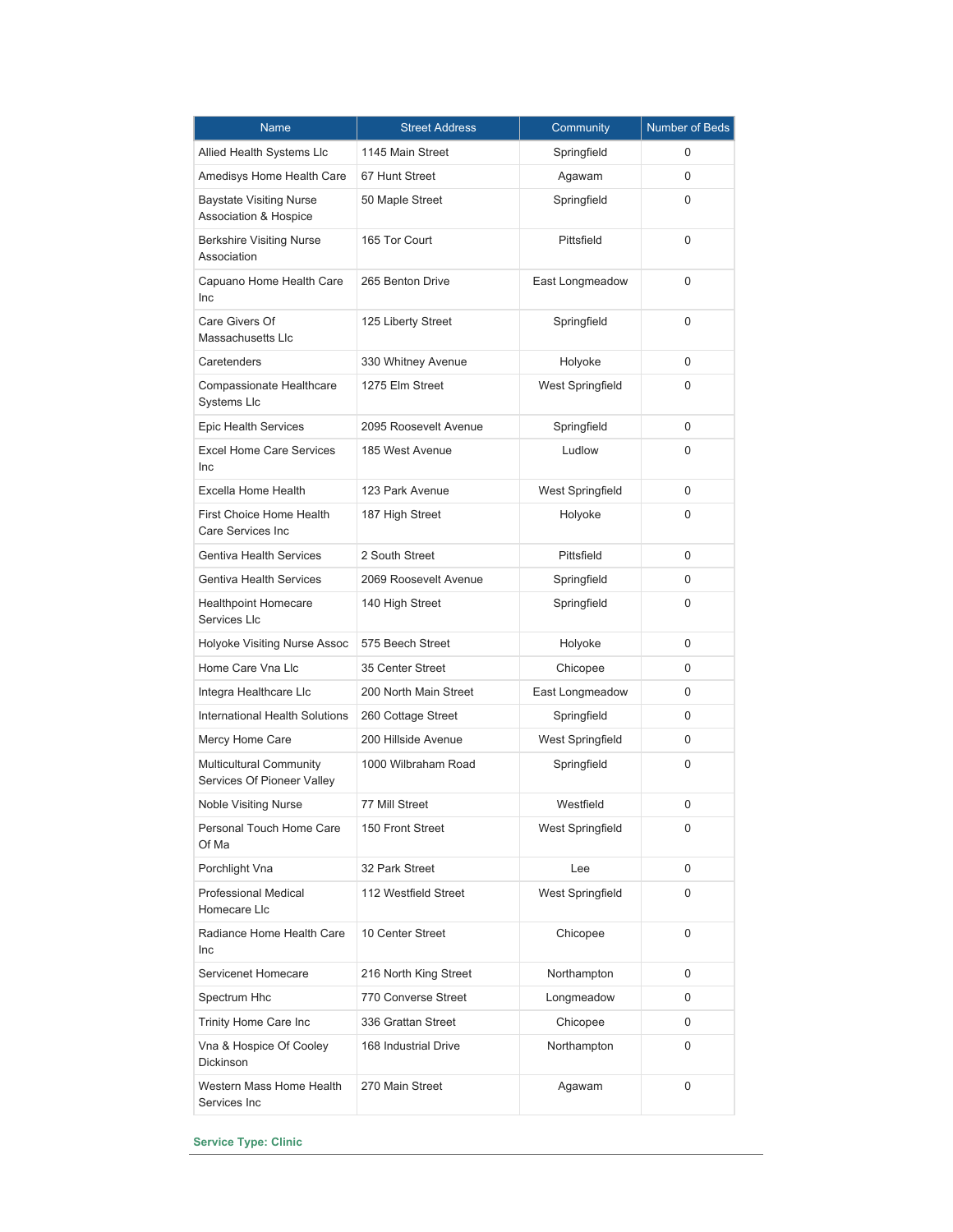| Name | Street Address | Community | Number of Beds |
| --- | --- | --- | --- |
| Allied Health Systems Llc | 1145 Main Street | Springfield | 0 |
| Amedisys Home Health Care | 67 Hunt Street | Agawam | 0 |
| Baystate Visiting Nurse Association & Hospice | 50 Maple Street | Springfield | 0 |
| Berkshire Visiting Nurse Association | 165 Tor Court | Pittsfield | 0 |
| Capuano Home Health Care Inc | 265 Benton Drive | East Longmeadow | 0 |
| Care Givers Of Massachusetts Llc | 125 Liberty Street | Springfield | 0 |
| Caretenders | 330 Whitney Avenue | Holyoke | 0 |
| Compassionate Healthcare Systems Llc | 1275 Elm Street | West Springfield | 0 |
| Epic Health Services | 2095 Roosevelt Avenue | Springfield | 0 |
| Excel Home Care Services Inc | 185 West Avenue | Ludlow | 0 |
| Excella Home Health | 123 Park Avenue | West Springfield | 0 |
| First Choice Home Health Care Services Inc | 187 High Street | Holyoke | 0 |
| Gentiva Health Services | 2 South Street | Pittsfield | 0 |
| Gentiva Health Services | 2069 Roosevelt Avenue | Springfield | 0 |
| Healthpoint Homecare Services Llc | 140 High Street | Springfield | 0 |
| Holyoke Visiting Nurse Assoc | 575 Beech Street | Holyoke | 0 |
| Home Care Vna Llc | 35 Center Street | Chicopee | 0 |
| Integra Healthcare Llc | 200 North Main Street | East Longmeadow | 0 |
| International Health Solutions | 260 Cottage Street | Springfield | 0 |
| Mercy Home Care | 200 Hillside Avenue | West Springfield | 0 |
| Multicultural Community Services Of Pioneer Valley | 1000 Wilbraham Road | Springfield | 0 |
| Noble Visiting Nurse | 77 Mill Street | Westfield | 0 |
| Personal Touch Home Care Of Ma | 150 Front Street | West Springfield | 0 |
| Porchlight Vna | 32 Park Street | Lee | 0 |
| Professional Medical Homecare Llc | 112 Westfield Street | West Springfield | 0 |
| Radiance Home Health Care Inc | 10 Center Street | Chicopee | 0 |
| Servicenet Homecare | 216 North King Street | Northampton | 0 |
| Spectrum Hhc | 770 Converse Street | Longmeadow | 0 |
| Trinity Home Care Inc | 336 Grattan Street | Chicopee | 0 |
| Vna & Hospice Of Cooley Dickinson | 168 Industrial Drive | Northampton | 0 |
| Western Mass Home Health Services Inc | 270 Main Street | Agawam | 0 |

**Service Type: Clinic**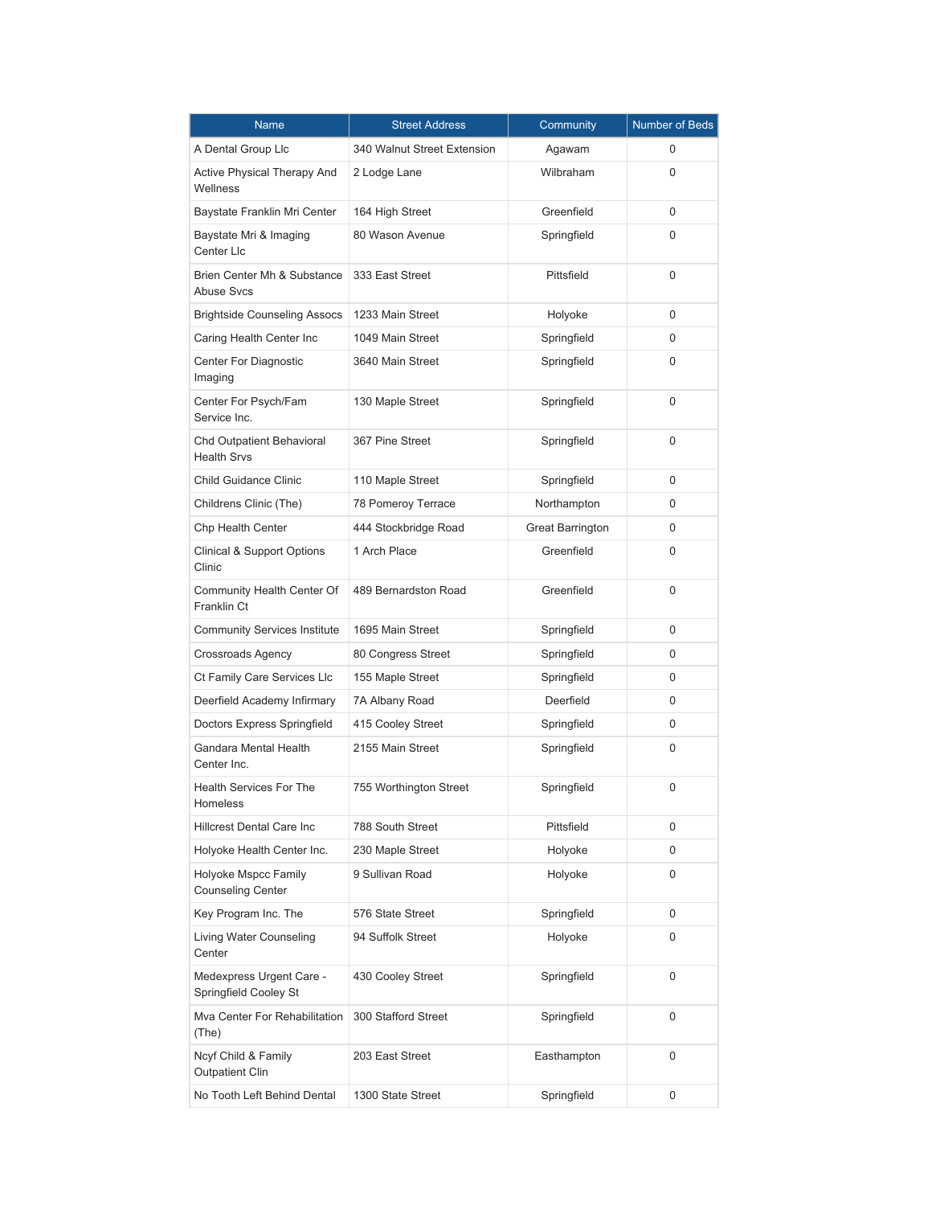| Name | Street Address | Community | Number of Beds |
| --- | --- | --- | --- |
| A Dental Group Llc | 340 Walnut Street Extension | Agawam | 0 |
| Active Physical Therapy And Wellness | 2 Lodge Lane | Wilbraham | 0 |
| Baystate Franklin Mri Center | 164 High Street | Greenfield | 0 |
| Baystate Mri & Imaging Center Llc | 80 Wason Avenue | Springfield | 0 |
| Brien Center Mh & Substance Abuse Svcs | 333 East Street | Pittsfield | 0 |
| Brightside Counseling Assocs | 1233 Main Street | Holyoke | 0 |
| Caring Health Center Inc | 1049 Main Street | Springfield | 0 |
| Center For Diagnostic Imaging | 3640 Main Street | Springfield | 0 |
| Center For Psych/Fam Service Inc. | 130 Maple Street | Springfield | 0 |
| Chd Outpatient Behavioral Health Srvs | 367 Pine Street | Springfield | 0 |
| Child Guidance Clinic | 110 Maple Street | Springfield | 0 |
| Childrens Clinic (The) | 78 Pomeroy Terrace | Northampton | 0 |
| Chp Health Center | 444 Stockbridge Road | Great Barrington | 0 |
| Clinical & Support Options Clinic | 1 Arch Place | Greenfield | 0 |
| Community Health Center Of Franklin Ct | 489 Bernardston Road | Greenfield | 0 |
| Community Services Institute | 1695 Main Street | Springfield | 0 |
| Crossroads Agency | 80 Congress Street | Springfield | 0 |
| Ct Family Care Services Llc | 155 Maple Street | Springfield | 0 |
| Deerfield Academy Infirmary | 7A Albany Road | Deerfield | 0 |
| Doctors Express Springfield | 415 Cooley Street | Springfield | 0 |
| Gandara Mental Health Center Inc. | 2155 Main Street | Springfield | 0 |
| Health Services For The Homeless | 755 Worthington Street | Springfield | 0 |
| Hillcrest Dental Care Inc | 788 South Street | Pittsfield | 0 |
| Holyoke Health Center Inc. | 230 Maple Street | Holyoke | 0 |
| Holyoke Mspcc Family Counseling Center | 9 Sullivan Road | Holyoke | 0 |
| Key Program Inc. The | 576 State Street | Springfield | 0 |
| Living Water Counseling Center | 94 Suffolk Street | Holyoke | 0 |
| Medexpress Urgent Care - Springfield Cooley St | 430 Cooley Street | Springfield | 0 |
| Mva Center For Rehabilitation (The) | 300 Stafford Street | Springfield | 0 |
| Ncyf Child & Family Outpatient Clin | 203 East Street | Easthampton | 0 |
| No Tooth Left Behind Dental | 1300 State Street | Springfield | 0 |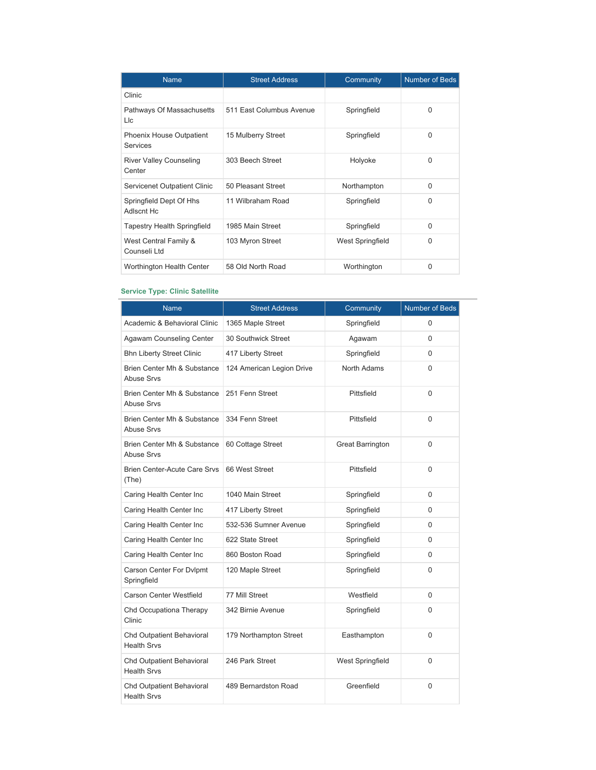| Name | Street Address | Community | Number of Beds |
|---|---|---|---|
| Clinic | | | |
| Pathways Of Massachusetts Llc | 511 East Columbus Avenue | Springfield | 0 |
| Phoenix House Outpatient Services | 15 Mulberry Street | Springfield | 0 |
| River Valley Counseling Center | 303 Beech Street | Holyoke | 0 |
| Servicenet Outpatient Clinic | 50 Pleasant Street | Northampton | 0 |
| Springfield Dept Of Hhs Adlscnt Hc | 11 Wilbraham Road | Springfield | 0 |
| Tapestry Health Springfield | 1985 Main Street | Springfield | 0 |
| West Central Family & Counseli Ltd | 103 Myron Street | West Springfield | 0 |
| Worthington Health Center | 58 Old North Road | Worthington | 0 |

### Service Type: Clinic Satellite

| Name | Street Address | Community | Number of Beds |
|---|---|---|---|
| Academic & Behavioral Clinic | 1365 Maple Street | Springfield | 0 |
| Agawam Counseling Center | 30 Southwick Street | Agawam | 0 |
| Bhn Liberty Street Clinic | 417 Liberty Street | Springfield | 0 |
| Brien Center Mh & Substance Abuse Srvs | 124 American Legion Drive | North Adams | 0 |
| Brien Center Mh & Substance Abuse Srvs | 251 Fenn Street | Pittsfield | 0 |
| Brien Center Mh & Substance Abuse Srvs | 334 Fenn Street | Pittsfield | 0 |
| Brien Center Mh & Substance Abuse Srvs | 60 Cottage Street | Great Barrington | 0 |
| Brien Center-Acute Care Srvs (The) | 66 West Street | Pittsfield | 0 |
| Caring Health Center Inc | 1040 Main Street | Springfield | 0 |
| Caring Health Center Inc | 417 Liberty Street | Springfield | 0 |
| Caring Health Center Inc | 532-536 Sumner Avenue | Springfield | 0 |
| Caring Health Center Inc | 622 State Street | Springfield | 0 |
| Caring Health Center Inc | 860 Boston Road | Springfield | 0 |
| Carson Center For Dvlpmt Springfield | 120 Maple Street | Springfield | 0 |
| Carson Center Westfield | 77 Mill Street | Westfield | 0 |
| Chd Occupationa Therapy Clinic | 342 Birnie Avenue | Springfield | 0 |
| Chd Outpatient Behavioral Health Srvs | 179 Northampton Street | Easthampton | 0 |
| Chd Outpatient Behavioral Health Srvs | 246 Park Street | West Springfield | 0 |
| Chd Outpatient Behavioral Health Srvs | 489 Bernardston Road | Greenfield | 0 |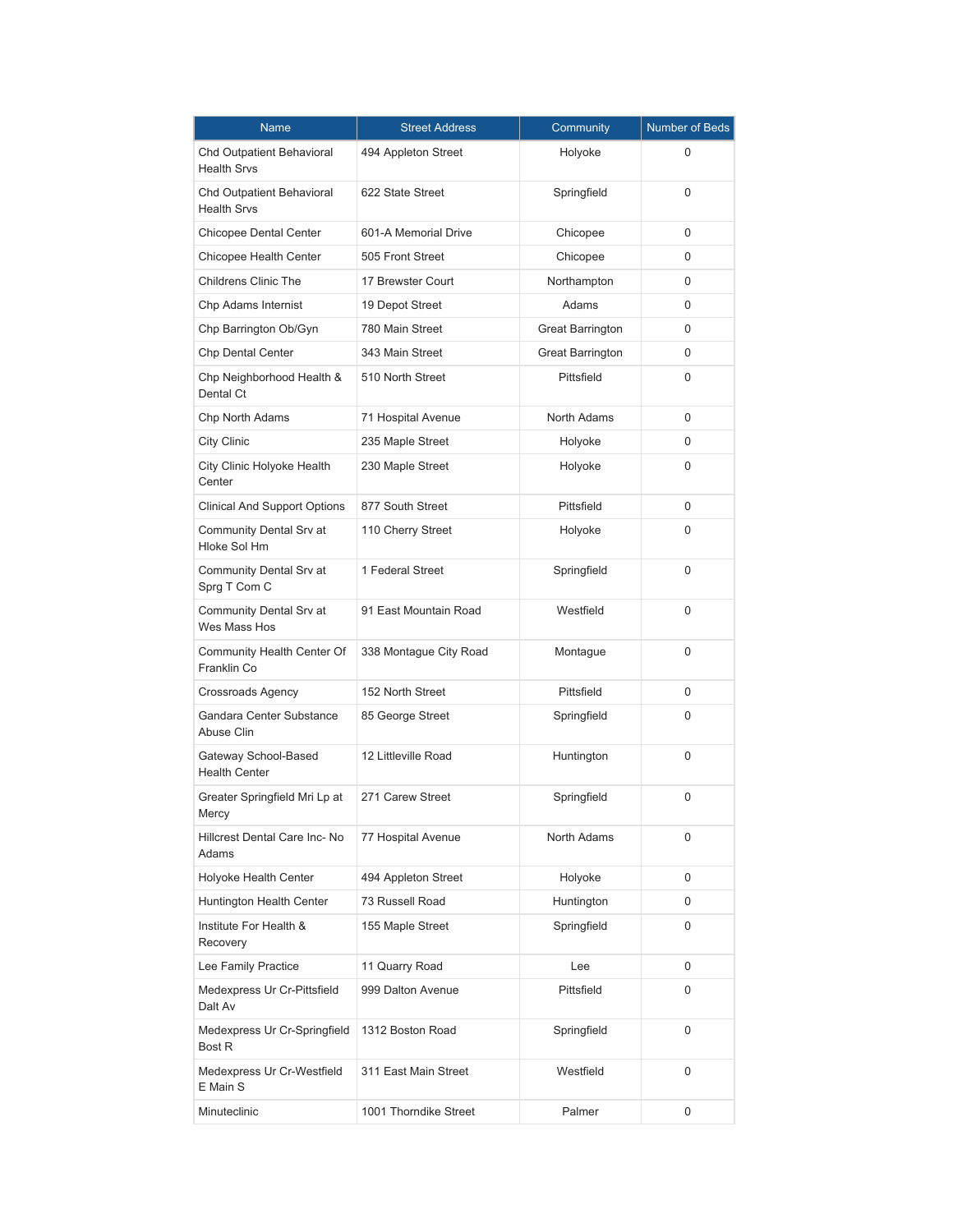| Name | Street Address | Community | Number of Beds |
|---|---|---|---|
| Chd Outpatient Behavioral Health Srvs | 494 Appleton Street | Holyoke | 0 |
| Chd Outpatient Behavioral Health Srvs | 622 State Street | Springfield | 0 |
| Chicopee Dental Center | 601-A Memorial Drive | Chicopee | 0 |
| Chicopee Health Center | 505 Front Street | Chicopee | 0 |
| Childrens Clinic The | 17 Brewster Court | Northampton | 0 |
| Chp Adams Internist | 19 Depot Street | Adams | 0 |
| Chp Barrington Ob/Gyn | 780 Main Street | Great Barrington | 0 |
| Chp Dental Center | 343 Main Street | Great Barrington | 0 |
| Chp Neighborhood Health & Dental Ct | 510 North Street | Pittsfield | 0 |
| Chp North Adams | 71 Hospital Avenue | North Adams | 0 |
| City Clinic | 235 Maple Street | Holyoke | 0 |
| City Clinic Holyoke Health Center | 230 Maple Street | Holyoke | 0 |
| Clinical And Support Options | 877 South Street | Pittsfield | 0 |
| Community Dental Srv at Hloke Sol Hm | 110 Cherry Street | Holyoke | 0 |
| Community Dental Srv at Sprg T Com C | 1 Federal Street | Springfield | 0 |
| Community Dental Srv at Wes Mass Hos | 91 East Mountain Road | Westfield | 0 |
| Community Health Center Of Franklin Co | 338 Montague City Road | Montague | 0 |
| Crossroads Agency | 152 North Street | Pittsfield | 0 |
| Gandara Center Substance Abuse Clin | 85 George Street | Springfield | 0 |
| Gateway School-Based Health Center | 12 Littleville Road | Huntington | 0 |
| Greater Springfield Mri Lp at Mercy | 271 Carew Street | Springfield | 0 |
| Hillcrest Dental Care Inc- No Adams | 77 Hospital Avenue | North Adams | 0 |
| Holyoke Health Center | 494 Appleton Street | Holyoke | 0 |
| Huntington Health Center | 73 Russell Road | Huntington | 0 |
| Institute For Health & Recovery | 155 Maple Street | Springfield | 0 |
| Lee Family Practice | 11 Quarry Road | Lee | 0 |
| Medexpress Ur Cr-Pittsfield Dalt Av | 999 Dalton Avenue | Pittsfield | 0 |
| Medexpress Ur Cr-Springfield Bost R | 1312 Boston Road | Springfield | 0 |
| Medexpress Ur Cr-Westfield E Main S | 311 East Main Street | Westfield | 0 |
| Minuteclinic | 1001 Thorndike Street | Palmer | 0 |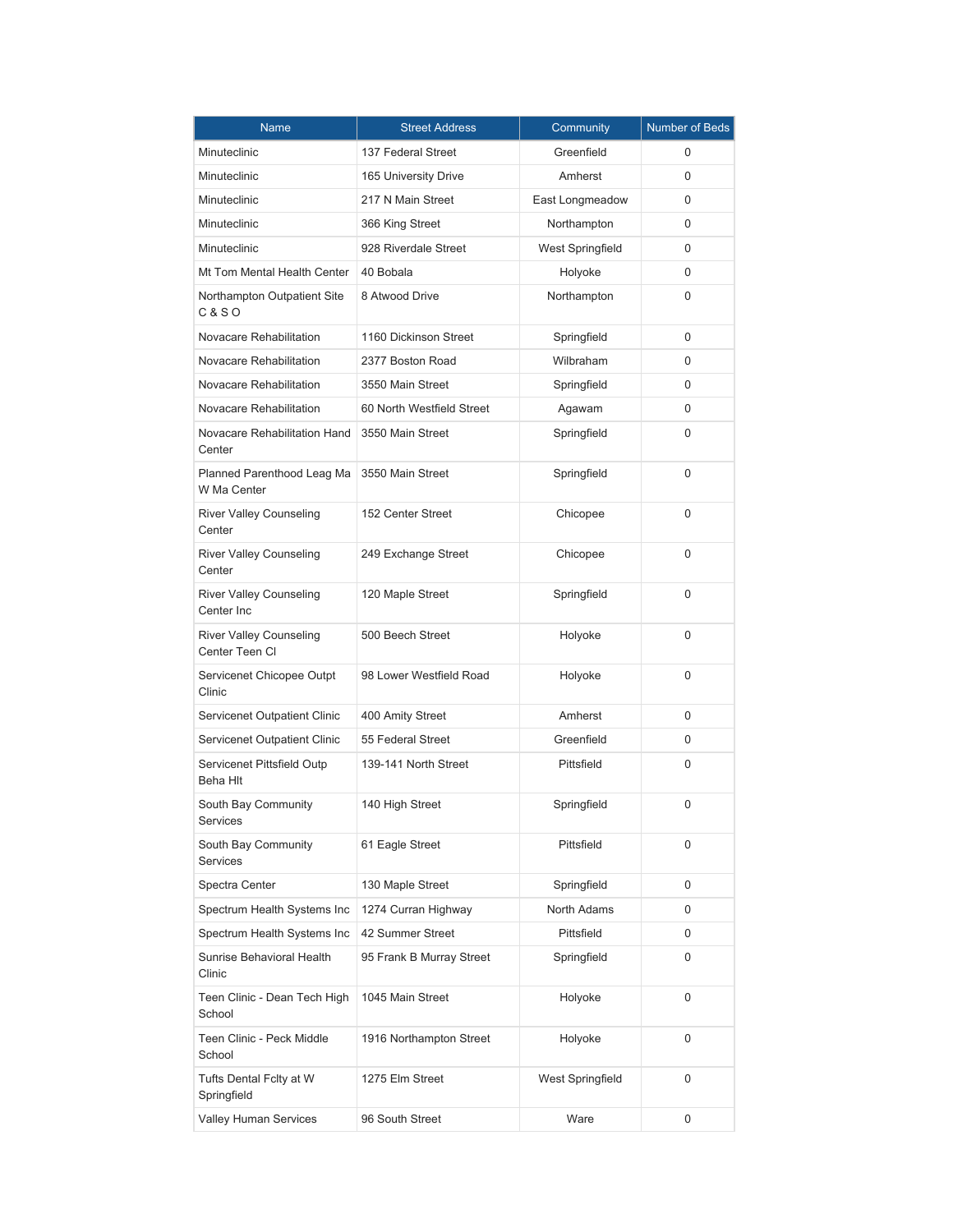| Name | Street Address | Community | Number of Beds |
|---|---|---|---|
| Minuteclinic | 137 Federal Street | Greenfield | 0 |
| Minuteclinic | 165 University Drive | Amherst | 0 |
| Minuteclinic | 217 N Main Street | East Longmeadow | 0 |
| Minuteclinic | 366 King Street | Northampton | 0 |
| Minuteclinic | 928 Riverdale Street | West Springfield | 0 |
| Mt Tom Mental Health Center | 40 Bobala | Holyoke | 0 |
| Northampton Outpatient Site C & S O | 8 Atwood Drive | Northampton | 0 |
| Novacare Rehabilitation | 1160 Dickinson Street | Springfield | 0 |
| Novacare Rehabilitation | 2377 Boston Road | Wilbraham | 0 |
| Novacare Rehabilitation | 3550 Main Street | Springfield | 0 |
| Novacare Rehabilitation | 60 North Westfield Street | Agawam | 0 |
| Novacare Rehabilitation Hand Center | 3550 Main Street | Springfield | 0 |
| Planned Parenthood Leag Ma W Ma Center | 3550 Main Street | Springfield | 0 |
| River Valley Counseling Center | 152 Center Street | Chicopee | 0 |
| River Valley Counseling Center | 249 Exchange Street | Chicopee | 0 |
| River Valley Counseling Center Inc | 120 Maple Street | Springfield | 0 |
| River Valley Counseling Center Teen Cl | 500 Beech Street | Holyoke | 0 |
| Servicenet Chicopee Outpt Clinic | 98 Lower Westfield Road | Holyoke | 0 |
| Servicenet Outpatient Clinic | 400 Amity Street | Amherst | 0 |
| Servicenet Outpatient Clinic | 55 Federal Street | Greenfield | 0 |
| Servicenet Pittsfield Outp Beha Hlt | 139-141 North Street | Pittsfield | 0 |
| South Bay Community Services | 140 High Street | Springfield | 0 |
| South Bay Community Services | 61 Eagle Street | Pittsfield | 0 |
| Spectra Center | 130 Maple Street | Springfield | 0 |
| Spectrum Health Systems Inc | 1274 Curran Highway | North Adams | 0 |
| Spectrum Health Systems Inc | 42 Summer Street | Pittsfield | 0 |
| Sunrise Behavioral Health Clinic | 95 Frank B Murray Street | Springfield | 0 |
| Teen Clinic - Dean Tech High School | 1045 Main Street | Holyoke | 0 |
| Teen Clinic - Peck Middle School | 1916 Northampton Street | Holyoke | 0 |
| Tufts Dental Fclty at W Springfield | 1275 Elm Street | West Springfield | 0 |
| Valley Human Services | 96 South Street | Ware | 0 |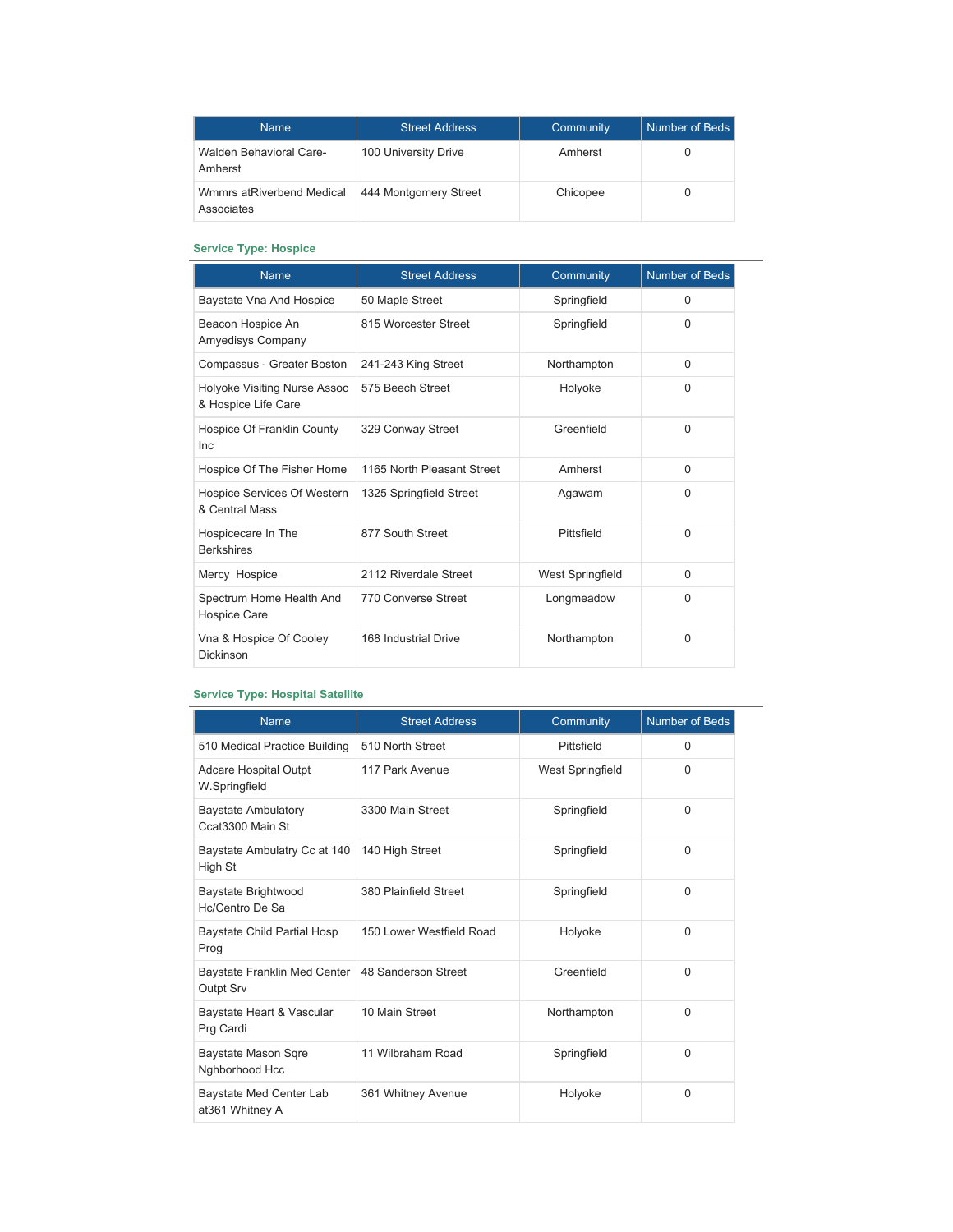| Name | Street Address | Community | Number of Beds |
| --- | --- | --- | --- |
| Walden Behavioral Care-Amherst | 100 University Drive | Amherst | 0 |
| Wmmrs atRiverbend Medical Associates | 444 Montgomery Street | Chicopee | 0 |

### Service Type: Hospice

| Name | Street Address | Community | Number of Beds |
| --- | --- | --- | --- |
| Baystate Vna And Hospice | 50 Maple Street | Springfield | 0 |
| Beacon Hospice An Amyedisys Company | 815 Worcester Street | Springfield | 0 |
| Compassus - Greater Boston | 241-243 King Street | Northampton | 0 |
| Holyoke Visiting Nurse Assoc & Hospice Life Care | 575 Beech Street | Holyoke | 0 |
| Hospice Of Franklin County Inc | 329 Conway Street | Greenfield | 0 |
| Hospice Of The Fisher Home | 1165 North Pleasant Street | Amherst | 0 |
| Hospice Services Of Western & Central Mass | 1325 Springfield Street | Agawam | 0 |
| Hospicecare In The Berkshires | 877 South Street | Pittsfield | 0 |
| Mercy  Hospice | 2112 Riverdale Street | West Springfield | 0 |
| Spectrum Home Health And Hospice Care | 770 Converse Street | Longmeadow | 0 |
| Vna & Hospice Of Cooley Dickinson | 168 Industrial Drive | Northampton | 0 |

### Service Type: Hospital Satellite

| Name | Street Address | Community | Number of Beds |
| --- | --- | --- | --- |
| 510 Medical Practice Building | 510 North Street | Pittsfield | 0 |
| Adcare Hospital Outpt W.Springfield | 117 Park Avenue | West Springfield | 0 |
| Baystate Ambulatory Ccat3300 Main St | 3300 Main Street | Springfield | 0 |
| Baystate Ambulatry Cc at 140 High St | 140 High Street | Springfield | 0 |
| Baystate Brightwood Hc/Centro De Sa | 380 Plainfield Street | Springfield | 0 |
| Baystate Child Partial Hosp Prog | 150 Lower Westfield Road | Holyoke | 0 |
| Baystate Franklin Med Center Outpt Srv | 48 Sanderson Street | Greenfield | 0 |
| Baystate Heart & Vascular Prg Cardi | 10 Main Street | Northampton | 0 |
| Baystate Mason Sqre Nghborhood Hcc | 11 Wilbraham Road | Springfield | 0 |
| Baystate Med Center Lab at361 Whitney A | 361 Whitney Avenue | Holyoke | 0 |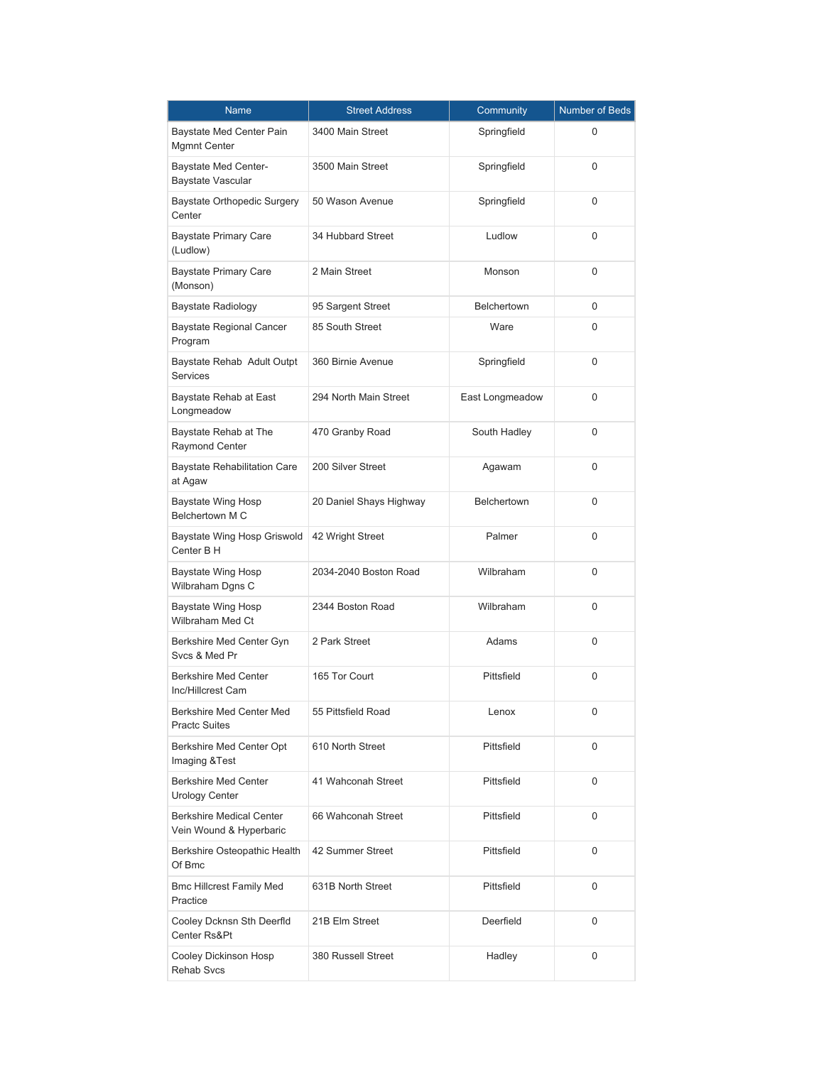| Name | Street Address | Community | Number of Beds |
|---|---|---|---|
| Baystate Med Center Pain Mgmnt Center | 3400 Main Street | Springfield | 0 |
| Baystate Med Center-Baystate Vascular | 3500 Main Street | Springfield | 0 |
| Baystate Orthopedic Surgery Center | 50 Wason Avenue | Springfield | 0 |
| Baystate Primary Care (Ludlow) | 34 Hubbard Street | Ludlow | 0 |
| Baystate Primary Care (Monson) | 2 Main Street | Monson | 0 |
| Baystate Radiology | 95 Sargent Street | Belchertown | 0 |
| Baystate Regional Cancer Program | 85 South Street | Ware | 0 |
| Baystate Rehab  Adult Outpt Services | 360 Birnie Avenue | Springfield | 0 |
| Baystate Rehab at East Longmeadow | 294 North Main Street | East Longmeadow | 0 |
| Baystate Rehab at The Raymond Center | 470 Granby Road | South Hadley | 0 |
| Baystate Rehabilitation Care at Agaw | 200 Silver Street | Agawam | 0 |
| Baystate Wing Hosp Belchertown M C | 20 Daniel Shays Highway | Belchertown | 0 |
| Baystate Wing Hosp Griswold Center B H | 42 Wright Street | Palmer | 0 |
| Baystate Wing Hosp Wilbraham Dgns C | 2034-2040 Boston Road | Wilbraham | 0 |
| Baystate Wing Hosp Wilbraham Med Ct | 2344 Boston Road | Wilbraham | 0 |
| Berkshire Med Center Gyn Svcs & Med Pr | 2 Park Street | Adams | 0 |
| Berkshire Med Center Inc/Hillcrest Cam | 165 Tor Court | Pittsfield | 0 |
| Berkshire Med Center Med Practc Suites | 55 Pittsfield Road | Lenox | 0 |
| Berkshire Med Center Opt Imaging &Test | 610 North Street | Pittsfield | 0 |
| Berkshire Med Center Urology Center | 41 Wahconah Street | Pittsfield | 0 |
| Berkshire Medical Center Vein Wound & Hyperbaric | 66 Wahconah Street | Pittsfield | 0 |
| Berkshire Osteopathic Health Of Bmc | 42 Summer Street | Pittsfield | 0 |
| Bmc Hillcrest Family Med Practice | 631B North Street | Pittsfield | 0 |
| Cooley Dcknsn Sth Deerfld Center Rs&Pt | 21B Elm Street | Deerfield | 0 |
| Cooley Dickinson Hosp Rehab Svcs | 380 Russell Street | Hadley | 0 |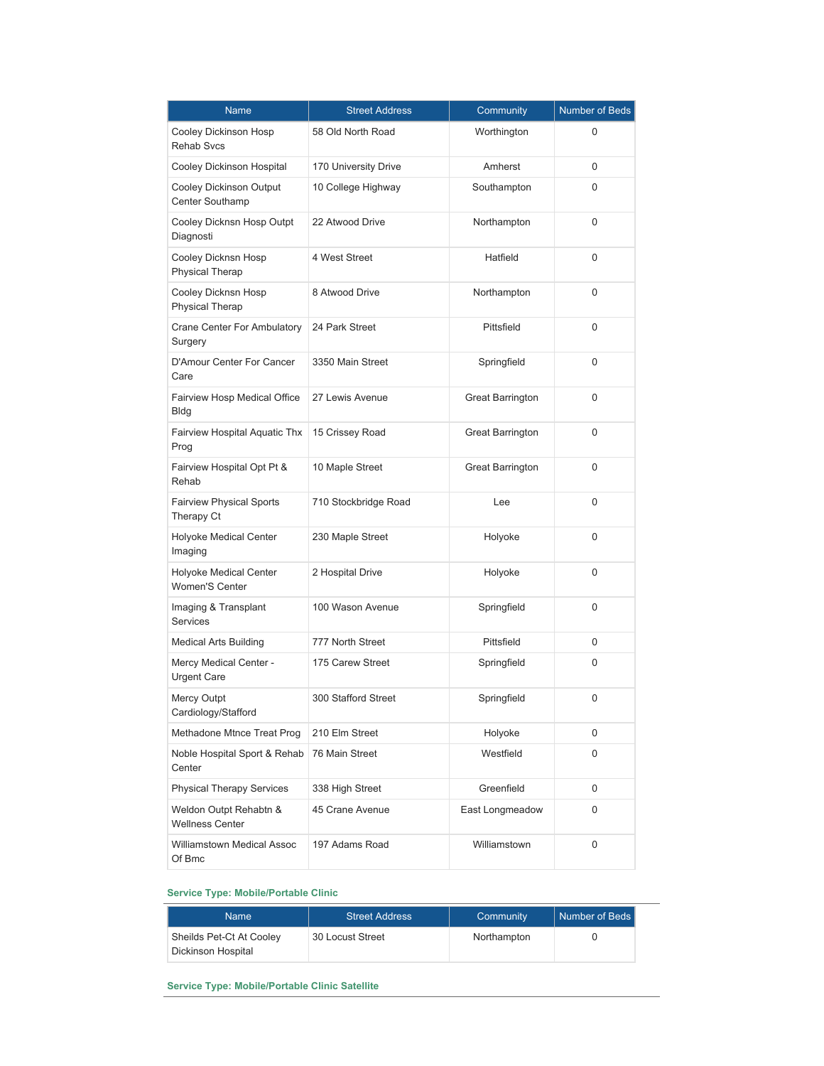| Name | Street Address | Community | Number of Beds |
| --- | --- | --- | --- |
| Cooley Dickinson Hosp Rehab Svcs | 58 Old North Road | Worthington | 0 |
| Cooley Dickinson Hospital | 170 University Drive | Amherst | 0 |
| Cooley Dickinson Output Center Southamp | 10 College Highway | Southampton | 0 |
| Cooley Dicknsn Hosp Outpt Diagnosti | 22 Atwood Drive | Northampton | 0 |
| Cooley Dicknsn Hosp Physical Therap | 4 West Street | Hatfield | 0 |
| Cooley Dicknsn Hosp Physical Therap | 8 Atwood Drive | Northampton | 0 |
| Crane Center For Ambulatory Surgery | 24 Park Street | Pittsfield | 0 |
| D'Amour Center For Cancer Care | 3350 Main Street | Springfield | 0 |
| Fairview Hosp Medical Office Bldg | 27 Lewis Avenue | Great Barrington | 0 |
| Fairview Hospital Aquatic Thx Prog | 15 Crissey Road | Great Barrington | 0 |
| Fairview Hospital Opt Pt & Rehab | 10 Maple Street | Great Barrington | 0 |
| Fairview Physical Sports Therapy Ct | 710 Stockbridge Road | Lee | 0 |
| Holyoke Medical Center Imaging | 230 Maple Street | Holyoke | 0 |
| Holyoke Medical Center Women'S Center | 2 Hospital Drive | Holyoke | 0 |
| Imaging & Transplant Services | 100 Wason Avenue | Springfield | 0 |
| Medical Arts Building | 777 North Street | Pittsfield | 0 |
| Mercy Medical Center - Urgent Care | 175 Carew Street | Springfield | 0 |
| Mercy Outpt Cardiology/Stafford | 300 Stafford Street | Springfield | 0 |
| Methadone Mtnce Treat Prog | 210 Elm Street | Holyoke | 0 |
| Noble Hospital Sport & Rehab Center | 76 Main Street | Westfield | 0 |
| Physical Therapy Services | 338 High Street | Greenfield | 0 |
| Weldon Outpt Rehabtn & Wellness Center | 45 Crane Avenue | East Longmeadow | 0 |
| Williamstown Medical Assoc Of Bmc | 197 Adams Road | Williamstown | 0 |

**Service Type: Mobile/Portable Clinic**

| Name | Street Address | Community | Number of Beds |
| --- | --- | --- | --- |
| Sheilds Pet-Ct At Cooley Dickinson Hospital | 30 Locust Street | Northampton | 0 |

**Service Type: Mobile/Portable Clinic Satellite**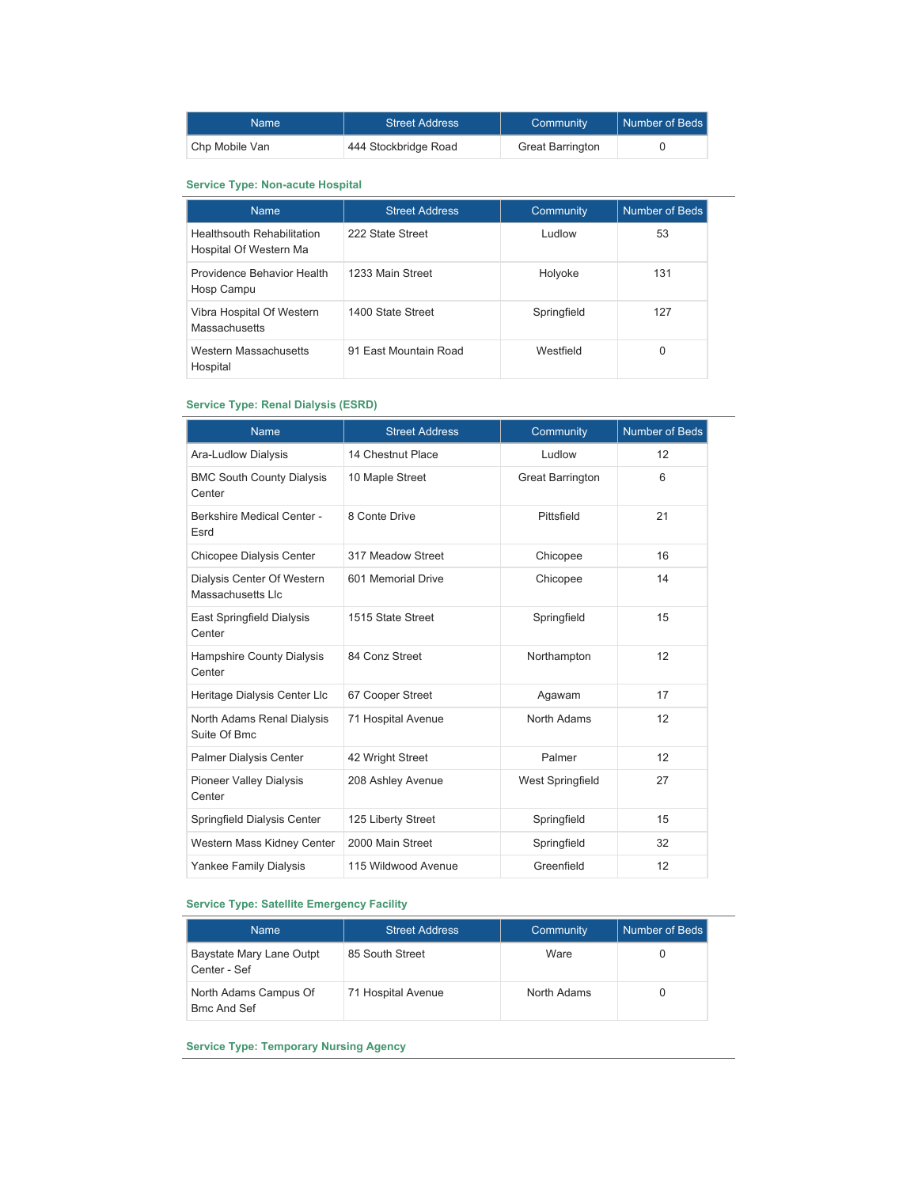| Name | Street Address | Community | Number of Beds |
| --- | --- | --- | --- |
| Chp Mobile Van | 444 Stockbridge Road | Great Barrington | 0 |

### Service Type: Non-acute Hospital

| Name | Street Address | Community | Number of Beds |
| --- | --- | --- | --- |
| Healthsouth Rehabilitation Hospital Of Western Ma | 222 State Street | Ludlow | 53 |
| Providence Behavior Health Hosp Campu | 1233 Main Street | Holyoke | 131 |
| Vibra Hospital Of Western Massachusetts | 1400 State Street | Springfield | 127 |
| Western Massachusetts Hospital | 91 East Mountain Road | Westfield | 0 |

### Service Type: Renal Dialysis (ESRD)

| Name | Street Address | Community | Number of Beds |
| --- | --- | --- | --- |
| Ara-Ludlow Dialysis | 14 Chestnut Place | Ludlow | 12 |
| BMC South County Dialysis Center | 10 Maple Street | Great Barrington | 6 |
| Berkshire Medical Center - Esrd | 8 Conte Drive | Pittsfield | 21 |
| Chicopee Dialysis Center | 317 Meadow Street | Chicopee | 16 |
| Dialysis Center Of Western Massachusetts Llc | 601 Memorial Drive | Chicopee | 14 |
| East Springfield Dialysis Center | 1515 State Street | Springfield | 15 |
| Hampshire County Dialysis Center | 84 Conz Street | Northampton | 12 |
| Heritage Dialysis Center Llc | 67 Cooper Street | Agawam | 17 |
| North Adams Renal Dialysis Suite Of Bmc | 71 Hospital Avenue | North Adams | 12 |
| Palmer Dialysis Center | 42 Wright Street | Palmer | 12 |
| Pioneer Valley Dialysis Center | 208 Ashley Avenue | West Springfield | 27 |
| Springfield Dialysis Center | 125 Liberty Street | Springfield | 15 |
| Western Mass Kidney Center | 2000 Main Street | Springfield | 32 |
| Yankee Family Dialysis | 115 Wildwood Avenue | Greenfield | 12 |

### Service Type: Satellite Emergency Facility

| Name | Street Address | Community | Number of Beds |
| --- | --- | --- | --- |
| Baystate Mary Lane Outpt Center - Sef | 85 South Street | Ware | 0 |
| North Adams Campus Of Bmc And Sef | 71 Hospital Avenue | North Adams | 0 |

### Service Type: Temporary Nursing Agency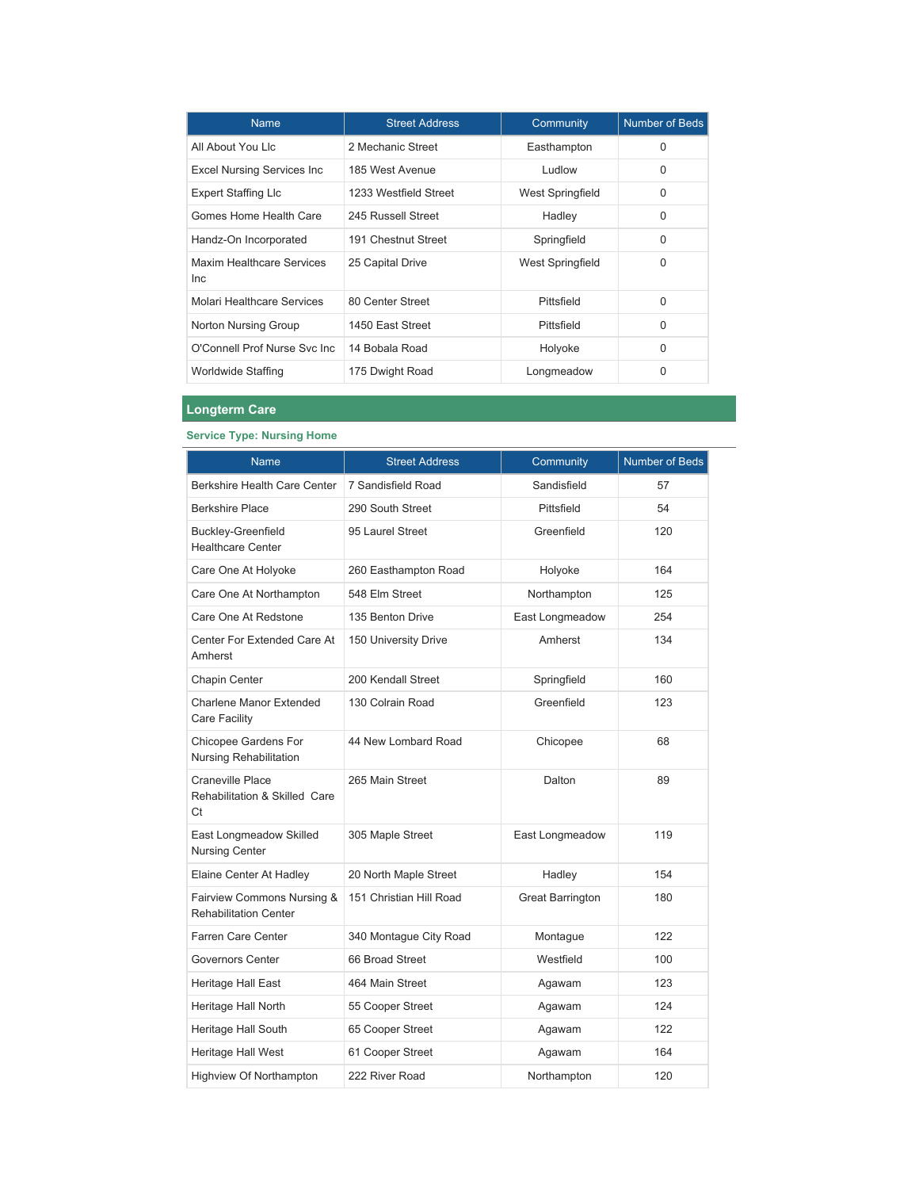| Name | Street Address | Community | Number of Beds |
|---|---|---|---|
| All About You Llc | 2 Mechanic Street | Easthampton | 0 |
| Excel Nursing Services Inc | 185 West Avenue | Ludlow | 0 |
| Expert Staffing Llc | 1233 Westfield Street | West Springfield | 0 |
| Gomes Home Health Care | 245 Russell Street | Hadley | 0 |
| Handz-On Incorporated | 191 Chestnut Street | Springfield | 0 |
| Maxim Healthcare Services Inc | 25 Capital Drive | West Springfield | 0 |
| Molari Healthcare Services | 80 Center Street | Pittsfield | 0 |
| Norton Nursing Group | 1450 East Street | Pittsfield | 0 |
| O'Connell Prof Nurse Svc Inc | 14 Bobala Road | Holyoke | 0 |
| Worldwide Staffing | 175 Dwight Road | Longmeadow | 0 |

## Longterm Care

### Service Type: Nursing Home

| Name | Street Address | Community | Number of Beds |
|---|---|---|---|
| Berkshire Health Care Center | 7 Sandisfield Road | Sandisfield | 57 |
| Berkshire Place | 290 South Street | Pittsfield | 54 |
| Buckley-Greenfield Healthcare Center | 95 Laurel Street | Greenfield | 120 |
| Care One At Holyoke | 260 Easthampton Road | Holyoke | 164 |
| Care One At Northampton | 548 Elm Street | Northampton | 125 |
| Care One At Redstone | 135 Benton Drive | East Longmeadow | 254 |
| Center For Extended Care At Amherst | 150 University Drive | Amherst | 134 |
| Chapin Center | 200 Kendall Street | Springfield | 160 |
| Charlene Manor Extended Care Facility | 130 Colrain Road | Greenfield | 123 |
| Chicopee Gardens For Nursing Rehabilitation | 44 New Lombard Road | Chicopee | 68 |
| Craneville Place Rehabilitation & Skilled Care Ct | 265 Main Street | Dalton | 89 |
| East Longmeadow Skilled Nursing Center | 305 Maple Street | East Longmeadow | 119 |
| Elaine Center At Hadley | 20 North Maple Street | Hadley | 154 |
| Fairview Commons Nursing & Rehabilitation Center | 151 Christian Hill Road | Great Barrington | 180 |
| Farren Care Center | 340 Montague City Road | Montague | 122 |
| Governors Center | 66 Broad Street | Westfield | 100 |
| Heritage Hall East | 464 Main Street | Agawam | 123 |
| Heritage Hall North | 55 Cooper Street | Agawam | 124 |
| Heritage Hall South | 65 Cooper Street | Agawam | 122 |
| Heritage Hall West | 61 Cooper Street | Agawam | 164 |
| Highview Of Northampton | 222 River Road | Northampton | 120 |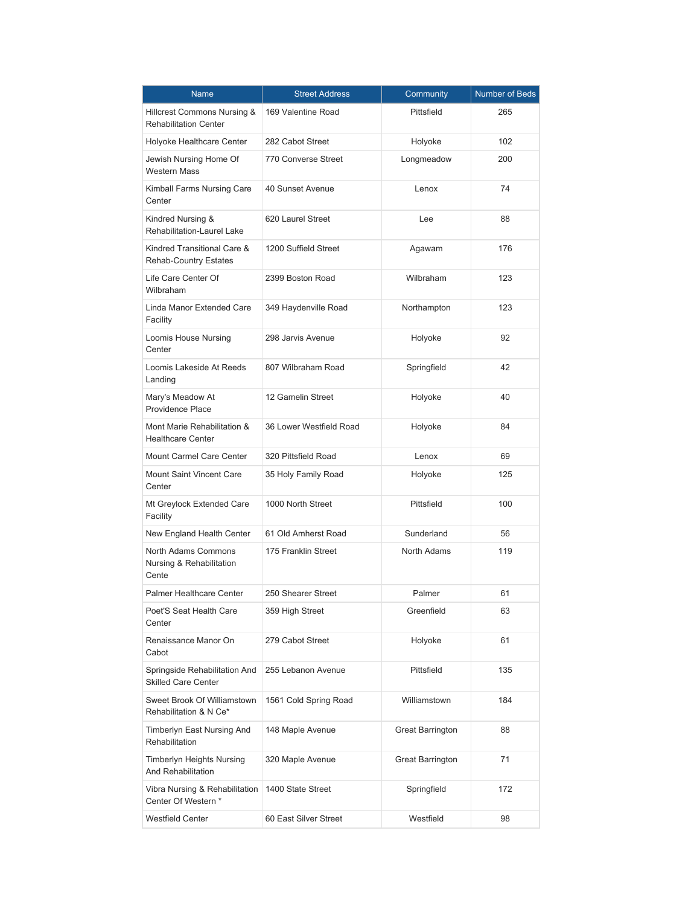| Name | Street Address | Community | Number of Beds |
| --- | --- | --- | --- |
| Hillcrest Commons Nursing & Rehabilitation Center | 169 Valentine Road | Pittsfield | 265 |
| Holyoke Healthcare Center | 282 Cabot Street | Holyoke | 102 |
| Jewish Nursing Home Of Western Mass | 770 Converse Street | Longmeadow | 200 |
| Kimball Farms Nursing Care Center | 40 Sunset Avenue | Lenox | 74 |
| Kindred Nursing & Rehabilitation-Laurel Lake | 620 Laurel Street | Lee | 88 |
| Kindred Transitional Care & Rehab-Country Estates | 1200 Suffield Street | Agawam | 176 |
| Life Care Center Of Wilbraham | 2399 Boston Road | Wilbraham | 123 |
| Linda Manor Extended Care Facility | 349 Haydenville Road | Northampton | 123 |
| Loomis House Nursing Center | 298 Jarvis Avenue | Holyoke | 92 |
| Loomis Lakeside At Reeds Landing | 807 Wilbraham Road | Springfield | 42 |
| Mary's Meadow At Providence Place | 12 Gamelin Street | Holyoke | 40 |
| Mont Marie Rehabilitation & Healthcare Center | 36 Lower Westfield Road | Holyoke | 84 |
| Mount Carmel Care Center | 320 Pittsfield Road | Lenox | 69 |
| Mount Saint Vincent Care Center | 35 Holy Family Road | Holyoke | 125 |
| Mt Greylock Extended Care Facility | 1000 North Street | Pittsfield | 100 |
| New England Health Center | 61 Old Amherst Road | Sunderland | 56 |
| North Adams Commons Nursing & Rehabilitation Cente | 175 Franklin Street | North Adams | 119 |
| Palmer Healthcare Center | 250 Shearer Street | Palmer | 61 |
| Poet'S Seat Health Care Center | 359 High Street | Greenfield | 63 |
| Renaissance Manor On Cabot | 279 Cabot Street | Holyoke | 61 |
| Springside Rehabilitation And Skilled Care Center | 255 Lebanon Avenue | Pittsfield | 135 |
| Sweet Brook Of Williamstown Rehabilitation & N Ce* | 1561 Cold Spring Road | Williamstown | 184 |
| Timberlyn East Nursing And Rehabilitation | 148 Maple Avenue | Great Barrington | 88 |
| Timberlyn Heights Nursing And Rehabilitation | 320 Maple Avenue | Great Barrington | 71 |
| Vibra Nursing & Rehabilitation Center Of Western * | 1400 State Street | Springfield | 172 |
| Westfield Center | 60 East Silver Street | Westfield | 98 |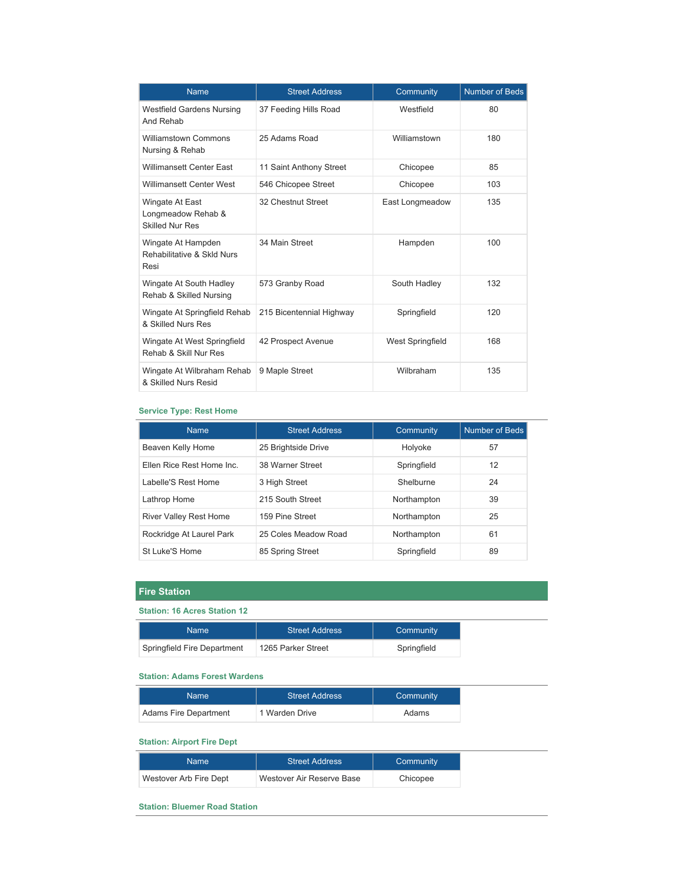| Name | Street Address | Community | Number of Beds |
| --- | --- | --- | --- |
| Westfield Gardens Nursing And Rehab | 37 Feeding Hills Road | Westfield | 80 |
| Williamstown Commons Nursing & Rehab | 25 Adams Road | Williamstown | 180 |
| Willimansett Center East | 11 Saint Anthony Street | Chicopee | 85 |
| Willimansett Center West | 546 Chicopee Street | Chicopee | 103 |
| Wingate At East Longmeadow Rehab & Skilled Nur Res | 32 Chestnut Street | East Longmeadow | 135 |
| Wingate At Hampden Rehabilitative & Skld Nurs Resi | 34 Main Street | Hampden | 100 |
| Wingate At South Hadley Rehab & Skilled Nursing | 573 Granby Road | South Hadley | 132 |
| Wingate At Springfield Rehab & Skilled Nurs Res | 215 Bicentennial Highway | Springfield | 120 |
| Wingate At West Springfield Rehab & Skill Nur Res | 42 Prospect Avenue | West Springfield | 168 |
| Wingate At Wilbraham Rehab & Skilled Nurs Resid | 9 Maple Street | Wilbraham | 135 |

### Service Type: Rest Home

| Name | Street Address | Community | Number of Beds |
| --- | --- | --- | --- |
| Beaven Kelly Home | 25 Brightside Drive | Holyoke | 57 |
| Ellen Rice Rest Home Inc. | 38 Warner Street | Springfield | 12 |
| Labelle'S Rest Home | 3 High Street | Shelburne | 24 |
| Lathrop Home | 215 South Street | Northampton | 39 |
| River Valley Rest Home | 159 Pine Street | Northampton | 25 |
| Rockridge At Laurel Park | 25 Coles Meadow Road | Northampton | 61 |
| St Luke'S Home | 85 Spring Street | Springfield | 89 |

## Fire Station

### Station: 16 Acres Station 12

| Name | Street Address | Community |
| --- | --- | --- |
| Springfield Fire Department | 1265 Parker Street | Springfield |

### Station: Adams Forest Wardens

| Name | Street Address | Community |
| --- | --- | --- |
| Adams Fire Department | 1 Warden Drive | Adams |

### Station: Airport Fire Dept

| Name | Street Address | Community |
| --- | --- | --- |
| Westover Arb Fire Dept | Westover Air Reserve Base | Chicopee |

### Station: Bluemer Road Station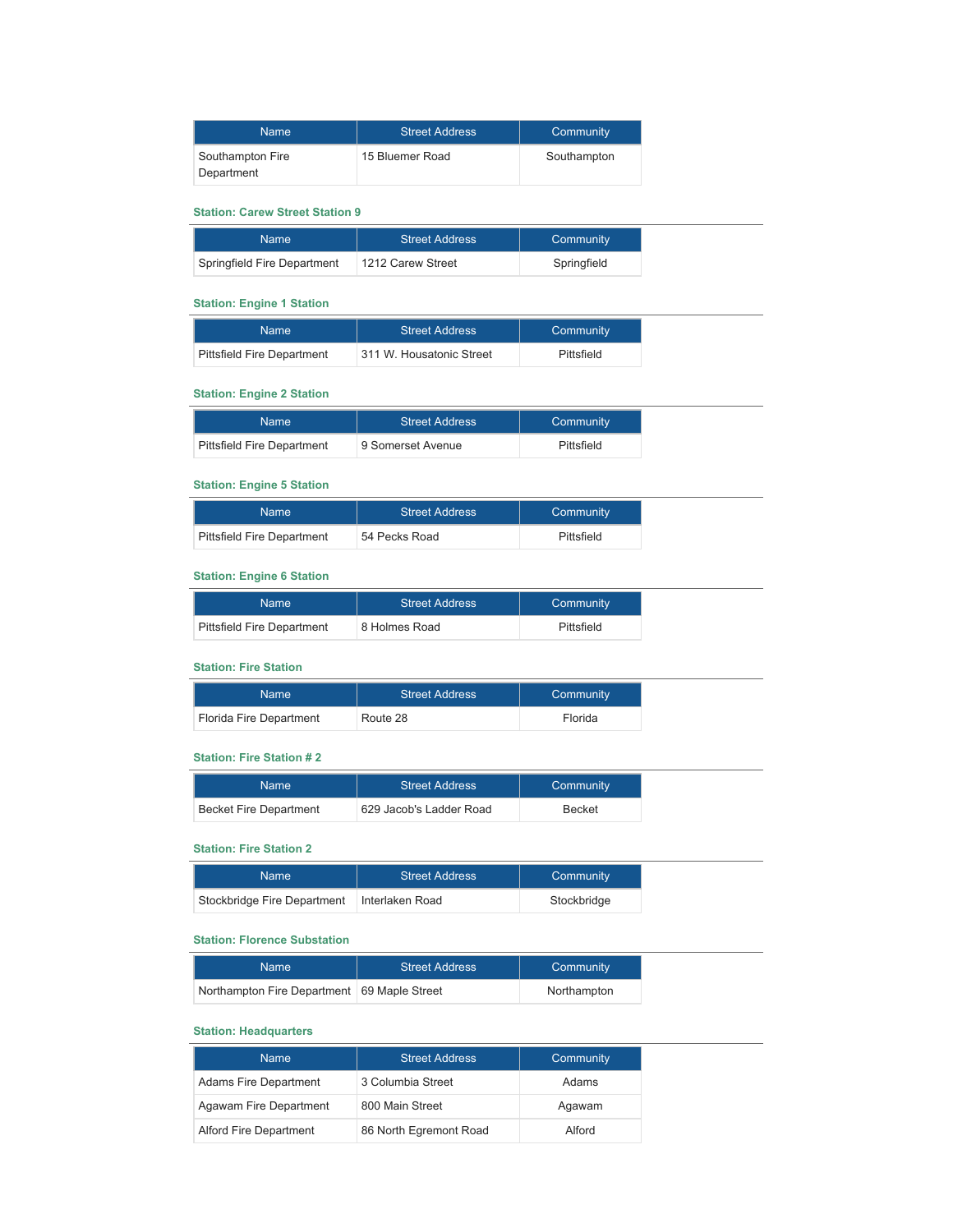| Name | Street Address | Community |
| --- | --- | --- |
| Southampton Fire Department | 15 Bluemer Road | Southampton |

### Station: Carew Street Station 9

| Name | Street Address | Community |
| --- | --- | --- |
| Springfield Fire Department | 1212 Carew Street | Springfield |

### Station: Engine 1 Station

| Name | Street Address | Community |
| --- | --- | --- |
| Pittsfield Fire Department | 311 W. Housatonic Street | Pittsfield |

### Station: Engine 2 Station

| Name | Street Address | Community |
| --- | --- | --- |
| Pittsfield Fire Department | 9 Somerset Avenue | Pittsfield |

### Station: Engine 5 Station

| Name | Street Address | Community |
| --- | --- | --- |
| Pittsfield Fire Department | 54 Pecks Road | Pittsfield |

### Station: Engine 6 Station

| Name | Street Address | Community |
| --- | --- | --- |
| Pittsfield Fire Department | 8 Holmes Road | Pittsfield |

### Station: Fire Station

| Name | Street Address | Community |
| --- | --- | --- |
| Florida Fire Department | Route 28 | Florida |

### Station: Fire Station # 2

| Name | Street Address | Community |
| --- | --- | --- |
| Becket Fire Department | 629 Jacob's Ladder Road | Becket |

### Station: Fire Station 2

| Name | Street Address | Community |
| --- | --- | --- |
| Stockbridge Fire Department | Interlaken Road | Stockbridge |

### Station: Florence Substation

| Name | Street Address | Community |
| --- | --- | --- |
| Northampton Fire Department | 69 Maple Street | Northampton |

### Station: Headquarters

| Name | Street Address | Community |
| --- | --- | --- |
| Adams Fire Department | 3 Columbia Street | Adams |
| Agawam Fire Department | 800 Main Street | Agawam |
| Alford Fire Department | 86 North Egremont Road | Alford |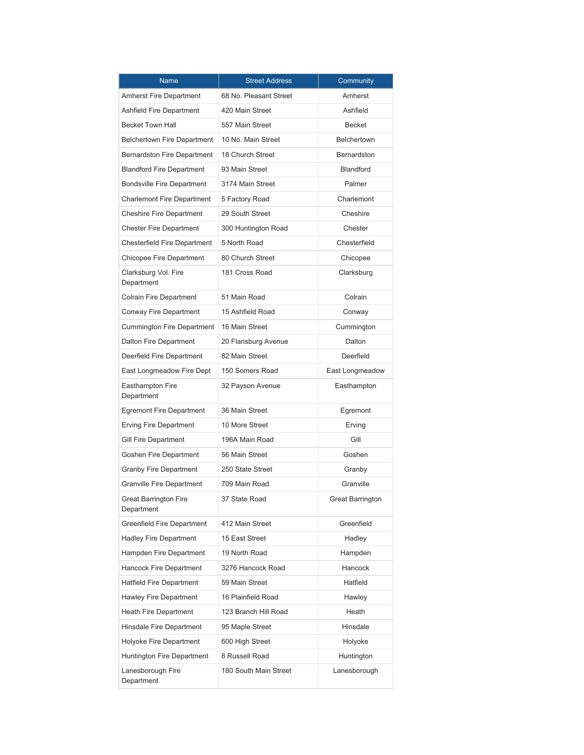| Name | Street Address | Community |
| --- | --- | --- |
| Amherst Fire Department | 68 No. Pleasant Street | Amherst |
| Ashfield Fire Department | 420 Main Street | Ashfield |
| Becket Town Hall | 557 Main Street | Becket |
| Belchertown Fire Department | 10 No. Main Street | Belchertown |
| Bernardston Fire Department | 18 Church Street | Bernardston |
| Blandford Fire Department | 93 Main Street | Blandford |
| Bondsville Fire Department | 3174 Main Street | Palmer |
| Charlemont Fire Department | 5 Factory Road | Charlemont |
| Cheshire Fire Department | 29 South Street | Cheshire |
| Chester Fire Department | 300 Huntington Road | Chester |
| Chesterfield Fire Department | 5 North Road | Chesterfield |
| Chicopee Fire Department | 80 Church Street | Chicopee |
| Clarksburg Vol. Fire Department | 181 Cross Road | Clarksburg |
| Colrain Fire Department | 51 Main Road | Colrain |
| Conway Fire Department | 15 Ashfield Road | Conway |
| Cummington Fire Department | 16 Main Street | Cummington |
| Dalton Fire Department | 20 Flansburg Avenue | Dalton |
| Deerfield Fire Department | 82 Main Street | Deerfield |
| East Longmeadow Fire Dept | 150 Somers Road | East Longmeadow |
| Easthampton Fire Department | 32 Payson Avenue | Easthampton |
| Egremont Fire Department | 36 Main Street | Egremont |
| Erving Fire Department | 10 More Street | Erving |
| Gill Fire Department | 196A Main Road | Gill |
| Goshen Fire Department | 56 Main Street | Goshen |
| Granby Fire Department | 250 State Street | Granby |
| Granville Fire Department | 709 Main Road | Granville |
| Great Barrington Fire Department | 37 State Road | Great Barrington |
| Greenfield Fire Department | 412 Main Street | Greenfield |
| Hadley Fire Department | 15 East Street | Hadley |
| Hampden Fire Department | 19 North Road | Hampden |
| Hancock Fire Department | 3276 Hancock Road | Hancock |
| Hatfield Fire Department | 59 Main Street | Hatfield |
| Hawley Fire Department | 16 Plainfield Road | Hawley |
| Heath Fire Department | 123 Branch Hill Road | Heath |
| Hinsdale Fire Department | 95 Maple Street | Hinsdale |
| Holyoke Fire Department | 600 High Street | Holyoke |
| Huntington Fire Department | 8 Russell Road | Huntington |
| Lanesborough Fire Department | 180 South Main Street | Lanesborough |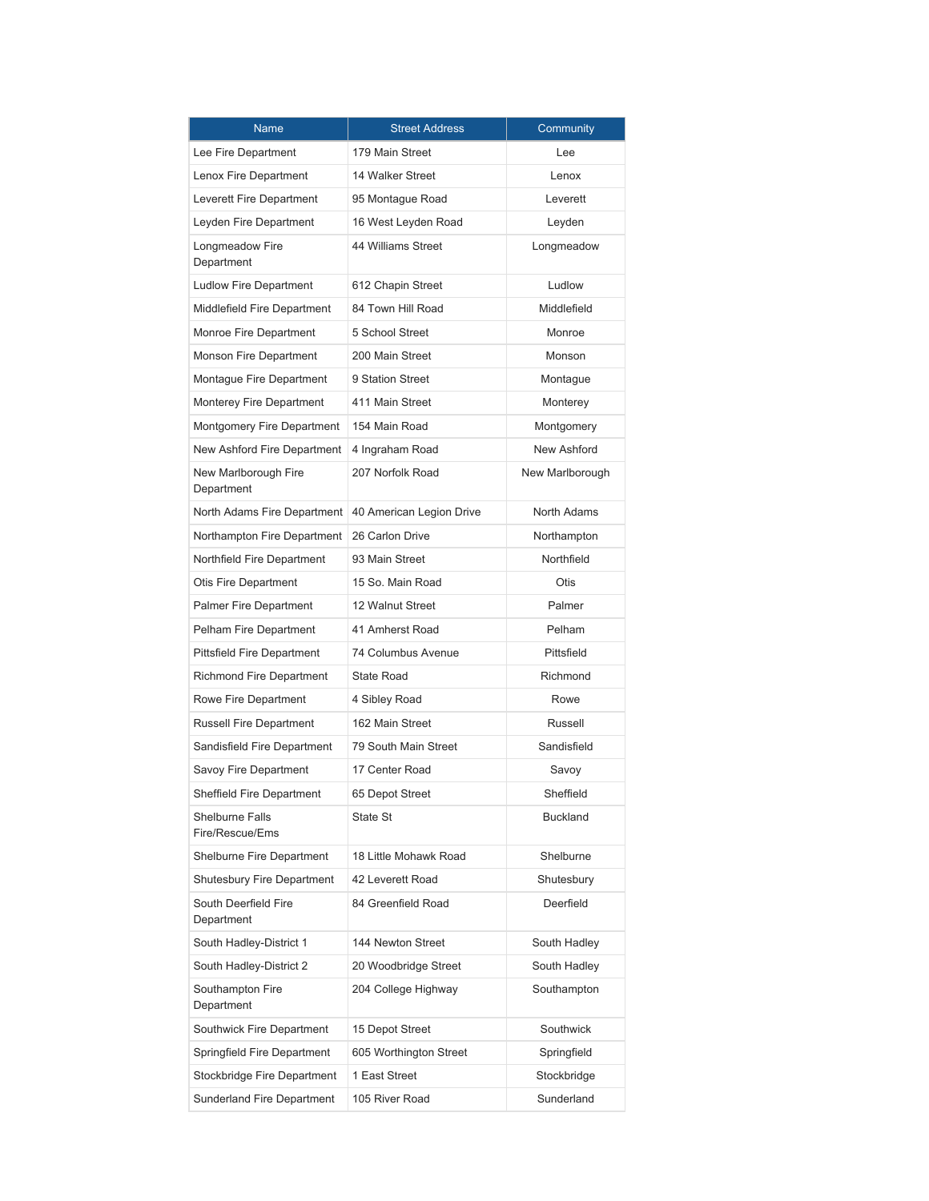| Name | Street Address | Community |
|---|---|---|
| Lee Fire Department | 179 Main Street | Lee |
| Lenox Fire Department | 14 Walker Street | Lenox |
| Leverett Fire Department | 95 Montague Road | Leverett |
| Leyden Fire Department | 16 West Leyden Road | Leyden |
| Longmeadow Fire Department | 44 Williams Street | Longmeadow |
| Ludlow Fire Department | 612 Chapin Street | Ludlow |
| Middlefield Fire Department | 84 Town Hill Road | Middlefield |
| Monroe Fire Department | 5 School Street | Monroe |
| Monson Fire Department | 200 Main Street | Monson |
| Montague Fire Department | 9 Station Street | Montague |
| Monterey Fire Department | 411 Main Street | Monterey |
| Montgomery Fire Department | 154 Main Road | Montgomery |
| New Ashford Fire Department | 4 Ingraham Road | New Ashford |
| New Marlborough Fire Department | 207 Norfolk Road | New Marlborough |
| North Adams Fire Department | 40 American Legion Drive | North Adams |
| Northampton Fire Department | 26 Carlon Drive | Northampton |
| Northfield Fire Department | 93 Main Street | Northfield |
| Otis Fire Department | 15 So. Main Road | Otis |
| Palmer Fire Department | 12 Walnut Street | Palmer |
| Pelham Fire Department | 41 Amherst Road | Pelham |
| Pittsfield Fire Department | 74 Columbus Avenue | Pittsfield |
| Richmond Fire Department | State Road | Richmond |
| Rowe Fire Department | 4 Sibley Road | Rowe |
| Russell Fire Department | 162 Main Street | Russell |
| Sandisfield Fire Department | 79 South Main Street | Sandisfield |
| Savoy Fire Department | 17 Center Road | Savoy |
| Sheffield Fire Department | 65 Depot Street | Sheffield |
| Shelburne Falls Fire/Rescue/Ems | State St | Buckland |
| Shelburne Fire Department | 18 Little Mohawk Road | Shelburne |
| Shutesbury Fire Department | 42 Leverett Road | Shutesbury |
| South Deerfield Fire Department | 84 Greenfield Road | Deerfield |
| South Hadley-District 1 | 144 Newton Street | South Hadley |
| South Hadley-District 2 | 20 Woodbridge Street | South Hadley |
| Southampton Fire Department | 204 College Highway | Southampton |
| Southwick Fire Department | 15 Depot Street | Southwick |
| Springfield Fire Department | 605 Worthington Street | Springfield |
| Stockbridge Fire Department | 1 East Street | Stockbridge |
| Sunderland Fire Department | 105 River Road | Sunderland |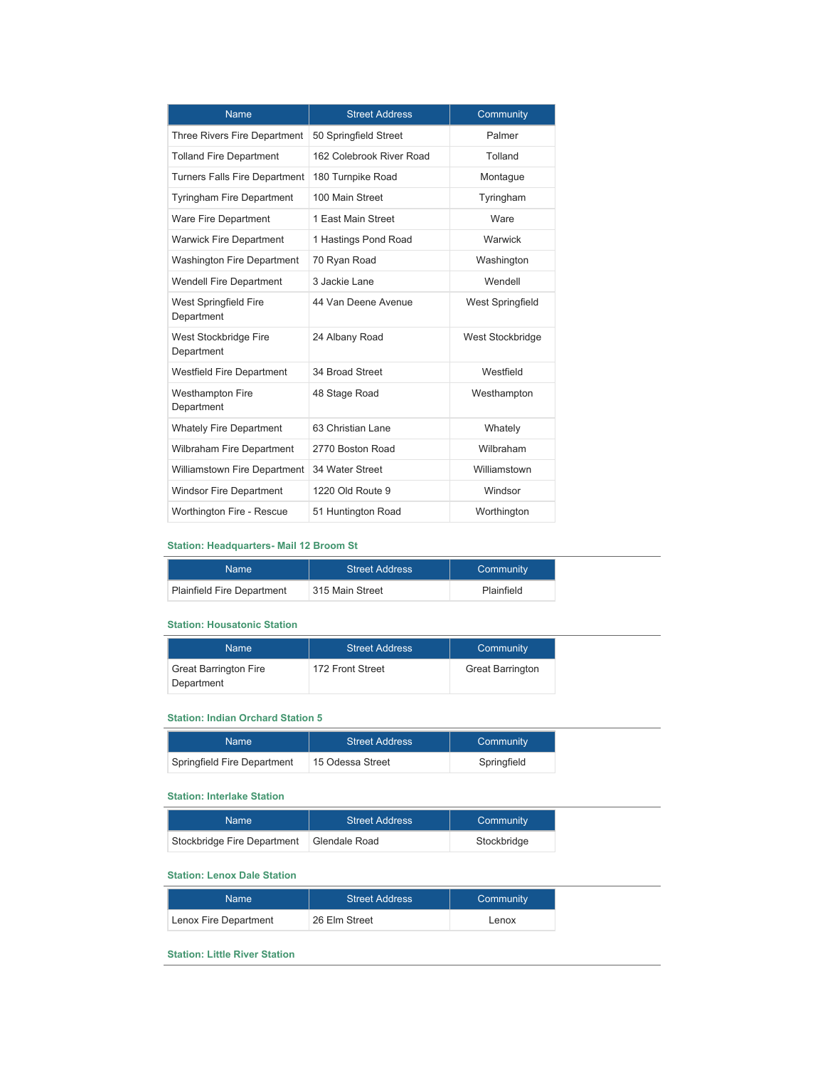| Name | Street Address | Community |
|---|---|---|
| Three Rivers Fire Department | 50 Springfield Street | Palmer |
| Tolland Fire Department | 162 Colebrook River Road | Tolland |
| Turners Falls Fire Department | 180 Turnpike Road | Montague |
| Tyringham Fire Department | 100 Main Street | Tyringham |
| Ware Fire Department | 1 East Main Street | Ware |
| Warwick Fire Department | 1 Hastings Pond Road | Warwick |
| Washington Fire Department | 70 Ryan Road | Washington |
| Wendell Fire Department | 3 Jackie Lane | Wendell |
| West Springfield Fire Department | 44 Van Deene Avenue | West Springfield |
| West Stockbridge Fire Department | 24 Albany Road | West Stockbridge |
| Westfield Fire Department | 34 Broad Street | Westfield |
| Westhampton Fire Department | 48 Stage Road | Westhampton |
| Whately Fire Department | 63 Christian Lane | Whately |
| Wilbraham Fire Department | 2770 Boston Road | Wilbraham |
| Williamstown Fire Department | 34 Water Street | Williamstown |
| Windsor Fire Department | 1220 Old Route 9 | Windsor |
| Worthington Fire - Rescue | 51 Huntington Road | Worthington |

### Station: Headquarters- Mail 12 Broom St

| Name | Street Address | Community |
|---|---|---|
| Plainfield Fire Department | 315 Main Street | Plainfield |

### Station: Housatonic Station

| Name | Street Address | Community |
|---|---|---|
| Great Barrington Fire Department | 172 Front Street | Great Barrington |

### Station: Indian Orchard Station 5

| Name | Street Address | Community |
|---|---|---|
| Springfield Fire Department | 15 Odessa Street | Springfield |

### Station: Interlake Station

| Name | Street Address | Community |
|---|---|---|
| Stockbridge Fire Department | Glendale Road | Stockbridge |

### Station: Lenox Dale Station

| Name | Street Address | Community |
|---|---|---|
| Lenox Fire Department | 26 Elm Street | Lenox |

### Station: Little River Station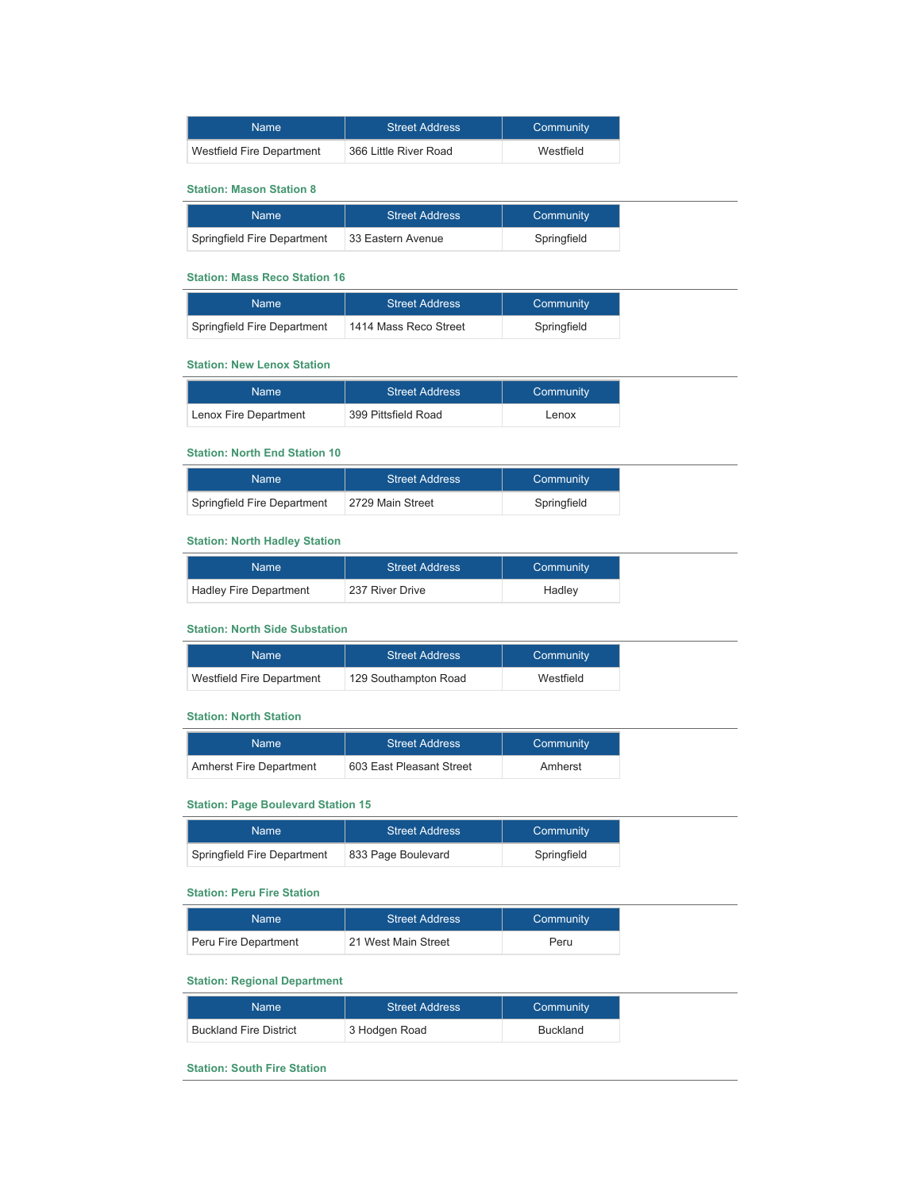| Name | Street Address | Community |
|---|---|---|
| Westfield Fire Department | 366 Little River Road | Westfield |

### Station: Mason Station 8

| Name | Street Address | Community |
|---|---|---|
| Springfield Fire Department | 33 Eastern Avenue | Springfield |

### Station: Mass Reco Station 16

| Name | Street Address | Community |
|---|---|---|
| Springfield Fire Department | 1414 Mass Reco Street | Springfield |

### Station: New Lenox Station

| Name | Street Address | Community |
|---|---|---|
| Lenox Fire Department | 399 Pittsfield Road | Lenox |

### Station: North End Station 10

| Name | Street Address | Community |
|---|---|---|
| Springfield Fire Department | 2729 Main Street | Springfield |

### Station: North Hadley Station

| Name | Street Address | Community |
|---|---|---|
| Hadley Fire Department | 237 River Drive | Hadley |

### Station: North Side Substation

| Name | Street Address | Community |
|---|---|---|
| Westfield Fire Department | 129 Southampton Road | Westfield |

### Station: North Station

| Name | Street Address | Community |
|---|---|---|
| Amherst Fire Department | 603 East Pleasant Street | Amherst |

### Station: Page Boulevard Station 15

| Name | Street Address | Community |
|---|---|---|
| Springfield Fire Department | 833 Page Boulevard | Springfield |

### Station: Peru Fire Station

| Name | Street Address | Community |
|---|---|---|
| Peru Fire Department | 21 West Main Street | Peru |

### Station: Regional Department

| Name | Street Address | Community |
|---|---|---|
| Buckland Fire District | 3 Hodgen Road | Buckland |

### Station: South Fire Station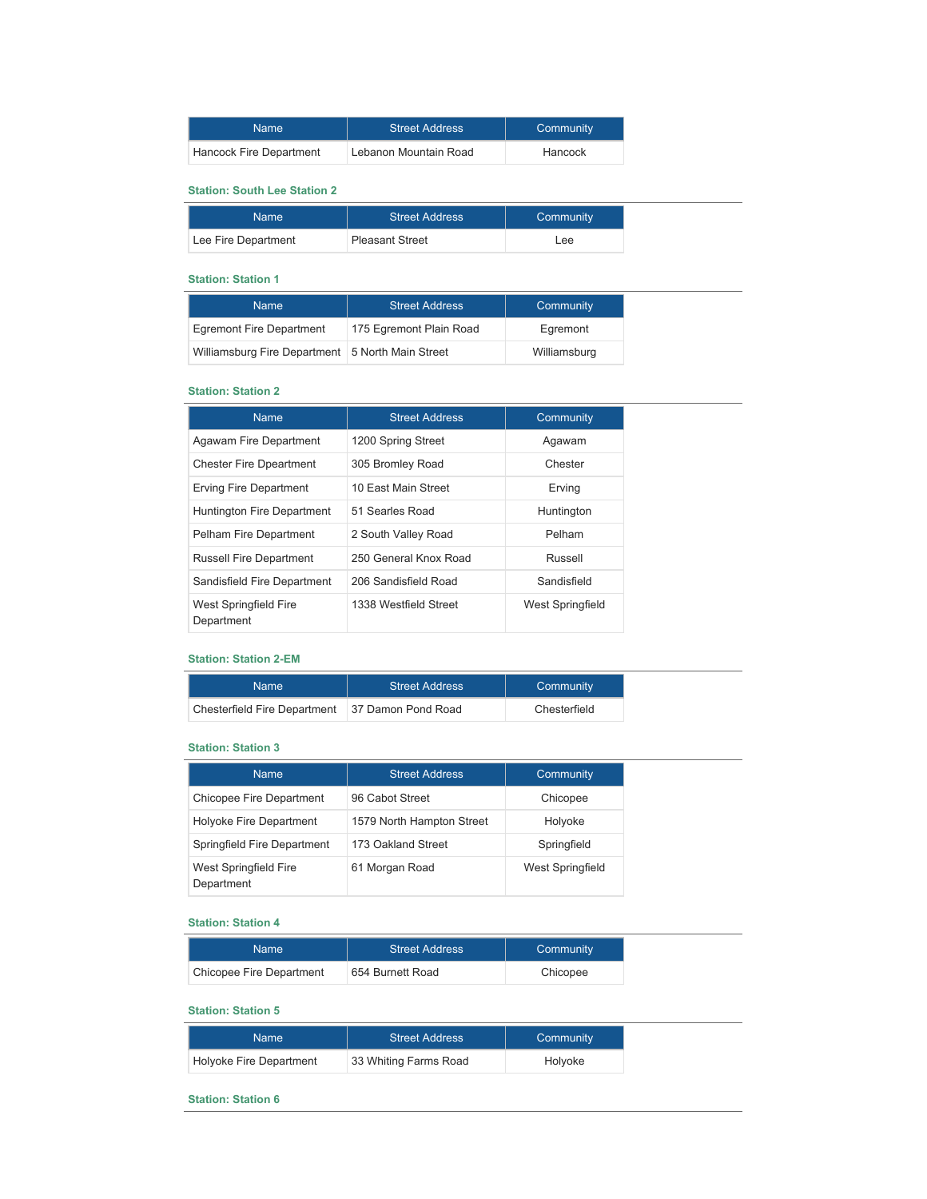| Name | Street Address | Community |
|---|---|---|
| Hancock Fire Department | Lebanon Mountain Road | Hancock |

#### Station: South Lee Station 2

| Name | Street Address | Community |
|---|---|---|
| Lee Fire Department | Pleasant Street | Lee |

#### Station: Station 1

| Name | Street Address | Community |
|---|---|---|
| Egremont Fire Department | 175 Egremont Plain Road | Egremont |
| Williamsburg Fire Department | 5 North Main Street | Williamsburg |

#### Station: Station 2

| Name | Street Address | Community |
|---|---|---|
| Agawam Fire Department | 1200 Spring Street | Agawam |
| Chester Fire Dpeartment | 305 Bromley Road | Chester |
| Erving Fire Department | 10 East Main Street | Erving |
| Huntington Fire Department | 51 Searles Road | Huntington |
| Pelham Fire Department | 2 South Valley Road | Pelham |
| Russell Fire Department | 250 General Knox Road | Russell |
| Sandisfield Fire Department | 206 Sandisfield Road | Sandisfield |
| West Springfield Fire Department | 1338 Westfield Street | West Springfield |

#### Station: Station 2-EM

| Name | Street Address | Community |
|---|---|---|
| Chesterfield Fire Department | 37 Damon Pond Road | Chesterfield |

#### Station: Station 3

| Name | Street Address | Community |
|---|---|---|
| Chicopee Fire Department | 96 Cabot Street | Chicopee |
| Holyoke Fire Department | 1579 North Hampton Street | Holyoke |
| Springfield Fire Department | 173 Oakland Street | Springfield |
| West Springfield Fire Department | 61 Morgan Road | West Springfield |

#### Station: Station 4

| Name | Street Address | Community |
|---|---|---|
| Chicopee Fire Department | 654 Burnett Road | Chicopee |

#### Station: Station 5

| Name | Street Address | Community |
|---|---|---|
| Holyoke Fire Department | 33 Whiting Farms Road | Holyoke |

#### Station: Station 6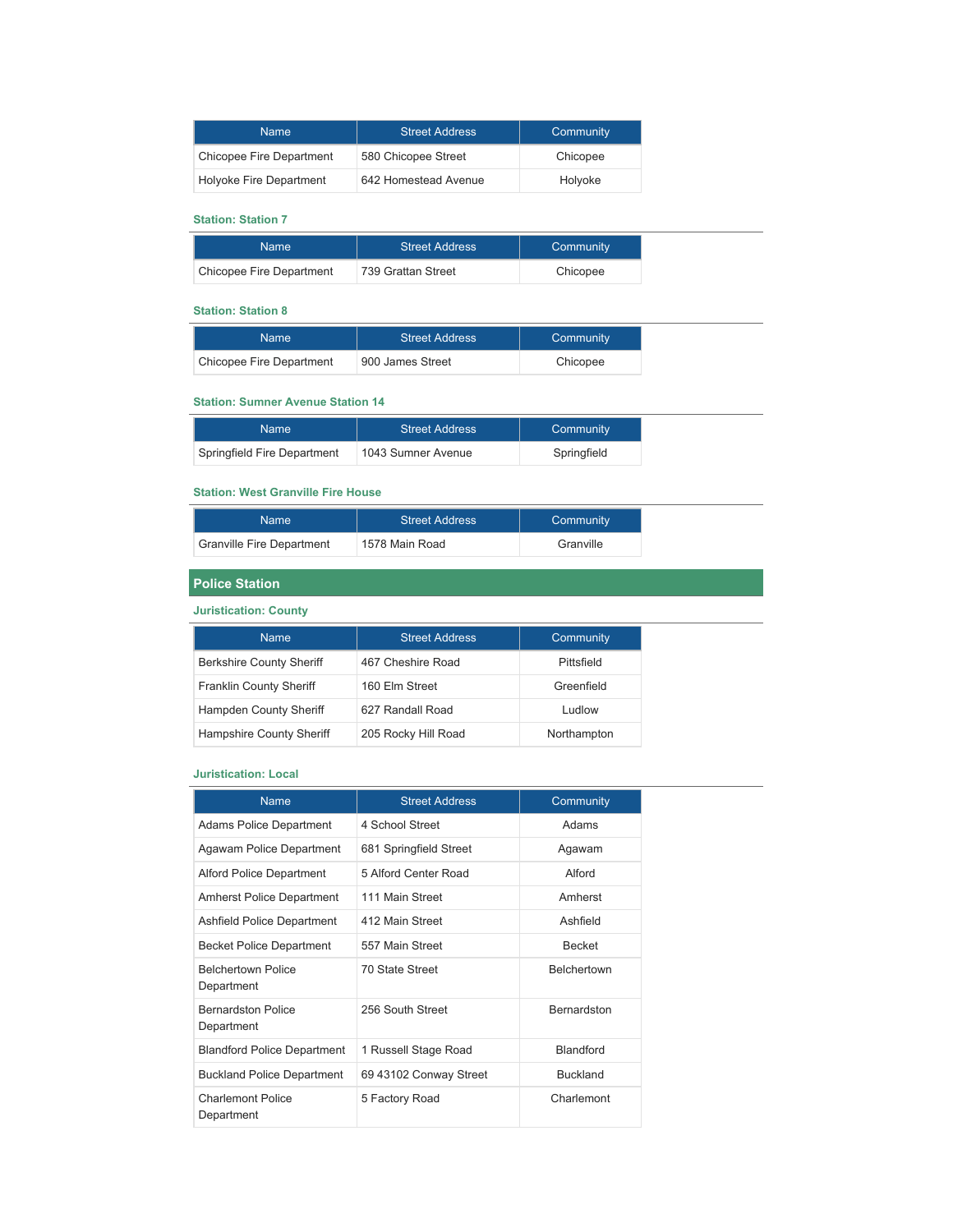| Name | Street Address | Community |
| --- | --- | --- |
| Chicopee Fire Department | 580 Chicopee Street | Chicopee |
| Holyoke Fire Department | 642 Homestead Avenue | Holyoke |

### Station: Station 7

| Name | Street Address | Community |
| --- | --- | --- |
| Chicopee Fire Department | 739 Grattan Street | Chicopee |

### Station: Station 8

| Name | Street Address | Community |
| --- | --- | --- |
| Chicopee Fire Department | 900 James Street | Chicopee |

### Station: Sumner Avenue Station 14

| Name | Street Address | Community |
| --- | --- | --- |
| Springfield Fire Department | 1043 Sumner Avenue | Springfield |

### Station: West Granville Fire House

| Name | Street Address | Community |
| --- | --- | --- |
| Granville Fire Department | 1578 Main Road | Granville |

## Police Station

### Juristication: County

| Name | Street Address | Community |
| --- | --- | --- |
| Berkshire County Sheriff | 467 Cheshire Road | Pittsfield |
| Franklin County Sheriff | 160 Elm Street | Greenfield |
| Hampden County Sheriff | 627 Randall Road | Ludlow |
| Hampshire County Sheriff | 205 Rocky Hill Road | Northampton |

### Juristication: Local

| Name | Street Address | Community |
| --- | --- | --- |
| Adams Police Department | 4 School Street | Adams |
| Agawam Police Department | 681 Springfield Street | Agawam |
| Alford Police Department | 5 Alford Center Road | Alford |
| Amherst Police Department | 111 Main Street | Amherst |
| Ashfield Police Department | 412 Main Street | Ashfield |
| Becket Police Department | 557 Main Street | Becket |
| Belchertown Police Department | 70 State Street | Belchertown |
| Bernardston Police Department | 256 South Street | Bernardston |
| Blandford Police Department | 1 Russell Stage Road | Blandford |
| Buckland Police Department | 69 43102 Conway Street | Buckland |
| Charlemont Police Department | 5 Factory Road | Charlemont |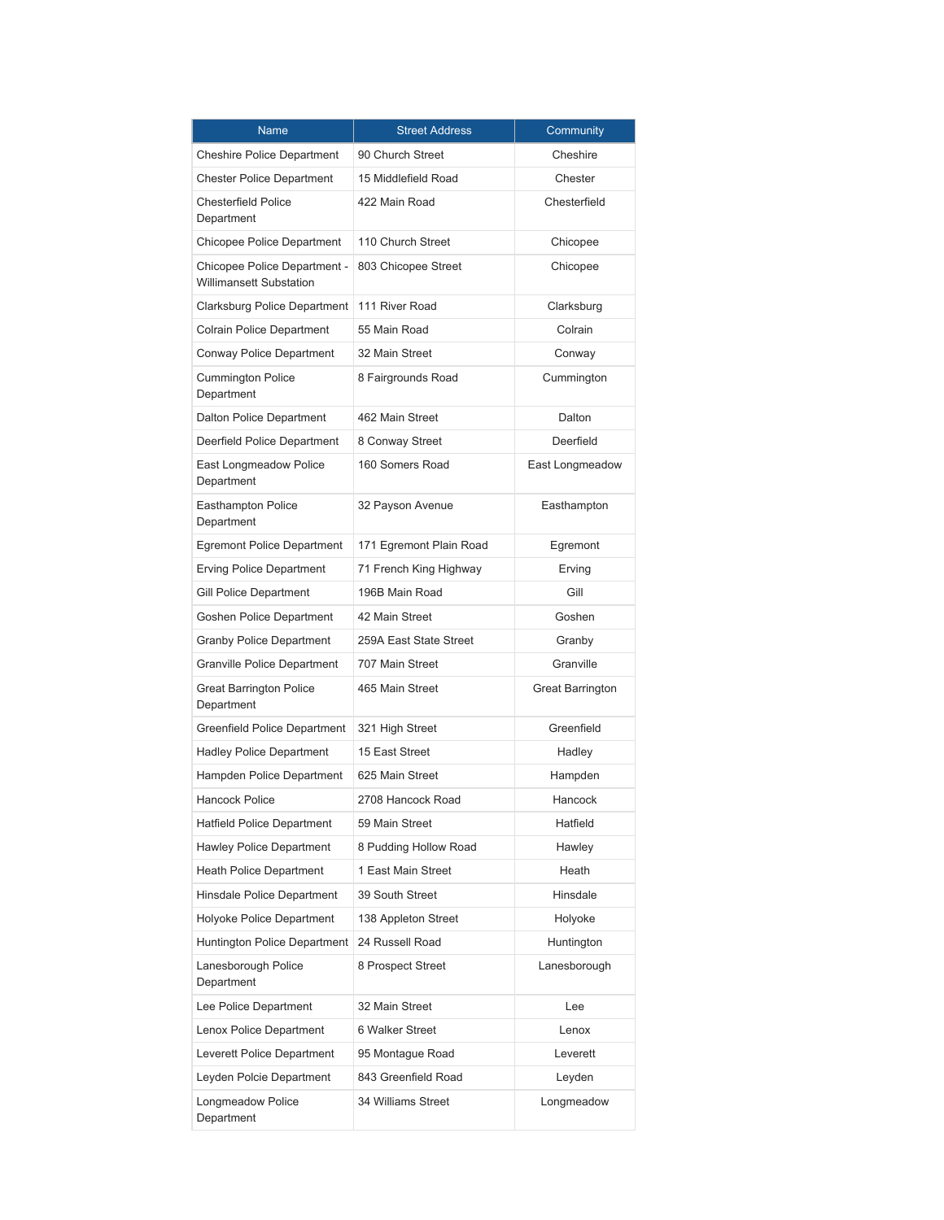| Name | Street Address | Community |
| --- | --- | --- |
| Cheshire Police Department | 90 Church Street | Cheshire |
| Chester Police Department | 15 Middlefield Road | Chester |
| Chesterfield Police Department | 422 Main Road | Chesterfield |
| Chicopee Police Department | 110 Church Street | Chicopee |
| Chicopee Police Department - Willimansett Substation | 803 Chicopee Street | Chicopee |
| Clarksburg Police Department | 111 River Road | Clarksburg |
| Colrain Police Department | 55 Main Road | Colrain |
| Conway Police Department | 32 Main Street | Conway |
| Cummington Police Department | 8 Fairgrounds Road | Cummington |
| Dalton Police Department | 462 Main Street | Dalton |
| Deerfield Police Department | 8 Conway Street | Deerfield |
| East Longmeadow Police Department | 160 Somers Road | East Longmeadow |
| Easthampton Police Department | 32 Payson Avenue | Easthampton |
| Egremont Police Department | 171 Egremont Plain Road | Egremont |
| Erving Police Department | 71 French King Highway | Erving |
| Gill Police Department | 196B Main Road | Gill |
| Goshen Police Department | 42 Main Street | Goshen |
| Granby Police Department | 259A East State Street | Granby |
| Granville Police Department | 707 Main Street | Granville |
| Great Barrington Police Department | 465 Main Street | Great Barrington |
| Greenfield Police Department | 321 High Street | Greenfield |
| Hadley Police Department | 15 East Street | Hadley |
| Hampden Police Department | 625 Main Street | Hampden |
| Hancock Police | 2708 Hancock Road | Hancock |
| Hatfield Police Department | 59 Main Street | Hatfield |
| Hawley Police Department | 8 Pudding Hollow Road | Hawley |
| Heath Police Department | 1 East Main Street | Heath |
| Hinsdale Police Department | 39 South Street | Hinsdale |
| Holyoke Police Department | 138 Appleton Street | Holyoke |
| Huntington Police Department | 24 Russell Road | Huntington |
| Lanesborough Police Department | 8 Prospect Street | Lanesborough |
| Lee Police Department | 32 Main Street | Lee |
| Lenox Police Department | 6 Walker Street | Lenox |
| Leverett Police Department | 95 Montague Road | Leverett |
| Leyden Polcie Department | 843 Greenfield Road | Leyden |
| Longmeadow Police Department | 34 Williams Street | Longmeadow |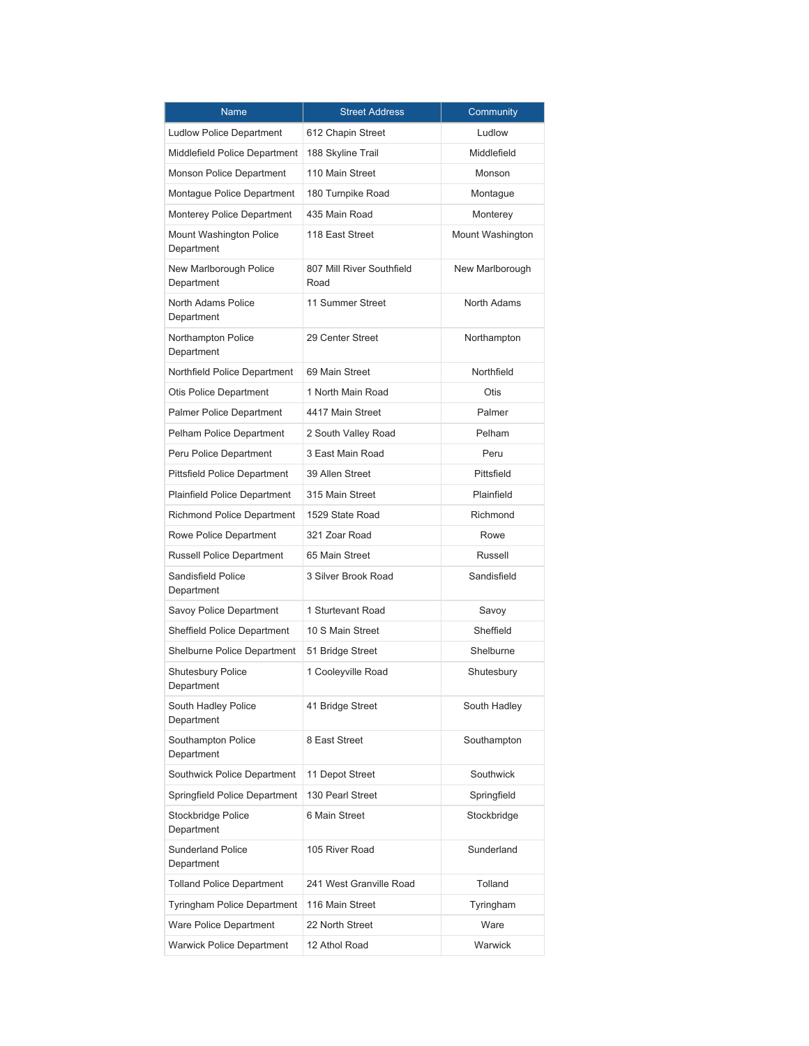| Name | Street Address | Community |
| --- | --- | --- |
| Ludlow Police Department | 612 Chapin Street | Ludlow |
| Middlefield Police Department | 188 Skyline Trail | Middlefield |
| Monson Police Department | 110 Main Street | Monson |
| Montague Police Department | 180 Turnpike Road | Montague |
| Monterey Police Department | 435 Main Road | Monterey |
| Mount Washington Police Department | 118 East Street | Mount Washington |
| New Marlborough Police Department | 807 Mill River Southfield Road | New Marlborough |
| North Adams Police Department | 11 Summer Street | North Adams |
| Northampton Police Department | 29 Center Street | Northampton |
| Northfield Police Department | 69 Main Street | Northfield |
| Otis Police Department | 1 North Main Road | Otis |
| Palmer Police Department | 4417 Main Street | Palmer |
| Pelham Police Department | 2 South Valley Road | Pelham |
| Peru Police Department | 3 East Main Road | Peru |
| Pittsfield Police Department | 39 Allen Street | Pittsfield |
| Plainfield Police Department | 315 Main Street | Plainfield |
| Richmond Police Department | 1529 State Road | Richmond |
| Rowe Police Department | 321 Zoar Road | Rowe |
| Russell Police Department | 65 Main Street | Russell |
| Sandisfield Police Department | 3 Silver Brook Road | Sandisfield |
| Savoy Police Department | 1 Sturtevant Road | Savoy |
| Sheffield Police Department | 10 S Main Street | Sheffield |
| Shelburne Police Department | 51 Bridge Street | Shelburne |
| Shutesbury Police Department | 1 Cooleyville Road | Shutesbury |
| South Hadley Police Department | 41 Bridge Street | South Hadley |
| Southampton Police Department | 8 East Street | Southampton |
| Southwick Police Department | 11 Depot Street | Southwick |
| Springfield Police Department | 130 Pearl Street | Springfield |
| Stockbridge Police Department | 6 Main Street | Stockbridge |
| Sunderland Police Department | 105 River Road | Sunderland |
| Tolland Police Department | 241 West Granville Road | Tolland |
| Tyringham Police Department | 116 Main Street | Tyringham |
| Ware Police Department | 22 North Street | Ware |
| Warwick Police Department | 12 Athol Road | Warwick |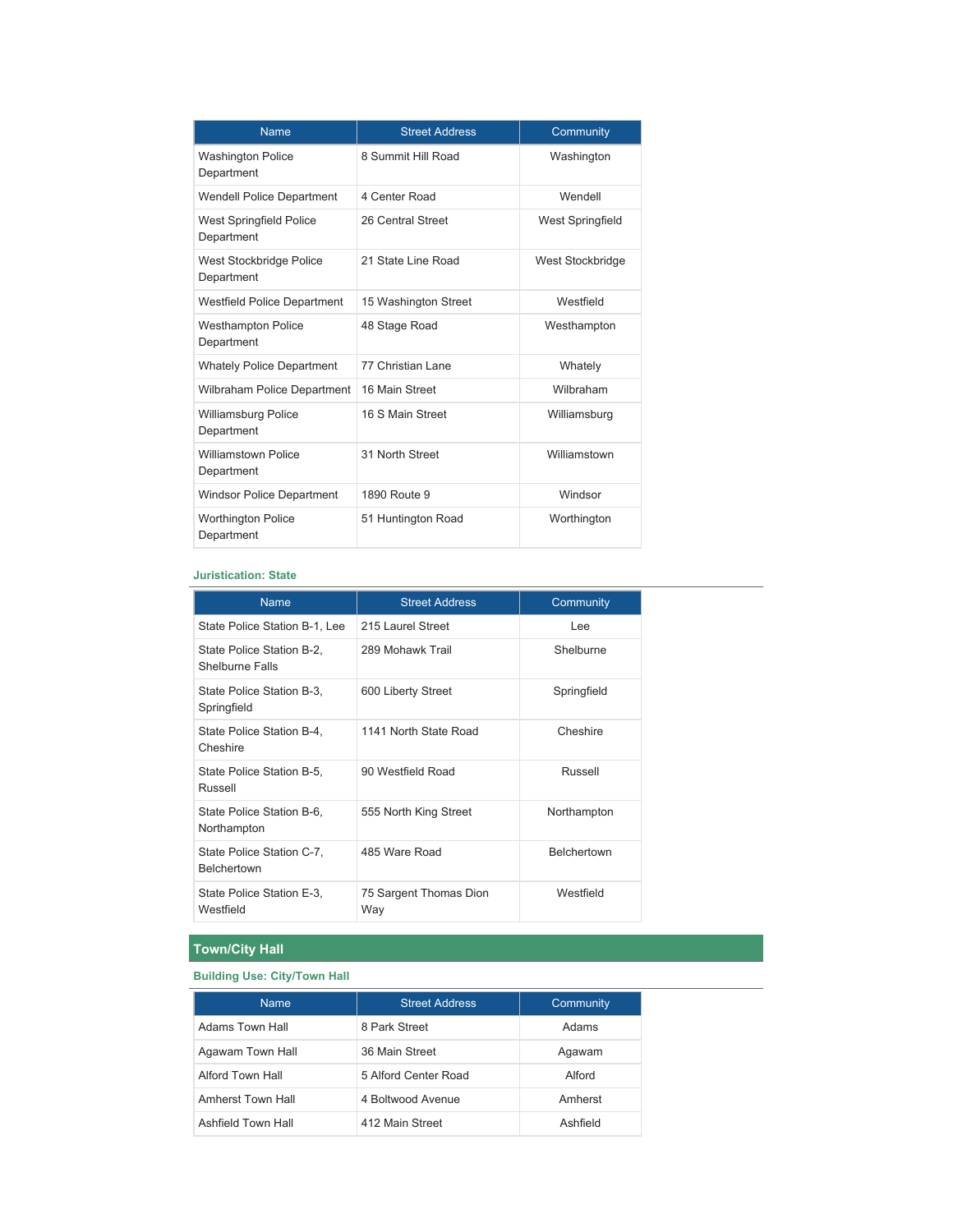| Name | Street Address | Community |
|---|---|---|
| Washington Police Department | 8 Summit Hill Road | Washington |
| Wendell Police Department | 4 Center Road | Wendell |
| West Springfield Police Department | 26 Central Street | West Springfield |
| West Stockbridge Police Department | 21 State Line Road | West Stockbridge |
| Westfield Police Department | 15 Washington Street | Westfield |
| Westhampton Police Department | 48 Stage Road | Westhampton |
| Whately Police Department | 77 Christian Lane | Whately |
| Wilbraham Police Department | 16 Main Street | Wilbraham |
| Williamsburg Police Department | 16 S Main Street | Williamsburg |
| Williamstown Police Department | 31 North Street | Williamstown |
| Windsor Police Department | 1890 Route 9 | Windsor |
| Worthington Police Department | 51 Huntington Road | Worthington |

### Juristication: State

| Name | Street Address | Community |
|---|---|---|
| State Police Station B-1, Lee | 215 Laurel Street | Lee |
| State Police Station B-2, Shelburne Falls | 289 Mohawk Trail | Shelburne |
| State Police Station B-3, Springfield | 600 Liberty Street | Springfield |
| State Police Station B-4, Cheshire | 1141 North State Road | Cheshire |
| State Police Station B-5, Russell | 90 Westfield Road | Russell |
| State Police Station B-6, Northampton | 555 North King Street | Northampton |
| State Police Station C-7, Belchertown | 485 Ware Road | Belchertown |
| State Police Station E-3, Westfield | 75 Sargent Thomas Dion Way | Westfield |

## Town/City Hall

### Building Use: City/Town Hall

| Name | Street Address | Community |
|---|---|---|
| Adams Town Hall | 8 Park Street | Adams |
| Agawam Town Hall | 36 Main Street | Agawam |
| Alford Town Hall | 5 Alford Center Road | Alford |
| Amherst Town Hall | 4 Boltwood Avenue | Amherst |
| Ashfield Town Hall | 412 Main Street | Ashfield |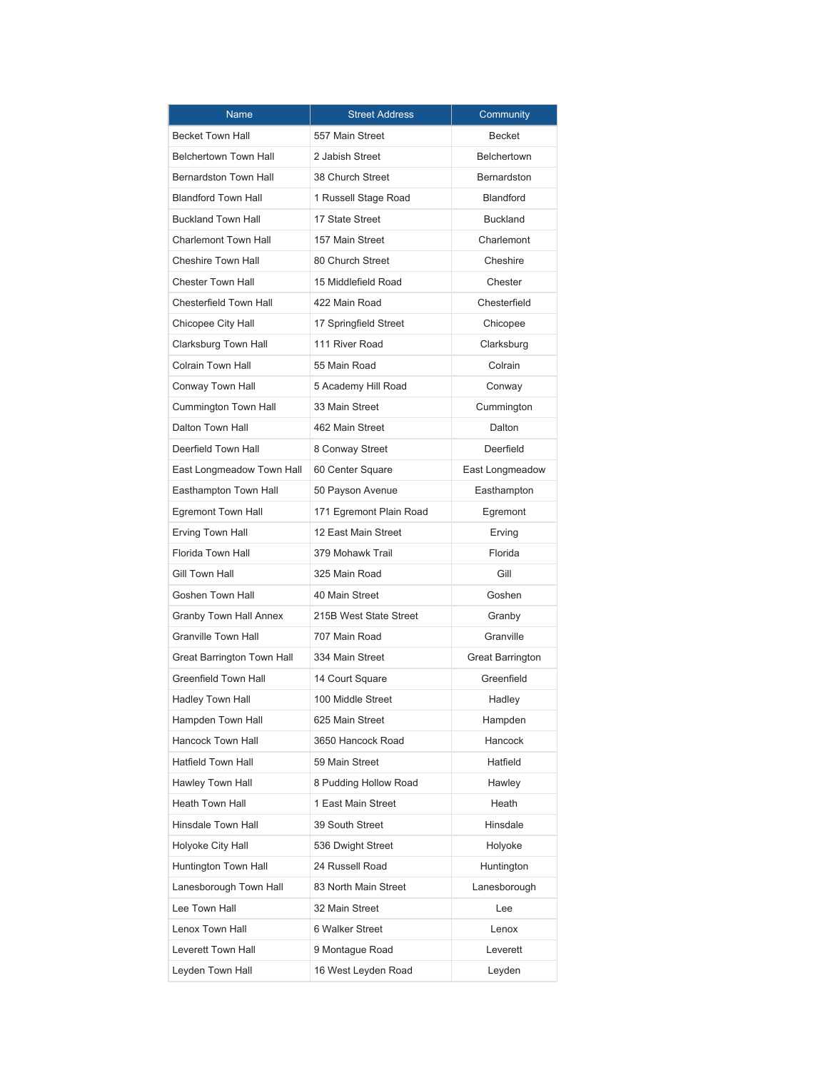| Name | Street Address | Community |
| --- | --- | --- |
| Becket Town Hall | 557 Main Street | Becket |
| Belchertown Town Hall | 2 Jabish Street | Belchertown |
| Bernardston Town Hall | 38 Church Street | Bernardston |
| Blandford Town Hall | 1 Russell Stage Road | Blandford |
| Buckland Town Hall | 17 State Street | Buckland |
| Charlemont Town Hall | 157 Main Street | Charlemont |
| Cheshire Town Hall | 80 Church Street | Cheshire |
| Chester Town Hall | 15 Middlefield Road | Chester |
| Chesterfield Town Hall | 422 Main Road | Chesterfield |
| Chicopee City Hall | 17 Springfield Street | Chicopee |
| Clarksburg Town Hall | 111 River Road | Clarksburg |
| Colrain Town Hall | 55 Main Road | Colrain |
| Conway Town Hall | 5 Academy Hill Road | Conway |
| Cummington Town Hall | 33 Main Street | Cummington |
| Dalton Town Hall | 462 Main Street | Dalton |
| Deerfield Town Hall | 8 Conway Street | Deerfield |
| East Longmeadow Town Hall | 60 Center Square | East Longmeadow |
| Easthampton Town Hall | 50 Payson Avenue | Easthampton |
| Egremont Town Hall | 171 Egremont Plain Road | Egremont |
| Erving Town Hall | 12 East Main Street | Erving |
| Florida Town Hall | 379 Mohawk Trail | Florida |
| Gill Town Hall | 325 Main Road | Gill |
| Goshen Town Hall | 40 Main Street | Goshen |
| Granby Town Hall Annex | 215B West State Street | Granby |
| Granville Town Hall | 707 Main Road | Granville |
| Great Barrington Town Hall | 334 Main Street | Great Barrington |
| Greenfield Town Hall | 14 Court Square | Greenfield |
| Hadley Town Hall | 100 Middle Street | Hadley |
| Hampden Town Hall | 625 Main Street | Hampden |
| Hancock Town Hall | 3650 Hancock Road | Hancock |
| Hatfield Town Hall | 59 Main Street | Hatfield |
| Hawley Town Hall | 8 Pudding Hollow Road | Hawley |
| Heath Town Hall | 1 East Main Street | Heath |
| Hinsdale Town Hall | 39 South Street | Hinsdale |
| Holyoke City Hall | 536 Dwight Street | Holyoke |
| Huntington Town Hall | 24 Russell Road | Huntington |
| Lanesborough Town Hall | 83 North Main Street | Lanesborough |
| Lee Town Hall | 32 Main Street | Lee |
| Lenox Town Hall | 6 Walker Street | Lenox |
| Leverett Town Hall | 9 Montague Road | Leverett |
| Leyden Town Hall | 16 West Leyden Road | Leyden |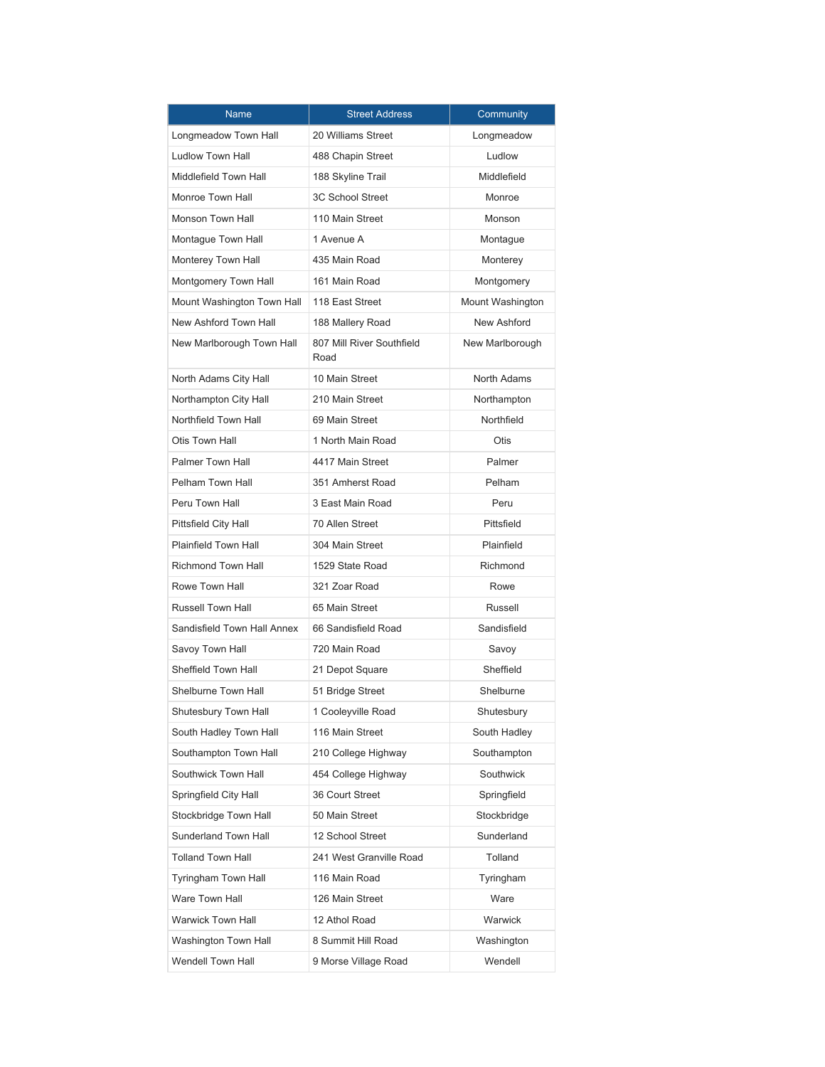| Name | Street Address | Community |
| --- | --- | --- |
| Longmeadow Town Hall | 20 Williams Street | Longmeadow |
| Ludlow Town Hall | 488 Chapin Street | Ludlow |
| Middlefield Town Hall | 188 Skyline Trail | Middlefield |
| Monroe Town Hall | 3C School Street | Monroe |
| Monson Town Hall | 110 Main Street | Monson |
| Montague Town Hall | 1 Avenue A | Montague |
| Monterey Town Hall | 435 Main Road | Monterey |
| Montgomery Town Hall | 161 Main Road | Montgomery |
| Mount Washington Town Hall | 118 East Street | Mount Washington |
| New Ashford Town Hall | 188 Mallery Road | New Ashford |
| New Marlborough Town Hall | 807 Mill River Southfield Road | New Marlborough |
| North Adams City Hall | 10 Main Street | North Adams |
| Northampton City Hall | 210 Main Street | Northampton |
| Northfield Town Hall | 69 Main Street | Northfield |
| Otis Town Hall | 1 North Main Road | Otis |
| Palmer Town Hall | 4417 Main Street | Palmer |
| Pelham Town Hall | 351 Amherst Road | Pelham |
| Peru Town Hall | 3 East Main Road | Peru |
| Pittsfield City Hall | 70 Allen Street | Pittsfield |
| Plainfield Town Hall | 304 Main Street | Plainfield |
| Richmond Town Hall | 1529 State Road | Richmond |
| Rowe Town Hall | 321 Zoar Road | Rowe |
| Russell Town Hall | 65 Main Street | Russell |
| Sandisfield Town Hall Annex | 66 Sandisfield Road | Sandisfield |
| Savoy Town Hall | 720 Main Road | Savoy |
| Sheffield Town Hall | 21 Depot Square | Sheffield |
| Shelburne Town Hall | 51 Bridge Street | Shelburne |
| Shutesbury Town Hall | 1 Cooleyville Road | Shutesbury |
| South Hadley Town Hall | 116 Main Street | South Hadley |
| Southampton Town Hall | 210 College Highway | Southampton |
| Southwick Town Hall | 454 College Highway | Southwick |
| Springfield City Hall | 36 Court Street | Springfield |
| Stockbridge Town Hall | 50 Main Street | Stockbridge |
| Sunderland Town Hall | 12 School Street | Sunderland |
| Tolland Town Hall | 241 West Granville Road | Tolland |
| Tyringham Town Hall | 116 Main Road | Tyringham |
| Ware Town Hall | 126 Main Street | Ware |
| Warwick Town Hall | 12 Athol Road | Warwick |
| Washington Town Hall | 8 Summit Hill Road | Washington |
| Wendell Town Hall | 9 Morse Village Road | Wendell |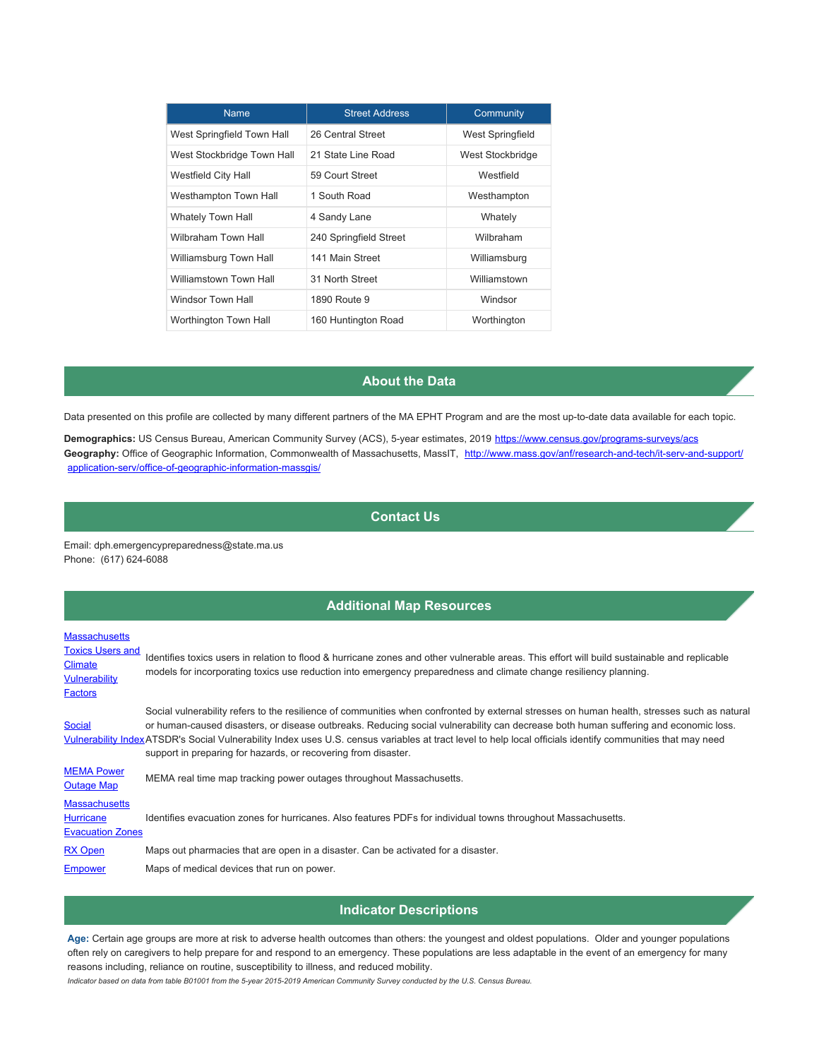| Name | Street Address | Community |
|---|---|---|
| West Springfield Town Hall | 26 Central Street | West Springfield |
| West Stockbridge Town Hall | 21 State Line Road | West Stockbridge |
| Westfield City Hall | 59 Court Street | Westfield |
| Westhampton Town Hall | 1 South Road | Westhampton |
| Whately Town Hall | 4 Sandy Lane | Whately |
| Wilbraham Town Hall | 240 Springfield Street | Wilbraham |
| Williamsburg Town Hall | 141 Main Street | Williamsburg |
| Williamstown Town Hall | 31 North Street | Williamstown |
| Windsor Town Hall | 1890 Route 9 | Windsor |
| Worthington Town Hall | 160 Huntington Road | Worthington |

## About the Data

Data presented on this profile are collected by many different partners of the MA EPHT Program and are the most up-to-date data available for each topic.

**Demographics:** US Census Bureau, American Community Survey (ACS), 5-year estimates, 2019 https://www.census.gov/programs-surveys/acs
**Geography:** Office of Geographic Information, Commonwealth of Massachusetts, MassIT, http://www.mass.gov/anf/research-and-tech/it-serv-and-support/application-serv/office-of-geographic-information-massgis/

## Contact Us

Email: dph.emergencypreparedness@state.ma.us
Phone: (617) 624-6088

## Additional Map Resources

| | |
|---|---|
| Massachusetts Toxics Users and Climate Vulnerability Factors | Identifies toxics users in relation to flood & hurricane zones and other vulnerable areas. This effort will build sustainable and replicable models for incorporating toxics use reduction into emergency preparedness and climate change resiliency planning. |
| Social Vulnerability Index | Social vulnerability refers to the resilience of communities when confronted by external stresses on human health, stresses such as natural or human-caused disasters, or disease outbreaks. Reducing social vulnerability can decrease both human suffering and economic loss. ATSDR's Social Vulnerability Index uses U.S. census variables at tract level to help local officials identify communities that may need support in preparing for hazards, or recovering from disaster. |
| MEMA Power Outage Map | MEMA real time map tracking power outages throughout Massachusetts. |
| Massachusetts Hurricane Evacuation Zones | Identifies evacuation zones for hurricanes. Also features PDFs for individual towns throughout Massachusetts. |
| RX Open | Maps out pharmacies that are open in a disaster. Can be activated for a disaster. |
| Empower | Maps of medical devices that run on power. |

## Indicator Descriptions

**Age:** Certain age groups are more at risk to adverse health outcomes than others: the youngest and oldest populations. Older and younger populations often rely on caregivers to help prepare for and respond to an emergency. These populations are less adaptable in the event of an emergency for many reasons including, reliance on routine, susceptibility to illness, and reduced mobility.

*Indicator based on data from table B01001 from the 5-year 2015-2019 American Community Survey conducted by the U.S. Census Bureau.*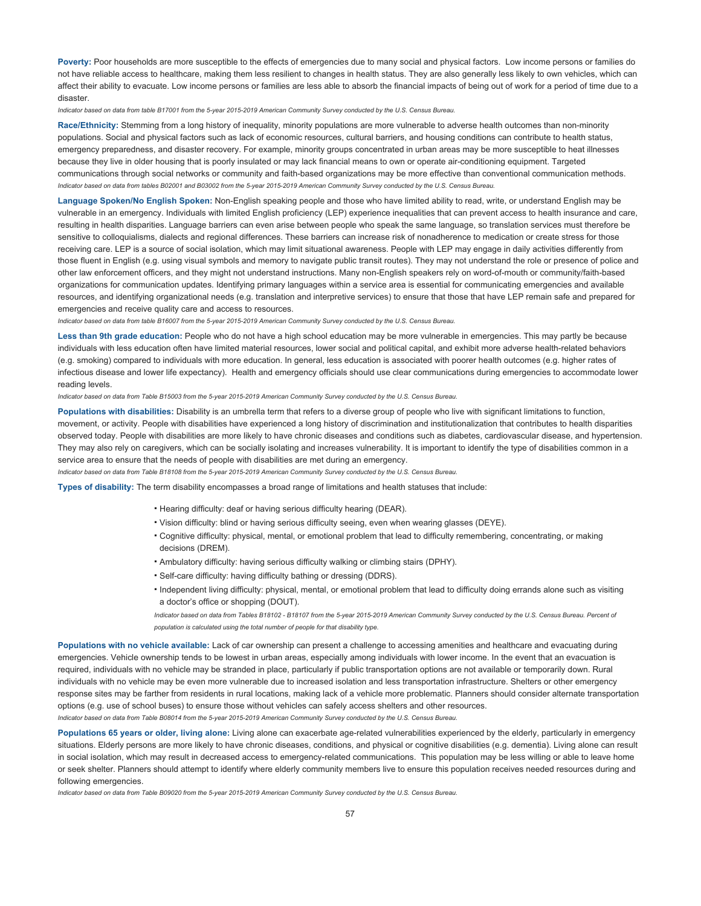**Poverty:** Poor households are more susceptible to the effects of emergencies due to many social and physical factors. Low income persons or families do not have reliable access to healthcare, making them less resilient to changes in health status. They are also generally less likely to own vehicles, which can affect their ability to evacuate. Low income persons or families are less able to absorb the financial impacts of being out of work for a period of time due to a disaster.

*Indicator based on data from table B17001 from the 5-year 2015-2019 American Community Survey conducted by the U.S. Census Bureau.*

**Race/Ethnicity:** Stemming from a long history of inequality, minority populations are more vulnerable to adverse health outcomes than non-minority populations. Social and physical factors such as lack of economic resources, cultural barriers, and housing conditions can contribute to health status, emergency preparedness, and disaster recovery. For example, minority groups concentrated in urban areas may be more susceptible to heat illnesses because they live in older housing that is poorly insulated or may lack financial means to own or operate air-conditioning equipment. Targeted communications through social networks or community and faith-based organizations may be more effective than conventional communication methods.

*Indicator based on data from tables B02001 and B03002 from the 5-year 2015-2019 American Community Survey conducted by the U.S. Census Bureau.*

**Language Spoken/No English Spoken:** Non-English speaking people and those who have limited ability to read, write, or understand English may be vulnerable in an emergency. Individuals with limited English proficiency (LEP) experience inequalities that can prevent access to health insurance and care, resulting in health disparities. Language barriers can even arise between people who speak the same language, so translation services must therefore be sensitive to colloquialisms, dialects and regional differences. These barriers can increase risk of nonadherence to medication or create stress for those receiving care. LEP is a source of social isolation, which may limit situational awareness. People with LEP may engage in daily activities differently from those fluent in English (e.g. using visual symbols and memory to navigate public transit routes). They may not understand the role or presence of police and other law enforcement officers, and they might not understand instructions. Many non-English speakers rely on word-of-mouth or community/faith-based organizations for communication updates. Identifying primary languages within a service area is essential for communicating emergencies and available resources, and identifying organizational needs (e.g. translation and interpretive services) to ensure that those that have LEP remain safe and prepared for emergencies and receive quality care and access to resources.

*Indicator based on data from table B16007 from the 5-year 2015-2019 American Community Survey conducted by the U.S. Census Bureau.*

**Less than 9th grade education:** People who do not have a high school education may be more vulnerable in emergencies. This may partly be because individuals with less education often have limited material resources, lower social and political capital, and exhibit more adverse health-related behaviors (e.g. smoking) compared to individuals with more education. In general, less education is associated with poorer health outcomes (e.g. higher rates of infectious disease and lower life expectancy). Health and emergency officials should use clear communications during emergencies to accommodate lower reading levels.

*Indicator based on data from Table B15003 from the 5-year 2015-2019 American Community Survey conducted by the U.S. Census Bureau.*

**Populations with disabilities:** Disability is an umbrella term that refers to a diverse group of people who live with significant limitations to function, movement, or activity. People with disabilities have experienced a long history of discrimination and institutionalization that contributes to health disparities observed today. People with disabilities are more likely to have chronic diseases and conditions such as diabetes, cardiovascular disease, and hypertension. They may also rely on caregivers, which can be socially isolating and increases vulnerability. It is important to identify the type of disabilities common in a service area to ensure that the needs of people with disabilities are met during an emergency.

*Indicator based on data from Table B18108 from the 5-year 2015-2019 American Community Survey conducted by the U.S. Census Bureau.*

**Types of disability:** The term disability encompasses a broad range of limitations and health statuses that include:

- Hearing difficulty: deaf or having serious difficulty hearing (DEAR).
- Vision difficulty: blind or having serious difficulty seeing, even when wearing glasses (DEYE).
- Cognitive difficulty: physical, mental, or emotional problem that lead to difficulty remembering, concentrating, or making decisions (DREM).
- Ambulatory difficulty: having serious difficulty walking or climbing stairs (DPHY).
- Self-care difficulty: having difficulty bathing or dressing (DDRS).
- Independent living difficulty: physical, mental, or emotional problem that lead to difficulty doing errands alone such as visiting a doctor's office or shopping (DOUT).

*Indicator based on data from Tables B18102 - B18107 from the 5-year 2015-2019 American Community Survey conducted by the U.S. Census Bureau. Percent of population is calculated using the total number of people for that disability type.*

**Populations with no vehicle available:** Lack of car ownership can present a challenge to accessing amenities and healthcare and evacuating during emergencies. Vehicle ownership tends to be lowest in urban areas, especially among individuals with lower income. In the event that an evacuation is required, individuals with no vehicle may be stranded in place, particularly if public transportation options are not available or temporarily down. Rural individuals with no vehicle may be even more vulnerable due to increased isolation and less transportation infrastructure. Shelters or other emergency response sites may be farther from residents in rural locations, making lack of a vehicle more problematic. Planners should consider alternate transportation options (e.g. use of school buses) to ensure those without vehicles can safely access shelters and other resources.

*Indicator based on data from Table B08014 from the 5-year 2015-2019 American Community Survey conducted by the U.S. Census Bureau.*

**Populations 65 years or older, living alone:** Living alone can exacerbate age-related vulnerabilities experienced by the elderly, particularly in emergency situations. Elderly persons are more likely to have chronic diseases, conditions, and physical or cognitive disabilities (e.g. dementia). Living alone can result in social isolation, which may result in decreased access to emergency-related communications. This population may be less willing or able to leave home or seek shelter. Planners should attempt to identify where elderly community members live to ensure this population receives needed resources during and following emergencies.

*Indicator based on data from Table B09020 from the 5-year 2015-2019 American Community Survey conducted by the U.S. Census Bureau.*